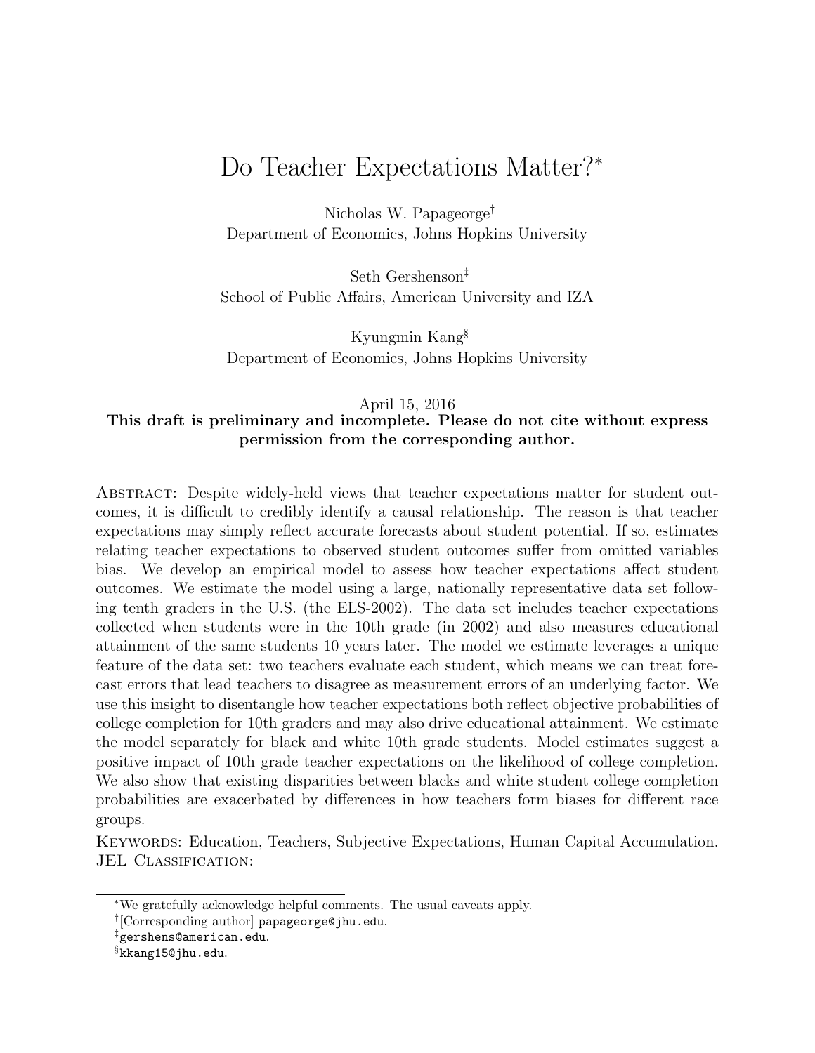# Do Teacher Expectations Matter?*

Nicholas W. Papageorge[†]
Department of Economics, Johns Hopkins University

Seth Gershenson[‡]
School of Public Affairs, American University and IZA

Kyungmin Kang[§]
Department of Economics, Johns Hopkins University

April 15, 2016

**This draft is preliminary and incomplete. Please do not cite without express permission from the corresponding author.**

Abstract: Despite widely-held views that teacher expectations matter for student outcomes, it is difficult to credibly identify a causal relationship. The reason is that teacher expectations may simply reflect accurate forecasts about student potential. If so, estimates relating teacher expectations to observed student outcomes suffer from omitted variables bias. We develop an empirical model to assess how teacher expectations affect student outcomes. We estimate the model using a large, nationally representative data set following tenth graders in the U.S. (the ELS-2002). The data set includes teacher expectations collected when students were in the 10th grade (in 2002) and also measures educational attainment of the same students 10 years later. The model we estimate leverages a unique feature of the data set: two teachers evaluate each student, which means we can treat forecast errors that lead teachers to disagree as measurement errors of an underlying factor. We use this insight to disentangle how teacher expectations both reflect objective probabilities of college completion for 10th graders and may also drive educational attainment. We estimate the model separately for black and white 10th grade students. Model estimates suggest a positive impact of 10th grade teacher expectations on the likelihood of college completion. We also show that existing disparities between blacks and white student college completion probabilities are exacerbated by differences in how teachers form biases for different race groups.

Keywords: Education, Teachers, Subjective Expectations, Human Capital Accumulation.
JEL Classification:

---

*We gratefully acknowledge helpful comments. The usual caveats apply.

[†][Corresponding author] papageorge@jhu.edu.

[‡]gershens@american.edu.

[§]kkang15@jhu.edu.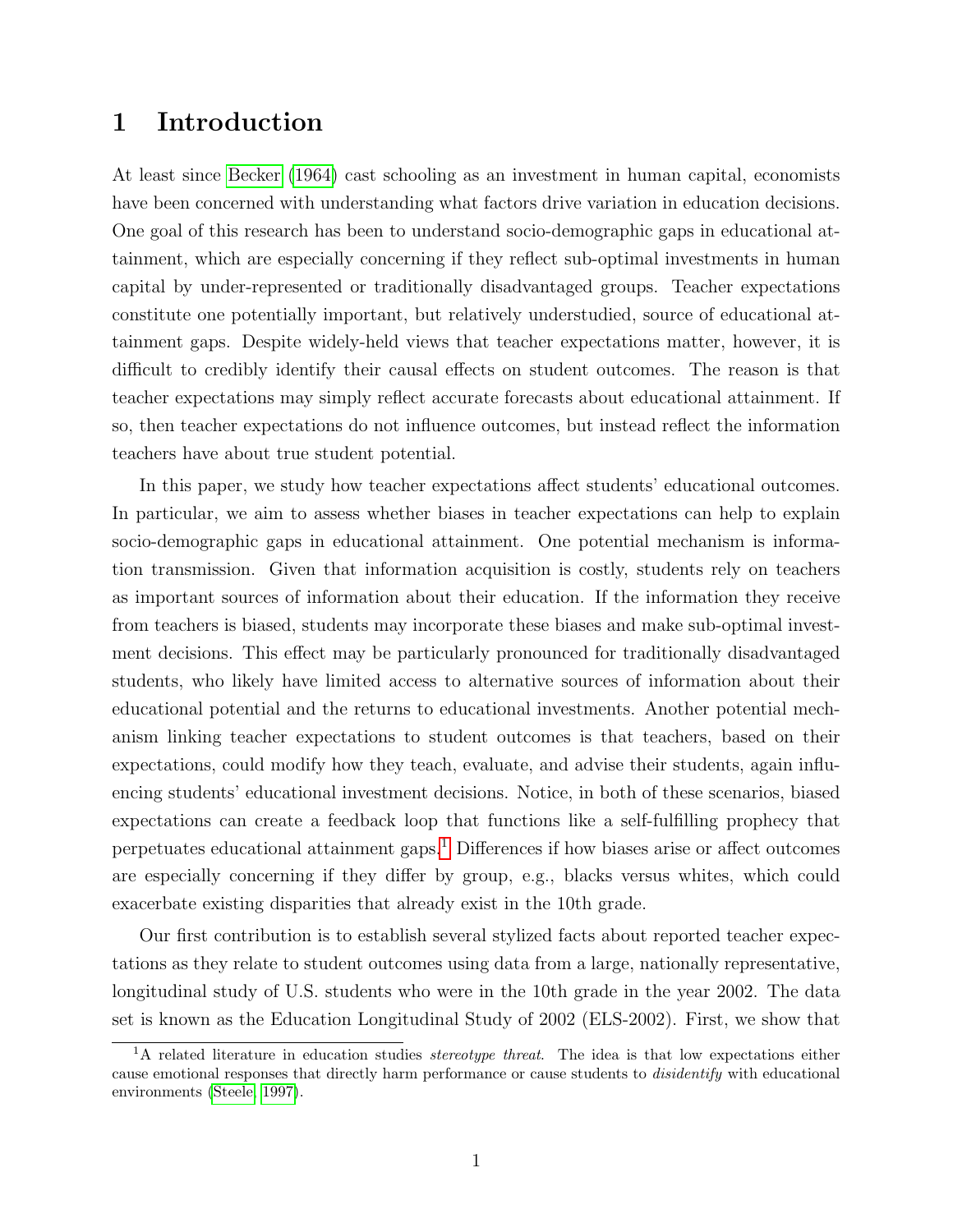# 1 Introduction

At least since Becker (1964) cast schooling as an investment in human capital, economists have been concerned with understanding what factors drive variation in education decisions. One goal of this research has been to understand socio-demographic gaps in educational attainment, which are especially concerning if they reflect sub-optimal investments in human capital by under-represented or traditionally disadvantaged groups. Teacher expectations constitute one potentially important, but relatively understudied, source of educational attainment gaps. Despite widely-held views that teacher expectations matter, however, it is difficult to credibly identify their causal effects on student outcomes. The reason is that teacher expectations may simply reflect accurate forecasts about educational attainment. If so, then teacher expectations do not influence outcomes, but instead reflect the information teachers have about true student potential.

In this paper, we study how teacher expectations affect students' educational outcomes. In particular, we aim to assess whether biases in teacher expectations can help to explain socio-demographic gaps in educational attainment. One potential mechanism is information transmission. Given that information acquisition is costly, students rely on teachers as important sources of information about their education. If the information they receive from teachers is biased, students may incorporate these biases and make sub-optimal investment decisions. This effect may be particularly pronounced for traditionally disadvantaged students, who likely have limited access to alternative sources of information about their educational potential and the returns to educational investments. Another potential mechanism linking teacher expectations to student outcomes is that teachers, based on their expectations, could modify how they teach, evaluate, and advise their students, again influencing students' educational investment decisions. Notice, in both of these scenarios, biased expectations can create a feedback loop that functions like a self-fulfilling prophecy that perpetuates educational attainment gaps.[1] Differences if how biases arise or affect outcomes are especially concerning if they differ by group, e.g., blacks versus whites, which could exacerbate existing disparities that already exist in the 10th grade.

Our first contribution is to establish several stylized facts about reported teacher expectations as they relate to student outcomes using data from a large, nationally representative, longitudinal study of U.S. students who were in the 10th grade in the year 2002. The data set is known as the Education Longitudinal Study of 2002 (ELS-2002). First, we show that

[1] A related literature in education studies *stereotype threat*. The idea is that low expectations either cause emotional responses that directly harm performance or cause students to *disidentify* with educational environments (Steele, 1997).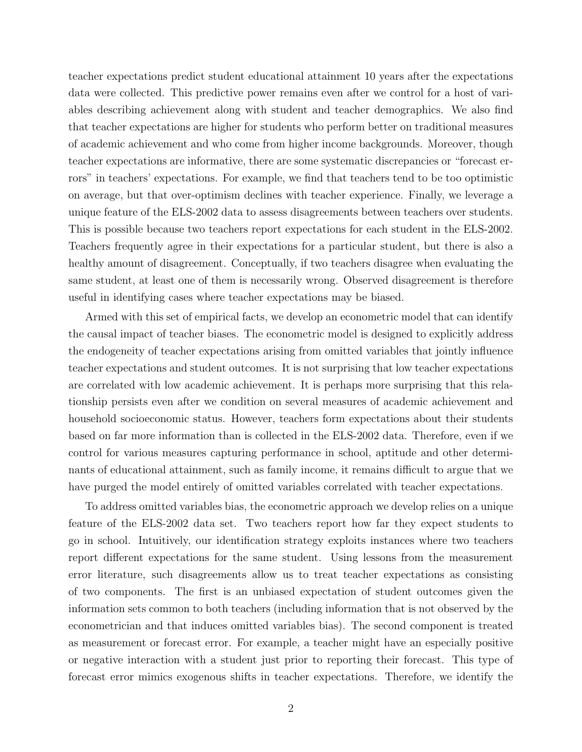teacher expectations predict student educational attainment 10 years after the expectations data were collected. This predictive power remains even after we control for a host of variables describing achievement along with student and teacher demographics. We also find that teacher expectations are higher for students who perform better on traditional measures of academic achievement and who come from higher income backgrounds. Moreover, though teacher expectations are informative, there are some systematic discrepancies or "forecast errors" in teachers' expectations. For example, we find that teachers tend to be too optimistic on average, but that over-optimism declines with teacher experience. Finally, we leverage a unique feature of the ELS-2002 data to assess disagreements between teachers over students. This is possible because two teachers report expectations for each student in the ELS-2002. Teachers frequently agree in their expectations for a particular student, but there is also a healthy amount of disagreement. Conceptually, if two teachers disagree when evaluating the same student, at least one of them is necessarily wrong. Observed disagreement is therefore useful in identifying cases where teacher expectations may be biased.

Armed with this set of empirical facts, we develop an econometric model that can identify the causal impact of teacher biases. The econometric model is designed to explicitly address the endogeneity of teacher expectations arising from omitted variables that jointly influence teacher expectations and student outcomes. It is not surprising that low teacher expectations are correlated with low academic achievement. It is perhaps more surprising that this relationship persists even after we condition on several measures of academic achievement and household socioeconomic status. However, teachers form expectations about their students based on far more information than is collected in the ELS-2002 data. Therefore, even if we control for various measures capturing performance in school, aptitude and other determinants of educational attainment, such as family income, it remains difficult to argue that we have purged the model entirely of omitted variables correlated with teacher expectations.

To address omitted variables bias, the econometric approach we develop relies on a unique feature of the ELS-2002 data set. Two teachers report how far they expect students to go in school. Intuitively, our identification strategy exploits instances where two teachers report different expectations for the same student. Using lessons from the measurement error literature, such disagreements allow us to treat teacher expectations as consisting of two components. The first is an unbiased expectation of student outcomes given the information sets common to both teachers (including information that is not observed by the econometrician and that induces omitted variables bias). The second component is treated as measurement or forecast error. For example, a teacher might have an especially positive or negative interaction with a student just prior to reporting their forecast. This type of forecast error mimics exogenous shifts in teacher expectations. Therefore, we identify the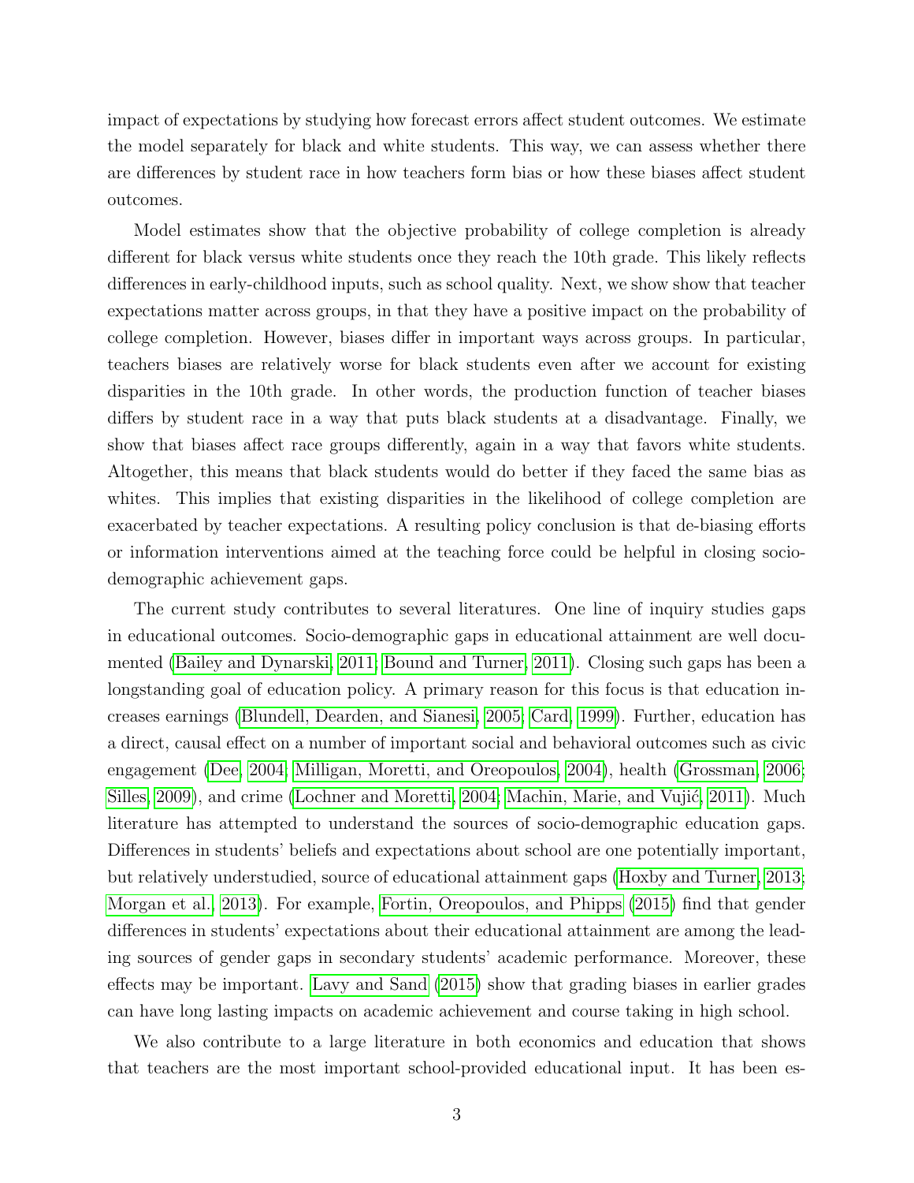impact of expectations by studying how forecast errors affect student outcomes. We estimate the model separately for black and white students. This way, we can assess whether there are differences by student race in how teachers form bias or how these biases affect student outcomes.

Model estimates show that the objective probability of college completion is already different for black versus white students once they reach the 10th grade. This likely reflects differences in early-childhood inputs, such as school quality. Next, we show show that teacher expectations matter across groups, in that they have a positive impact on the probability of college completion. However, biases differ in important ways across groups. In particular, teachers biases are relatively worse for black students even after we account for existing disparities in the 10th grade. In other words, the production function of teacher biases differs by student race in a way that puts black students at a disadvantage. Finally, we show that biases affect race groups differently, again in a way that favors white students. Altogether, this means that black students would do better if they faced the same bias as whites. This implies that existing disparities in the likelihood of college completion are exacerbated by teacher expectations. A resulting policy conclusion is that de-biasing efforts or information interventions aimed at the teaching force could be helpful in closing socio-demographic achievement gaps.

The current study contributes to several literatures. One line of inquiry studies gaps in educational outcomes. Socio-demographic gaps in educational attainment are well documented (Bailey and Dynarski, 2011; Bound and Turner, 2011). Closing such gaps has been a longstanding goal of education policy. A primary reason for this focus is that education increases earnings (Blundell, Dearden, and Sianesi, 2005; Card, 1999). Further, education has a direct, causal effect on a number of important social and behavioral outcomes such as civic engagement (Dee, 2004; Milligan, Moretti, and Oreopoulos, 2004), health (Grossman, 2006; Silles, 2009), and crime (Lochner and Moretti, 2004; Machin, Marie, and Vujić, 2011). Much literature has attempted to understand the sources of socio-demographic education gaps. Differences in students' beliefs and expectations about school are one potentially important, but relatively understudied, source of educational attainment gaps (Hoxby and Turner, 2013; Morgan et al., 2013). For example, Fortin, Oreopoulos, and Phipps (2015) find that gender differences in students' expectations about their educational attainment are among the leading sources of gender gaps in secondary students' academic performance. Moreover, these effects may be important. Lavy and Sand (2015) show that grading biases in earlier grades can have long lasting impacts on academic achievement and course taking in high school.

We also contribute to a large literature in both economics and education that shows that teachers are the most important school-provided educational input. It has been es-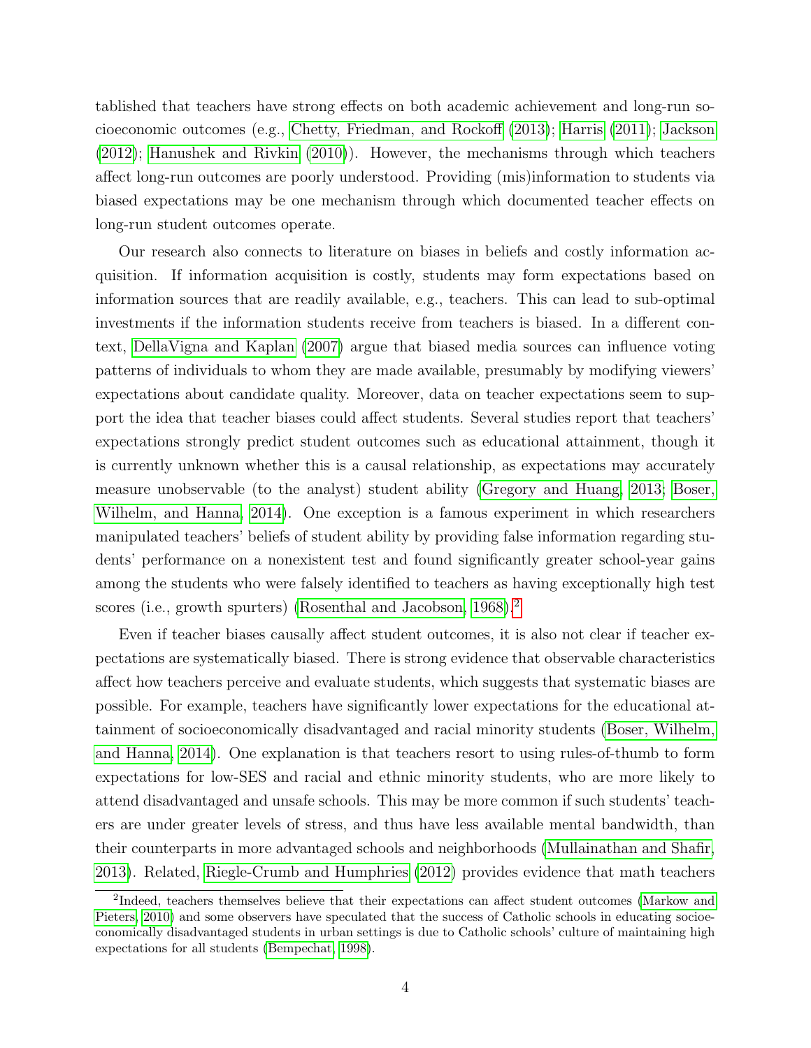tablished that teachers have strong effects on both academic achievement and long-run socioeconomic outcomes (e.g., Chetty, Friedman, and Rockoff (2013); Harris (2011); Jackson (2012); Hanushek and Rivkin (2010)). However, the mechanisms through which teachers affect long-run outcomes are poorly understood. Providing (mis)information to students via biased expectations may be one mechanism through which documented teacher effects on long-run student outcomes operate.

Our research also connects to literature on biases in beliefs and costly information acquisition. If information acquisition is costly, students may form expectations based on information sources that are readily available, e.g., teachers. This can lead to sub-optimal investments if the information students receive from teachers is biased. In a different context, DellaVigna and Kaplan (2007) argue that biased media sources can influence voting patterns of individuals to whom they are made available, presumably by modifying viewers' expectations about candidate quality. Moreover, data on teacher expectations seem to support the idea that teacher biases could affect students. Several studies report that teachers' expectations strongly predict student outcomes such as educational attainment, though it is currently unknown whether this is a causal relationship, as expectations may accurately measure unobservable (to the analyst) student ability (Gregory and Huang, 2013; Boser, Wilhelm, and Hanna, 2014). One exception is a famous experiment in which researchers manipulated teachers' beliefs of student ability by providing false information regarding students' performance on a nonexistent test and found significantly greater school-year gains among the students who were falsely identified to teachers as having exceptionally high test scores (i.e., growth spurters) (Rosenthal and Jacobson, 1968).[2]

Even if teacher biases causally affect student outcomes, it is also not clear if teacher expectations are systematically biased. There is strong evidence that observable characteristics affect how teachers perceive and evaluate students, which suggests that systematic biases are possible. For example, teachers have significantly lower expectations for the educational attainment of socioeconomically disadvantaged and racial minority students (Boser, Wilhelm, and Hanna, 2014). One explanation is that teachers resort to using rules-of-thumb to form expectations for low-SES and racial and ethnic minority students, who are more likely to attend disadvantaged and unsafe schools. This may be more common if such students' teachers are under greater levels of stress, and thus have less available mental bandwidth, than their counterparts in more advantaged schools and neighborhoods (Mullainathan and Shafir, 2013). Related, Riegle-Crumb and Humphries (2012) provides evidence that math teachers

[2] Indeed, teachers themselves believe that their expectations can affect student outcomes (Markow and Pieters, 2010) and some observers have speculated that the success of Catholic schools in educating socioeconomically disadvantaged students in urban settings is due to Catholic schools' culture of maintaining high expectations for all students (Bempechat, 1998).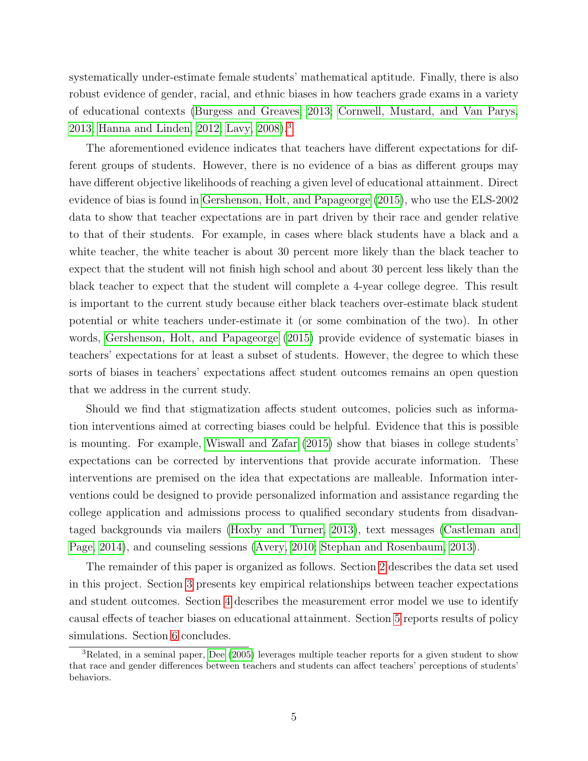systematically under-estimate female students' mathematical aptitude. Finally, there is also robust evidence of gender, racial, and ethnic biases in how teachers grade exams in a variety of educational contexts (Burgess and Greaves, 2013; Cornwell, Mustard, and Van Parys, 2013; Hanna and Linden, 2012; Lavy, 2008).[3]

The aforementioned evidence indicates that teachers have different expectations for different groups of students. However, there is no evidence of a bias as different groups may have different objective likelihoods of reaching a given level of educational attainment. Direct evidence of bias is found in Gershenson, Holt, and Papageorge (2015), who use the ELS-2002 data to show that teacher expectations are in part driven by their race and gender relative to that of their students. For example, in cases where black students have a black and a white teacher, the white teacher is about 30 percent more likely than the black teacher to expect that the student will not finish high school and about 30 percent less likely than the black teacher to expect that the student will complete a 4-year college degree. This result is important to the current study because either black teachers over-estimate black student potential or white teachers under-estimate it (or some combination of the two). In other words, Gershenson, Holt, and Papageorge (2015) provide evidence of systematic biases in teachers' expectations for at least a subset of students. However, the degree to which these sorts of biases in teachers' expectations affect student outcomes remains an open question that we address in the current study.

Should we find that stigmatization affects student outcomes, policies such as information interventions aimed at correcting biases could be helpful. Evidence that this is possible is mounting. For example, Wiswall and Zafar (2015) show that biases in college students' expectations can be corrected by interventions that provide accurate information. These interventions are premised on the idea that expectations are malleable. Information interventions could be designed to provide personalized information and assistance regarding the college application and admissions process to qualified secondary students from disadvantaged backgrounds via mailers (Hoxby and Turner, 2013), text messages (Castleman and Page, 2014), and counseling sessions (Avery, 2010; Stephan and Rosenbaum, 2013).

The remainder of this paper is organized as follows. Section 2 describes the data set used in this project. Section 3 presents key empirical relationships between teacher expectations and student outcomes. Section 4 describes the measurement error model we use to identify causal effects of teacher biases on educational attainment. Section 5 reports results of policy simulations. Section 6 concludes.

[3] Related, in a seminal paper, Dee (2005) leverages multiple teacher reports for a given student to show that race and gender differences between teachers and students can affect teachers' perceptions of students' behaviors.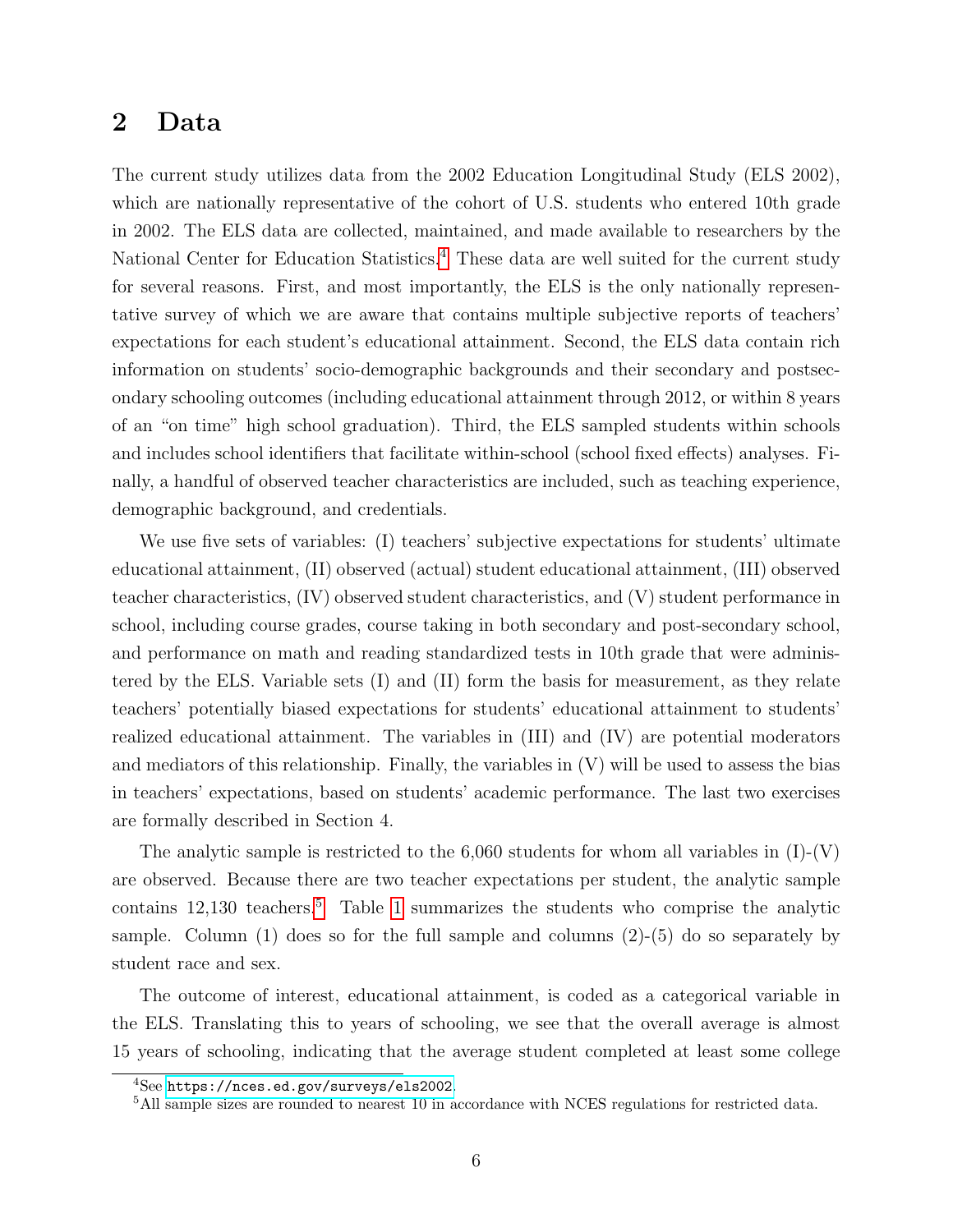## 2 Data

The current study utilizes data from the 2002 Education Longitudinal Study (ELS 2002), which are nationally representative of the cohort of U.S. students who entered 10th grade in 2002. The ELS data are collected, maintained, and made available to researchers by the National Center for Education Statistics.[4] These data are well suited for the current study for several reasons. First, and most importantly, the ELS is the only nationally representative survey of which we are aware that contains multiple subjective reports of teachers' expectations for each student's educational attainment. Second, the ELS data contain rich information on students' socio-demographic backgrounds and their secondary and postsecondary schooling outcomes (including educational attainment through 2012, or within 8 years of an "on time" high school graduation). Third, the ELS sampled students within schools and includes school identifiers that facilitate within-school (school fixed effects) analyses. Finally, a handful of observed teacher characteristics are included, such as teaching experience, demographic background, and credentials.

We use five sets of variables: (I) teachers' subjective expectations for students' ultimate educational attainment, (II) observed (actual) student educational attainment, (III) observed teacher characteristics, (IV) observed student characteristics, and (V) student performance in school, including course grades, course taking in both secondary and post-secondary school, and performance on math and reading standardized tests in 10th grade that were administered by the ELS. Variable sets (I) and (II) form the basis for measurement, as they relate teachers' potentially biased expectations for students' educational attainment to students' realized educational attainment. The variables in (III) and (IV) are potential moderators and mediators of this relationship. Finally, the variables in (V) will be used to assess the bias in teachers' expectations, based on students' academic performance. The last two exercises are formally described in Section 4.

The analytic sample is restricted to the 6,060 students for whom all variables in (I)-(V) are observed. Because there are two teacher expectations per student, the analytic sample contains 12,130 teachers.[5] Table 1 summarizes the students who comprise the analytic sample. Column (1) does so for the full sample and columns (2)-(5) do so separately by student race and sex.

The outcome of interest, educational attainment, is coded as a categorical variable in the ELS. Translating this to years of schooling, we see that the overall average is almost 15 years of schooling, indicating that the average student completed at least some college

[4] See https://nces.ed.gov/surveys/els2002.

[5] All sample sizes are rounded to nearest 10 in accordance with NCES regulations for restricted data.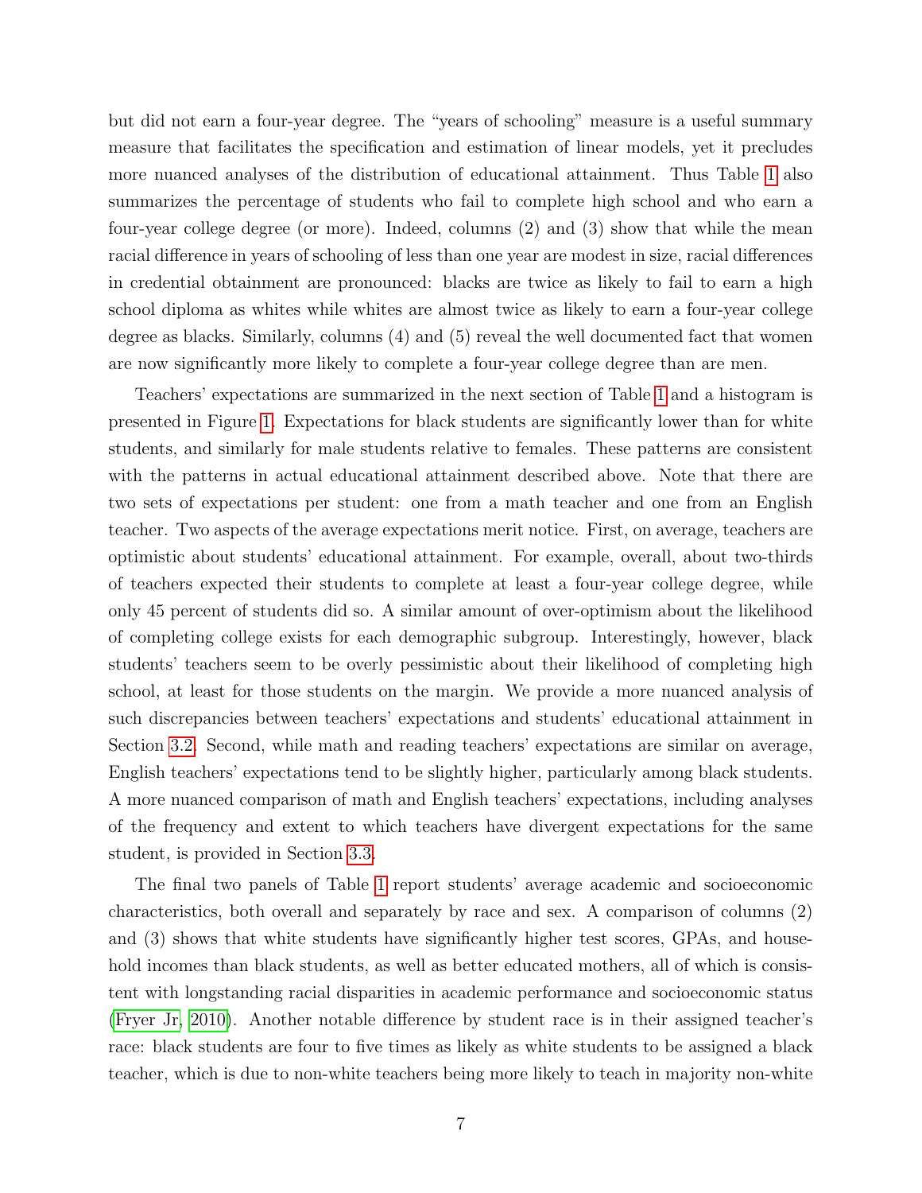but did not earn a four-year degree. The "years of schooling" measure is a useful summary measure that facilitates the specification and estimation of linear models, yet it precludes more nuanced analyses of the distribution of educational attainment. Thus Table 1 also summarizes the percentage of students who fail to complete high school and who earn a four-year college degree (or more). Indeed, columns (2) and (3) show that while the mean racial difference in years of schooling of less than one year are modest in size, racial differences in credential obtainment are pronounced: blacks are twice as likely to fail to earn a high school diploma as whites while whites are almost twice as likely to earn a four-year college degree as blacks. Similarly, columns (4) and (5) reveal the well documented fact that women are now significantly more likely to complete a four-year college degree than are men.

Teachers' expectations are summarized in the next section of Table 1 and a histogram is presented in Figure 1. Expectations for black students are significantly lower than for white students, and similarly for male students relative to females. These patterns are consistent with the patterns in actual educational attainment described above. Note that there are two sets of expectations per student: one from a math teacher and one from an English teacher. Two aspects of the average expectations merit notice. First, on average, teachers are optimistic about students' educational attainment. For example, overall, about two-thirds of teachers expected their students to complete at least a four-year college degree, while only 45 percent of students did so. A similar amount of over-optimism about the likelihood of completing college exists for each demographic subgroup. Interestingly, however, black students' teachers seem to be overly pessimistic about their likelihood of completing high school, at least for those students on the margin. We provide a more nuanced analysis of such discrepancies between teachers' expectations and students' educational attainment in Section 3.2. Second, while math and reading teachers' expectations are similar on average, English teachers' expectations tend to be slightly higher, particularly among black students. A more nuanced comparison of math and English teachers' expectations, including analyses of the frequency and extent to which teachers have divergent expectations for the same student, is provided in Section 3.3.

The final two panels of Table 1 report students' average academic and socioeconomic characteristics, both overall and separately by race and sex. A comparison of columns (2) and (3) shows that white students have significantly higher test scores, GPAs, and household incomes than black students, as well as better educated mothers, all of which is consistent with longstanding racial disparities in academic performance and socioeconomic status (Fryer Jr, 2010). Another notable difference by student race is in their assigned teacher's race: black students are four to five times as likely as white students to be assigned a black teacher, which is due to non-white teachers being more likely to teach in majority non-white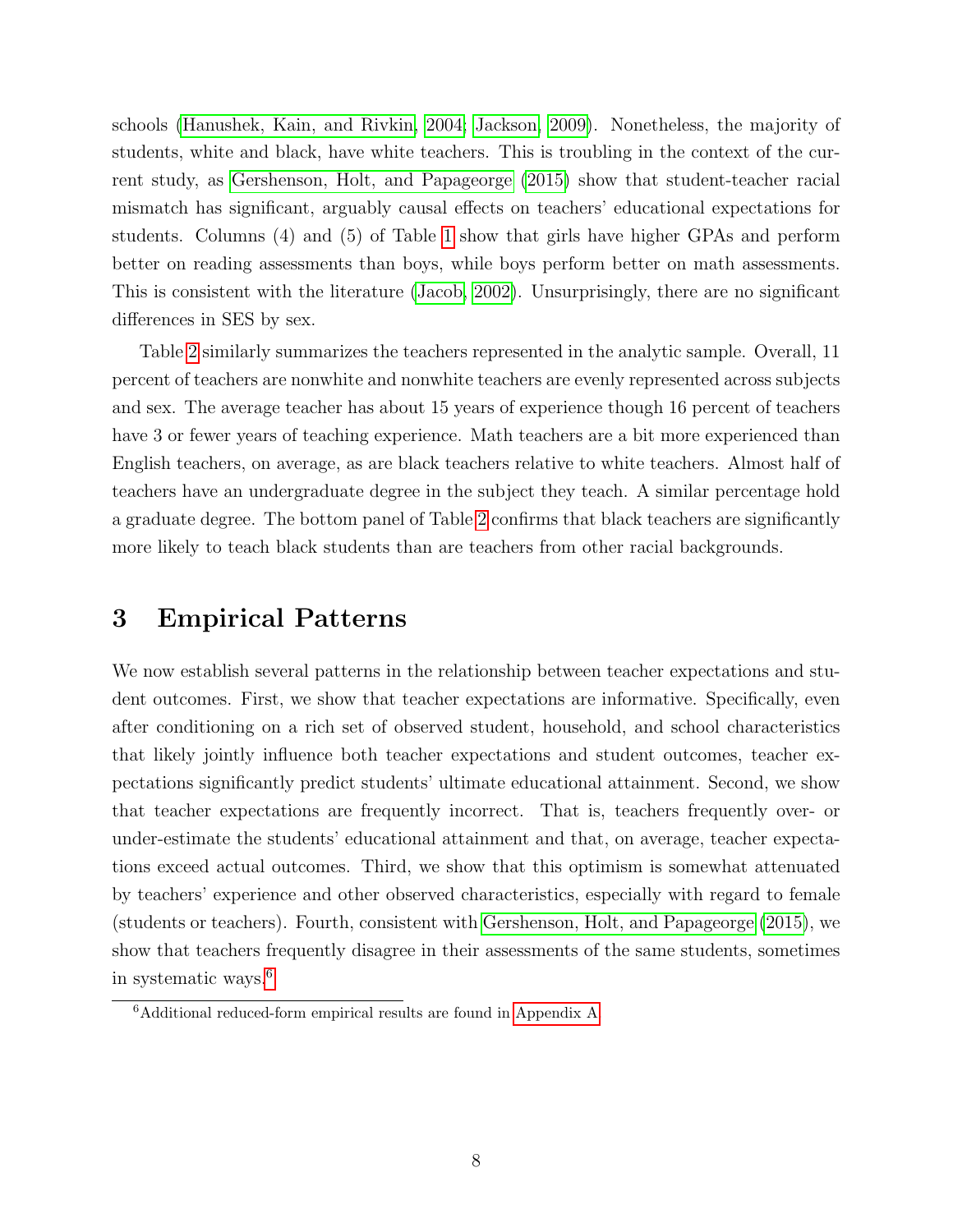schools (Hanushek, Kain, and Rivkin, 2004; Jackson, 2009). Nonetheless, the majority of students, white and black, have white teachers. This is troubling in the context of the current study, as Gershenson, Holt, and Papageorge (2015) show that student-teacher racial mismatch has significant, arguably causal effects on teachers' educational expectations for students. Columns (4) and (5) of Table 1 show that girls have higher GPAs and perform better on reading assessments than boys, while boys perform better on math assessments. This is consistent with the literature (Jacob, 2002). Unsurprisingly, there are no significant differences in SES by sex.

Table 2 similarly summarizes the teachers represented in the analytic sample. Overall, 11 percent of teachers are nonwhite and nonwhite teachers are evenly represented across subjects and sex. The average teacher has about 15 years of experience though 16 percent of teachers have 3 or fewer years of teaching experience. Math teachers are a bit more experienced than English teachers, on average, as are black teachers relative to white teachers. Almost half of teachers have an undergraduate degree in the subject they teach. A similar percentage hold a graduate degree. The bottom panel of Table 2 confirms that black teachers are significantly more likely to teach black students than are teachers from other racial backgrounds.

# 3 Empirical Patterns

We now establish several patterns in the relationship between teacher expectations and student outcomes. First, we show that teacher expectations are informative. Specifically, even after conditioning on a rich set of observed student, household, and school characteristics that likely jointly influence both teacher expectations and student outcomes, teacher expectations significantly predict students' ultimate educational attainment. Second, we show that teacher expectations are frequently incorrect. That is, teachers frequently over- or under-estimate the students' educational attainment and that, on average, teacher expectations exceed actual outcomes. Third, we show that this optimism is somewhat attenuated by teachers' experience and other observed characteristics, especially with regard to female (students or teachers). Fourth, consistent with Gershenson, Holt, and Papageorge (2015), we show that teachers frequently disagree in their assessments of the same students, sometimes in systematic ways.[6]

[6] Additional reduced-form empirical results are found in Appendix A.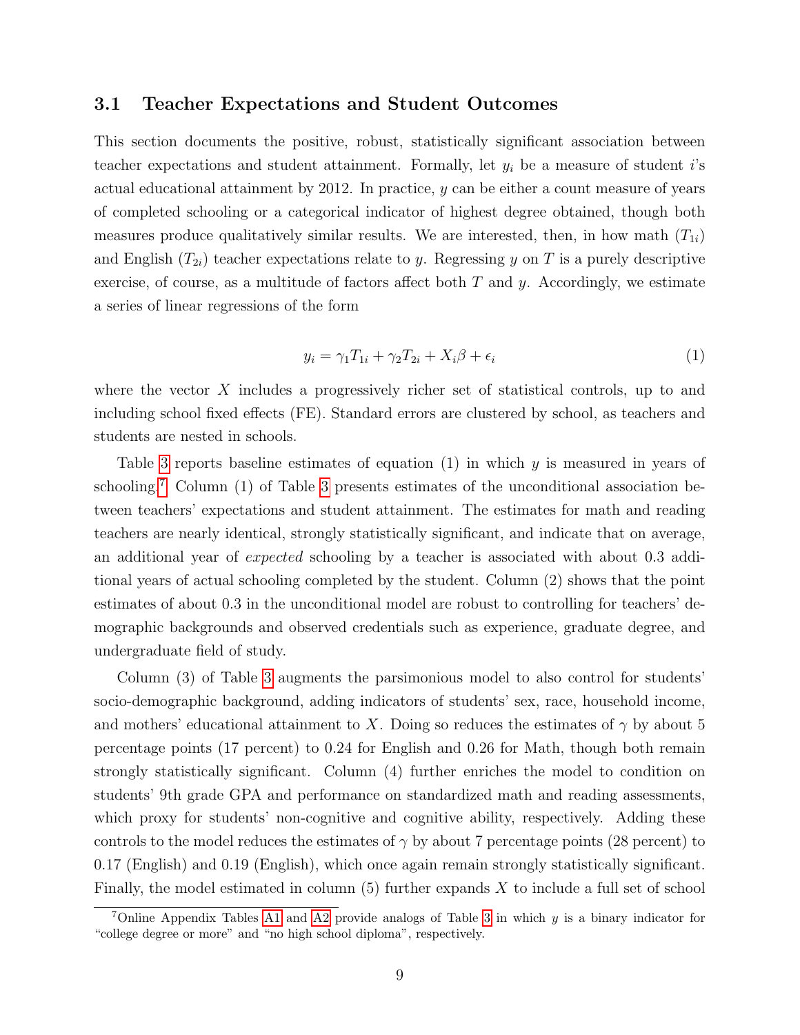### 3.1 Teacher Expectations and Student Outcomes

This section documents the positive, robust, statistically significant association between teacher expectations and student attainment. Formally, let $y_i$ be a measure of student $i$'s actual educational attainment by 2012. In practice, $y$ can be either a count measure of years of completed schooling or a categorical indicator of highest degree obtained, though both measures produce qualitatively similar results. We are interested, then, in how math ($T_{1i}$) and English ($T_{2i}$) teacher expectations relate to $y$. Regressing $y$ on $T$ is a purely descriptive exercise, of course, as a multitude of factors affect both $T$ and $y$. Accordingly, we estimate a series of linear regressions of the form

$$y_i = \gamma_1 T_{1i} + \gamma_2 T_{2i} + X_i \beta + \epsilon_i \tag{1}$$

where the vector $X$ includes a progressively richer set of statistical controls, up to and including school fixed effects (FE). Standard errors are clustered by school, as teachers and students are nested in schools.

Table 3 reports baseline estimates of equation (1) in which $y$ is measured in years of schooling.[7] Column (1) of Table 3 presents estimates of the unconditional association between teachers' expectations and student attainment. The estimates for math and reading teachers are nearly identical, strongly statistically significant, and indicate that on average, an additional year of *expected* schooling by a teacher is associated with about 0.3 additional years of actual schooling completed by the student. Column (2) shows that the point estimates of about 0.3 in the unconditional model are robust to controlling for teachers' demographic backgrounds and observed credentials such as experience, graduate degree, and undergraduate field of study.

Column (3) of Table 3 augments the parsimonious model to also control for students' socio-demographic background, adding indicators of students' sex, race, household income, and mothers' educational attainment to $X$. Doing so reduces the estimates of $\gamma$ by about 5 percentage points (17 percent) to 0.24 for English and 0.26 for Math, though both remain strongly statistically significant. Column (4) further enriches the model to condition on students' 9th grade GPA and performance on standardized math and reading assessments, which proxy for students' non-cognitive and cognitive ability, respectively. Adding these controls to the model reduces the estimates of $\gamma$ by about 7 percentage points (28 percent) to 0.17 (English) and 0.19 (English), which once again remain strongly statistically significant. Finally, the model estimated in column (5) further expands $X$ to include a full set of school

[7] Online Appendix Tables A1 and A2 provide analogs of Table 3 in which $y$ is a binary indicator for "college degree or more" and "no high school diploma", respectively.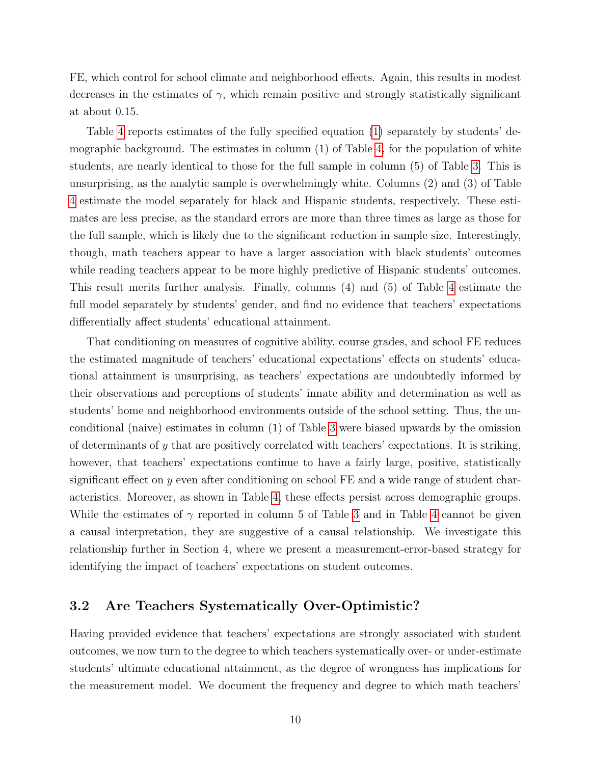FE, which control for school climate and neighborhood effects. Again, this results in modest decreases in the estimates of $\gamma$, which remain positive and strongly statistically significant at about 0.15.

Table 4 reports estimates of the fully specified equation (1) separately by students' demographic background. The estimates in column (1) of Table 4, for the population of white students, are nearly identical to those for the full sample in column (5) of Table 3. This is unsurprising, as the analytic sample is overwhelmingly white. Columns (2) and (3) of Table 4 estimate the model separately for black and Hispanic students, respectively. These estimates are less precise, as the standard errors are more than three times as large as those for the full sample, which is likely due to the significant reduction in sample size. Interestingly, though, math teachers appear to have a larger association with black students' outcomes while reading teachers appear to be more highly predictive of Hispanic students' outcomes. This result merits further analysis. Finally, columns (4) and (5) of Table 4 estimate the full model separately by students' gender, and find no evidence that teachers' expectations differentially affect students' educational attainment.

That conditioning on measures of cognitive ability, course grades, and school FE reduces the estimated magnitude of teachers' educational expectations' effects on students' educational attainment is unsurprising, as teachers' expectations are undoubtedly informed by their observations and perceptions of students' innate ability and determination as well as students' home and neighborhood environments outside of the school setting. Thus, the unconditional (naive) estimates in column (1) of Table 3 were biased upwards by the omission of determinants of $y$ that are positively correlated with teachers' expectations. It is striking, however, that teachers' expectations continue to have a fairly large, positive, statistically significant effect on $y$ even after conditioning on school FE and a wide range of student characteristics. Moreover, as shown in Table 4, these effects persist across demographic groups. While the estimates of $\gamma$ reported in column 5 of Table 3 and in Table 4 cannot be given a causal interpretation, they are suggestive of a causal relationship. We investigate this relationship further in Section 4, where we present a measurement-error-based strategy for identifying the impact of teachers' expectations on student outcomes.

## 3.2 Are Teachers Systematically Over-Optimistic?

Having provided evidence that teachers' expectations are strongly associated with student outcomes, we now turn to the degree to which teachers systematically over- or under-estimate students' ultimate educational attainment, as the degree of wrongness has implications for the measurement model. We document the frequency and degree to which math teachers'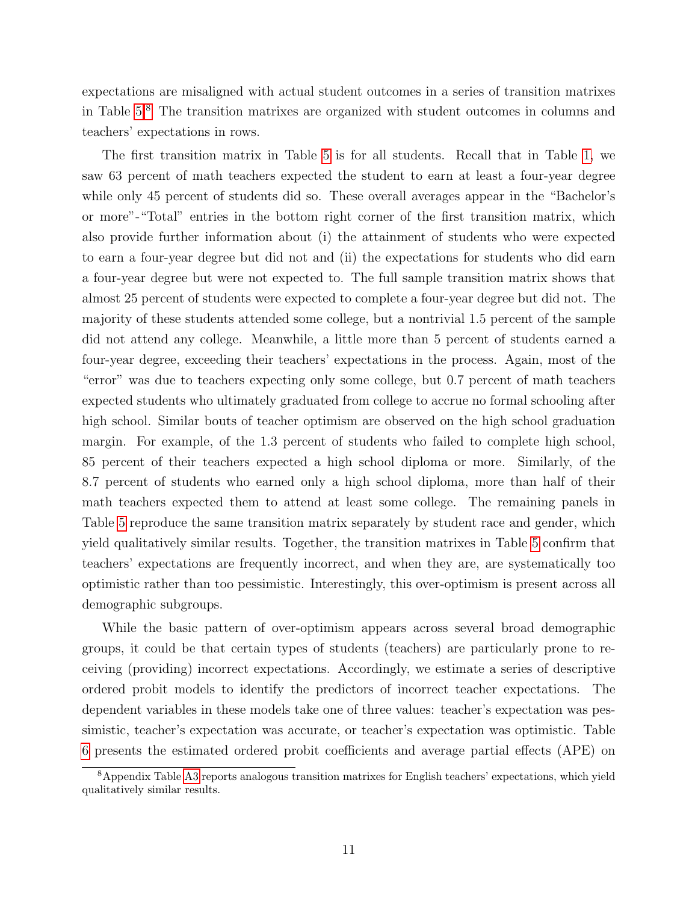expectations are misaligned with actual student outcomes in a series of transition matrixes in Table 5.[8] The transition matrixes are organized with student outcomes in columns and teachers' expectations in rows.

The first transition matrix in Table 5 is for all students. Recall that in Table 1, we saw 63 percent of math teachers expected the student to earn at least a four-year degree while only 45 percent of students did so. These overall averages appear in the "Bachelor's or more"-"Total" entries in the bottom right corner of the first transition matrix, which also provide further information about (i) the attainment of students who were expected to earn a four-year degree but did not and (ii) the expectations for students who did earn a four-year degree but were not expected to. The full sample transition matrix shows that almost 25 percent of students were expected to complete a four-year degree but did not. The majority of these students attended some college, but a nontrivial 1.5 percent of the sample did not attend any college. Meanwhile, a little more than 5 percent of students earned a four-year degree, exceeding their teachers' expectations in the process. Again, most of the "error" was due to teachers expecting only some college, but 0.7 percent of math teachers expected students who ultimately graduated from college to accrue no formal schooling after high school. Similar bouts of teacher optimism are observed on the high school graduation margin. For example, of the 1.3 percent of students who failed to complete high school, 85 percent of their teachers expected a high school diploma or more. Similarly, of the 8.7 percent of students who earned only a high school diploma, more than half of their math teachers expected them to attend at least some college. The remaining panels in Table 5 reproduce the same transition matrix separately by student race and gender, which yield qualitatively similar results. Together, the transition matrixes in Table 5 confirm that teachers' expectations are frequently incorrect, and when they are, are systematically too optimistic rather than too pessimistic. Interestingly, this over-optimism is present across all demographic subgroups.

While the basic pattern of over-optimism appears across several broad demographic groups, it could be that certain types of students (teachers) are particularly prone to receiving (providing) incorrect expectations. Accordingly, we estimate a series of descriptive ordered probit models to identify the predictors of incorrect teacher expectations. The dependent variables in these models take one of three values: teacher's expectation was pessimistic, teacher's expectation was accurate, or teacher's expectation was optimistic. Table 6 presents the estimated ordered probit coefficients and average partial effects (APE) on

[8] Appendix Table A3 reports analogous transition matrixes for English teachers' expectations, which yield qualitatively similar results.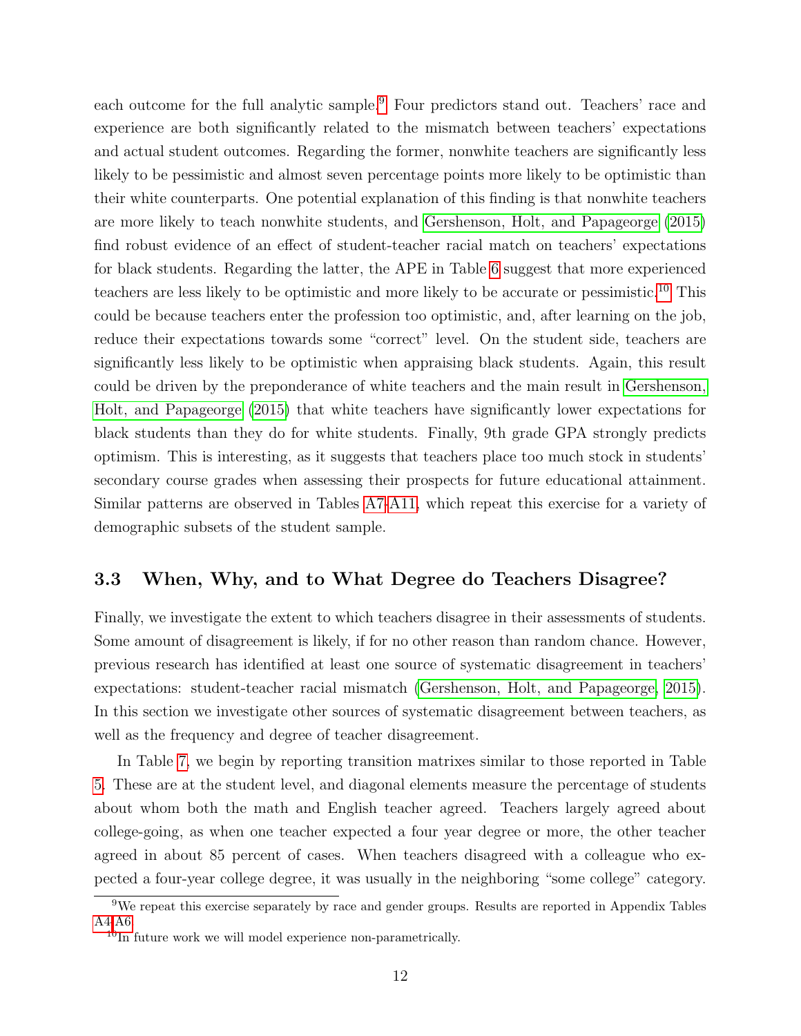each outcome for the full analytic sample.[9] Four predictors stand out. Teachers' race and experience are both significantly related to the mismatch between teachers' expectations and actual student outcomes. Regarding the former, nonwhite teachers are significantly less likely to be pessimistic and almost seven percentage points more likely to be optimistic than their white counterparts. One potential explanation of this finding is that nonwhite teachers are more likely to teach nonwhite students, and Gershenson, Holt, and Papageorge (2015) find robust evidence of an effect of student-teacher racial match on teachers' expectations for black students. Regarding the latter, the APE in Table 6 suggest that more experienced teachers are less likely to be optimistic and more likely to be accurate or pessimistic.[10] This could be because teachers enter the profession too optimistic, and, after learning on the job, reduce their expectations towards some "correct" level. On the student side, teachers are significantly less likely to be optimistic when appraising black students. Again, this result could be driven by the preponderance of white teachers and the main result in Gershenson, Holt, and Papageorge (2015) that white teachers have significantly lower expectations for black students than they do for white students. Finally, 9th grade GPA strongly predicts optimism. This is interesting, as it suggests that teachers place too much stock in students' secondary course grades when assessing their prospects for future educational attainment. Similar patterns are observed in Tables A7-A11, which repeat this exercise for a variety of demographic subsets of the student sample.

### 3.3 When, Why, and to What Degree do Teachers Disagree?

Finally, we investigate the extent to which teachers disagree in their assessments of students. Some amount of disagreement is likely, if for no other reason than random chance. However, previous research has identified at least one source of systematic disagreement in teachers' expectations: student-teacher racial mismatch (Gershenson, Holt, and Papageorge, 2015). In this section we investigate other sources of systematic disagreement between teachers, as well as the frequency and degree of teacher disagreement.

In Table 7, we begin by reporting transition matrixes similar to those reported in Table 5. These are at the student level, and diagonal elements measure the percentage of students about whom both the math and English teacher agreed. Teachers largely agreed about college-going, as when one teacher expected a four year degree or more, the other teacher agreed in about 85 percent of cases. When teachers disagreed with a colleague who expected a four-year college degree, it was usually in the neighboring "some college" category.

[9] We repeat this exercise separately by race and gender groups. Results are reported in Appendix Tables A4-A6.

[10] In future work we will model experience non-parametrically.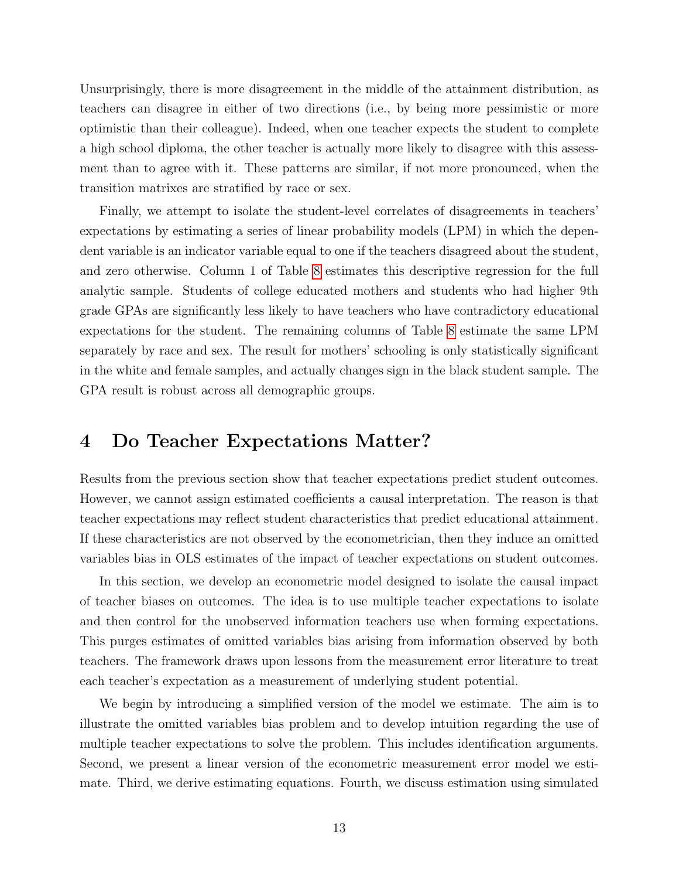Unsurprisingly, there is more disagreement in the middle of the attainment distribution, as teachers can disagree in either of two directions (i.e., by being more pessimistic or more optimistic than their colleague). Indeed, when one teacher expects the student to complete a high school diploma, the other teacher is actually more likely to disagree with this assessment than to agree with it. These patterns are similar, if not more pronounced, when the transition matrixes are stratified by race or sex.

Finally, we attempt to isolate the student-level correlates of disagreements in teachers' expectations by estimating a series of linear probability models (LPM) in which the dependent variable is an indicator variable equal to one if the teachers disagreed about the student, and zero otherwise. Column 1 of Table 8 estimates this descriptive regression for the full analytic sample. Students of college educated mothers and students who had higher 9th grade GPAs are significantly less likely to have teachers who have contradictory educational expectations for the student. The remaining columns of Table 8 estimate the same LPM separately by race and sex. The result for mothers' schooling is only statistically significant in the white and female samples, and actually changes sign in the black student sample. The GPA result is robust across all demographic groups.

# 4 Do Teacher Expectations Matter?

Results from the previous section show that teacher expectations predict student outcomes. However, we cannot assign estimated coefficients a causal interpretation. The reason is that teacher expectations may reflect student characteristics that predict educational attainment. If these characteristics are not observed by the econometrician, then they induce an omitted variables bias in OLS estimates of the impact of teacher expectations on student outcomes.

In this section, we develop an econometric model designed to isolate the causal impact of teacher biases on outcomes. The idea is to use multiple teacher expectations to isolate and then control for the unobserved information teachers use when forming expectations. This purges estimates of omitted variables bias arising from information observed by both teachers. The framework draws upon lessons from the measurement error literature to treat each teacher's expectation as a measurement of underlying student potential.

We begin by introducing a simplified version of the model we estimate. The aim is to illustrate the omitted variables bias problem and to develop intuition regarding the use of multiple teacher expectations to solve the problem. This includes identification arguments. Second, we present a linear version of the econometric measurement error model we estimate. Third, we derive estimating equations. Fourth, we discuss estimation using simulated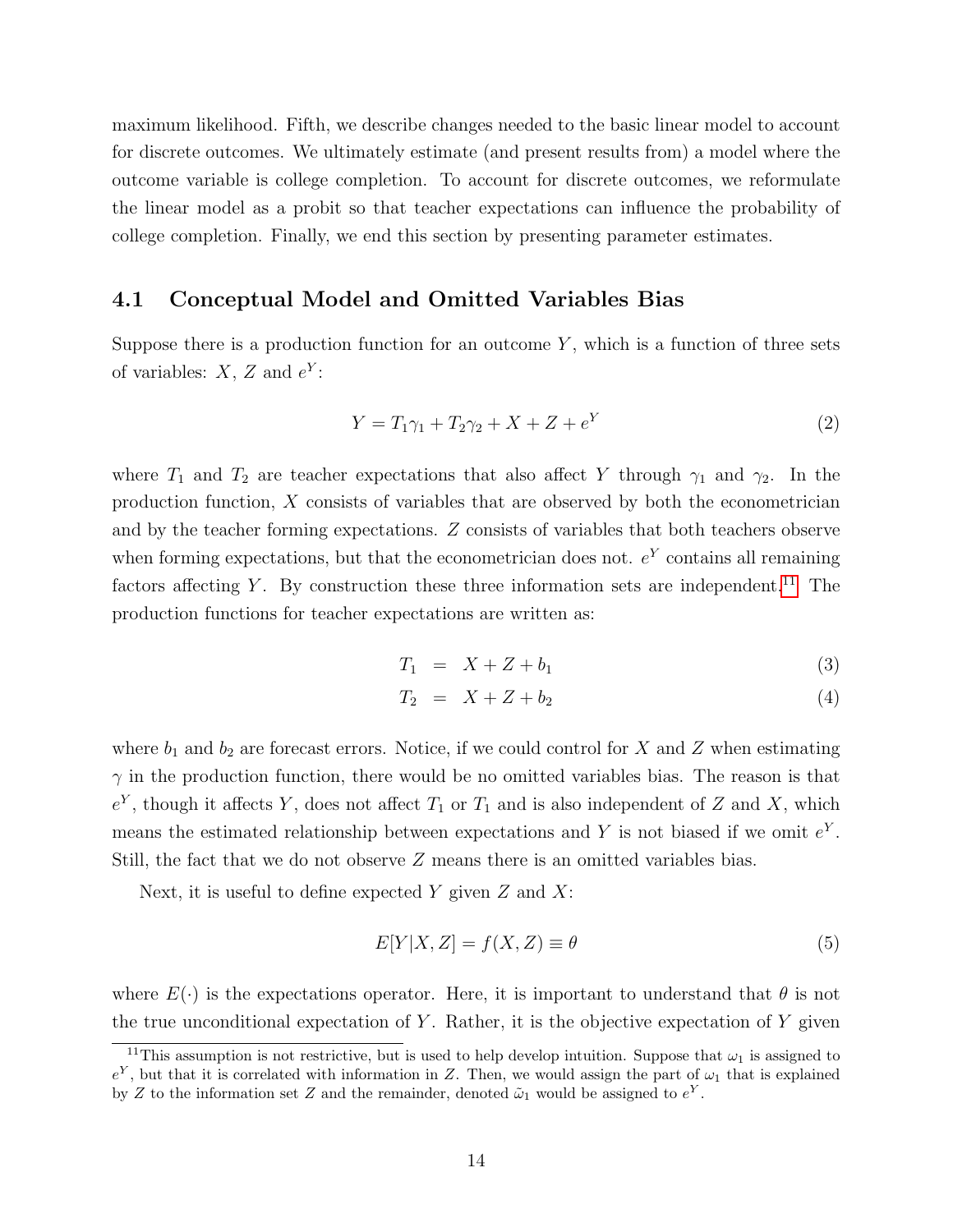maximum likelihood. Fifth, we describe changes needed to the basic linear model to account for discrete outcomes. We ultimately estimate (and present results from) a model where the outcome variable is college completion. To account for discrete outcomes, we reformulate the linear model as a probit so that teacher expectations can influence the probability of college completion. Finally, we end this section by presenting parameter estimates.

## 4.1 Conceptual Model and Omitted Variables Bias

Suppose there is a production function for an outcome $Y$, which is a function of three sets of variables: $X$, $Z$ and $e^Y$:

$$Y = T_1\gamma_1 + T_2\gamma_2 + X + Z + e^Y \tag{2}$$

where $T_1$ and $T_2$ are teacher expectations that also affect $Y$ through $\gamma_1$ and $\gamma_2$. In the production function, $X$ consists of variables that are observed by both the econometrician and by the teacher forming expectations. $Z$ consists of variables that both teachers observe when forming expectations, but that the econometrician does not. $e^Y$ contains all remaining factors affecting $Y$. By construction these three information sets are independent.[11] The production functions for teacher expectations are written as:

$$T_1 = X + Z + b_1 \tag{3}$$

$$T_2 = X + Z + b_2 \tag{4}$$

where $b_1$ and $b_2$ are forecast errors. Notice, if we could control for $X$ and $Z$ when estimating $\gamma$ in the production function, there would be no omitted variables bias. The reason is that $e^Y$, though it affects $Y$, does not affect $T_1$ or $T_1$ and is also independent of $Z$ and $X$, which means the estimated relationship between expectations and $Y$ is not biased if we omit $e^Y$. Still, the fact that we do not observe $Z$ means there is an omitted variables bias.

Next, it is useful to define expected $Y$ given $Z$ and $X$:

$$E[Y|X, Z] = f(X, Z) \equiv \theta \tag{5}$$

where $E(\cdot)$ is the expectations operator. Here, it is important to understand that $\theta$ is not the true unconditional expectation of $Y$. Rather, it is the objective expectation of $Y$ given

[11] This assumption is not restrictive, but is used to help develop intuition. Suppose that $\omega_1$ is assigned to $e^Y$, but that it is correlated with information in $Z$. Then, we would assign the part of $\omega_1$ that is explained by $Z$ to the information set $Z$ and the remainder, denoted $\tilde{\omega}_1$ would be assigned to $e^Y$.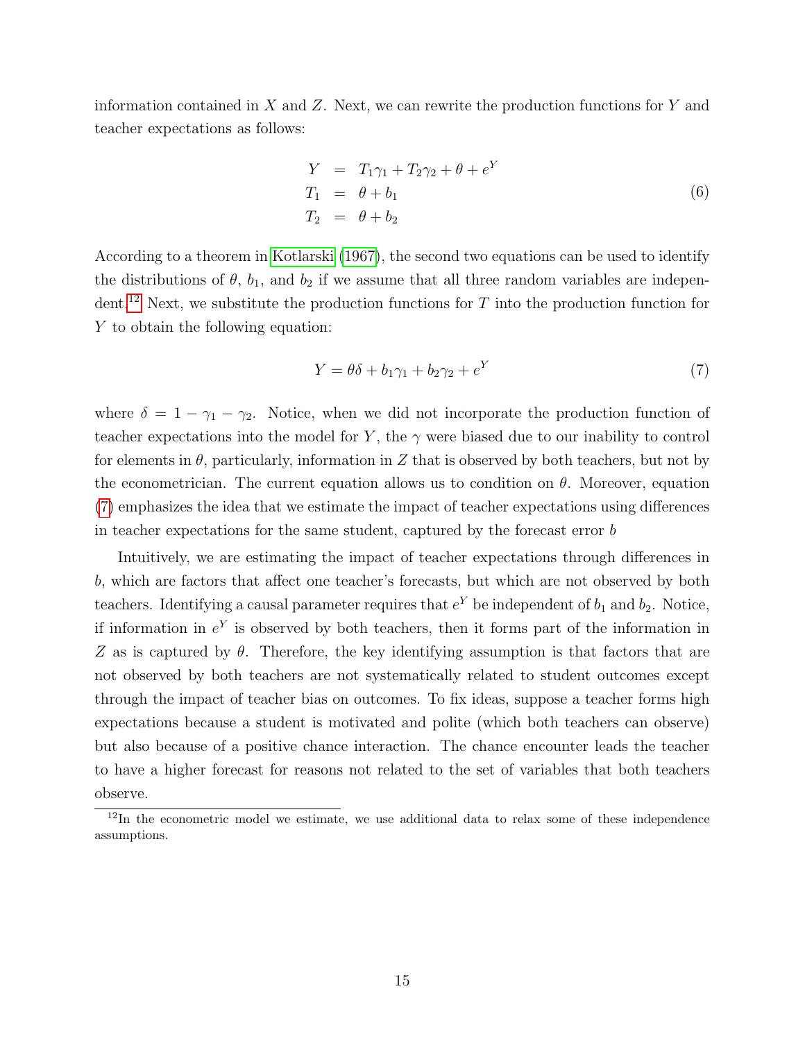information contained in $X$ and $Z$. Next, we can rewrite the production functions for $Y$ and teacher expectations as follows:

$$
\begin{aligned}
Y &= T_1\gamma_1 + T_2\gamma_2 + \theta + e^Y \\
T_1 &= \theta + b_1 \\
T_2 &= \theta + b_2
\end{aligned}
\tag{6}
$$

According to a theorem in Kotlarski (1967), the second two equations can be used to identify the distributions of $\theta$, $b_1$, and $b_2$ if we assume that all three random variables are independent.[12] Next, we substitute the production functions for $T$ into the production function for $Y$ to obtain the following equation:

$$
Y = \theta\delta + b_1\gamma_1 + b_2\gamma_2 + e^Y \tag{7}
$$

where $\delta = 1 - \gamma_1 - \gamma_2$. Notice, when we did not incorporate the production function of teacher expectations into the model for $Y$, the $\gamma$ were biased due to our inability to control for elements in $\theta$, particularly, information in $Z$ that is observed by both teachers, but not by the econometrician. The current equation allows us to condition on $\theta$. Moreover, equation (7) emphasizes the idea that we estimate the impact of teacher expectations using differences in teacher expectations for the same student, captured by the forecast error $b$

Intuitively, we are estimating the impact of teacher expectations through differences in $b$, which are factors that affect one teacher's forecasts, but which are not observed by both teachers. Identifying a causal parameter requires that $e^Y$ be independent of $b_1$ and $b_2$. Notice, if information in $e^Y$ is observed by both teachers, then it forms part of the information in $Z$ as is captured by $\theta$. Therefore, the key identifying assumption is that factors that are not observed by both teachers are not systematically related to student outcomes except through the impact of teacher bias on outcomes. To fix ideas, suppose a teacher forms high expectations because a student is motivated and polite (which both teachers can observe) but also because of a positive chance interaction. The chance encounter leads the teacher to have a higher forecast for reasons not related to the set of variables that both teachers observe.

[12] In the econometric model we estimate, we use additional data to relax some of these independence assumptions.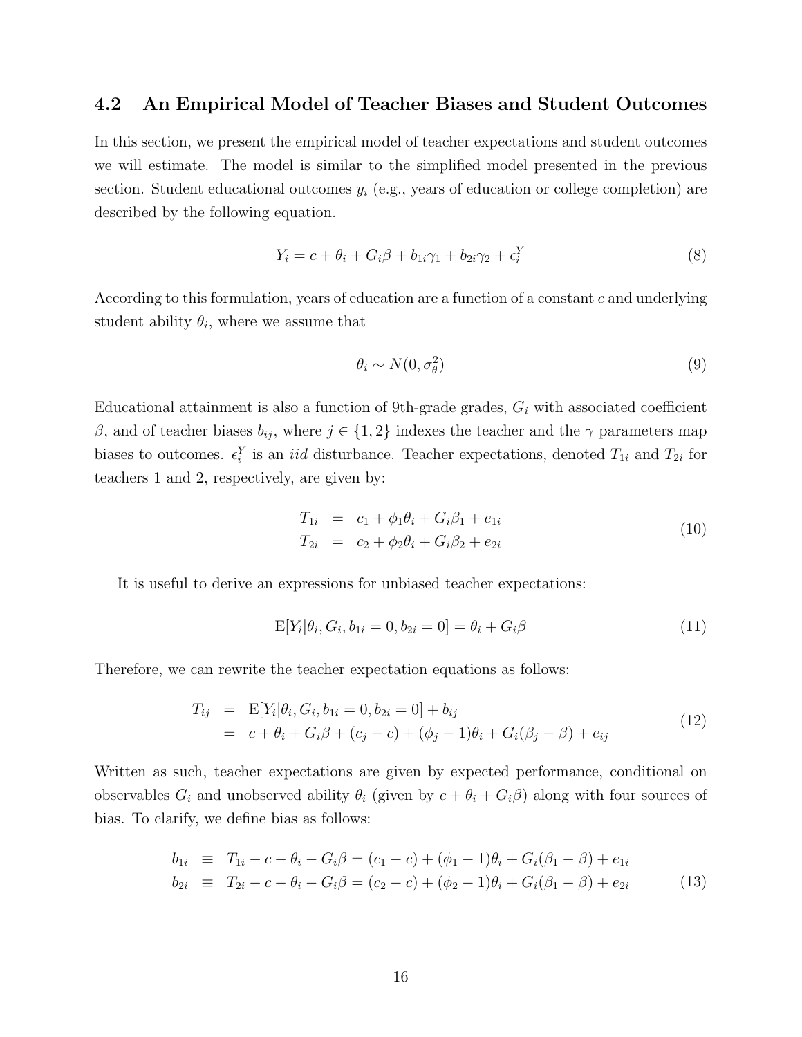## 4.2 An Empirical Model of Teacher Biases and Student Outcomes

In this section, we present the empirical model of teacher expectations and student outcomes we will estimate. The model is similar to the simplified model presented in the previous section. Student educational outcomes $y_i$ (e.g., years of education or college completion) are described by the following equation.

$$Y_i = c + \theta_i + G_i\beta + b_{1i}\gamma_1 + b_{2i}\gamma_2 + \epsilon_i^Y \tag{8}$$

According to this formulation, years of education are a function of a constant $c$ and underlying student ability $\theta_i$, where we assume that

$$\theta_i \sim N(0, \sigma_\theta^2) \tag{9}$$

Educational attainment is also a function of 9th-grade grades, $G_i$ with associated coefficient $\beta$, and of teacher biases $b_{ij}$, where $j \in \{1, 2\}$ indexes the teacher and the $\gamma$ parameters map biases to outcomes. $\epsilon_i^Y$ is an *iid* disturbance. Teacher expectations, denoted $T_{1i}$ and $T_{2i}$ for teachers 1 and 2, respectively, are given by:

$$\begin{aligned} T_{1i} &= c_1 + \phi_1\theta_i + G_i\beta_1 + e_{1i} \\ T_{2i} &= c_2 + \phi_2\theta_i + G_i\beta_2 + e_{2i} \end{aligned} \tag{10}$$

It is useful to derive an expressions for unbiased teacher expectations:

$$\mathrm{E}[Y_i|\theta_i, G_i, b_{1i} = 0, b_{2i} = 0] = \theta_i + G_i\beta \tag{11}$$

Therefore, we can rewrite the teacher expectation equations as follows:

$$\begin{aligned} T_{ij} &= \mathrm{E}[Y_i|\theta_i, G_i, b_{1i} = 0, b_{2i} = 0] + b_{ij} \\ &= c + \theta_i + G_i\beta + (c_j - c) + (\phi_j - 1)\theta_i + G_i(\beta_j - \beta) + e_{ij} \end{aligned} \tag{12}$$

Written as such, teacher expectations are given by expected performance, conditional on observables $G_i$ and unobserved ability $\theta_i$ (given by $c + \theta_i + G_i\beta$) along with four sources of bias. To clarify, we define bias as follows:

$$\begin{aligned} b_{1i} &\equiv T_{1i} - c - \theta_i - G_i\beta = (c_1 - c) + (\phi_1 - 1)\theta_i + G_i(\beta_1 - \beta) + e_{1i} \\ b_{2i} &\equiv T_{2i} - c - \theta_i - G_i\beta = (c_2 - c) + (\phi_2 - 1)\theta_i + G_i(\beta_1 - \beta) + e_{2i} \end{aligned} \tag{13}$$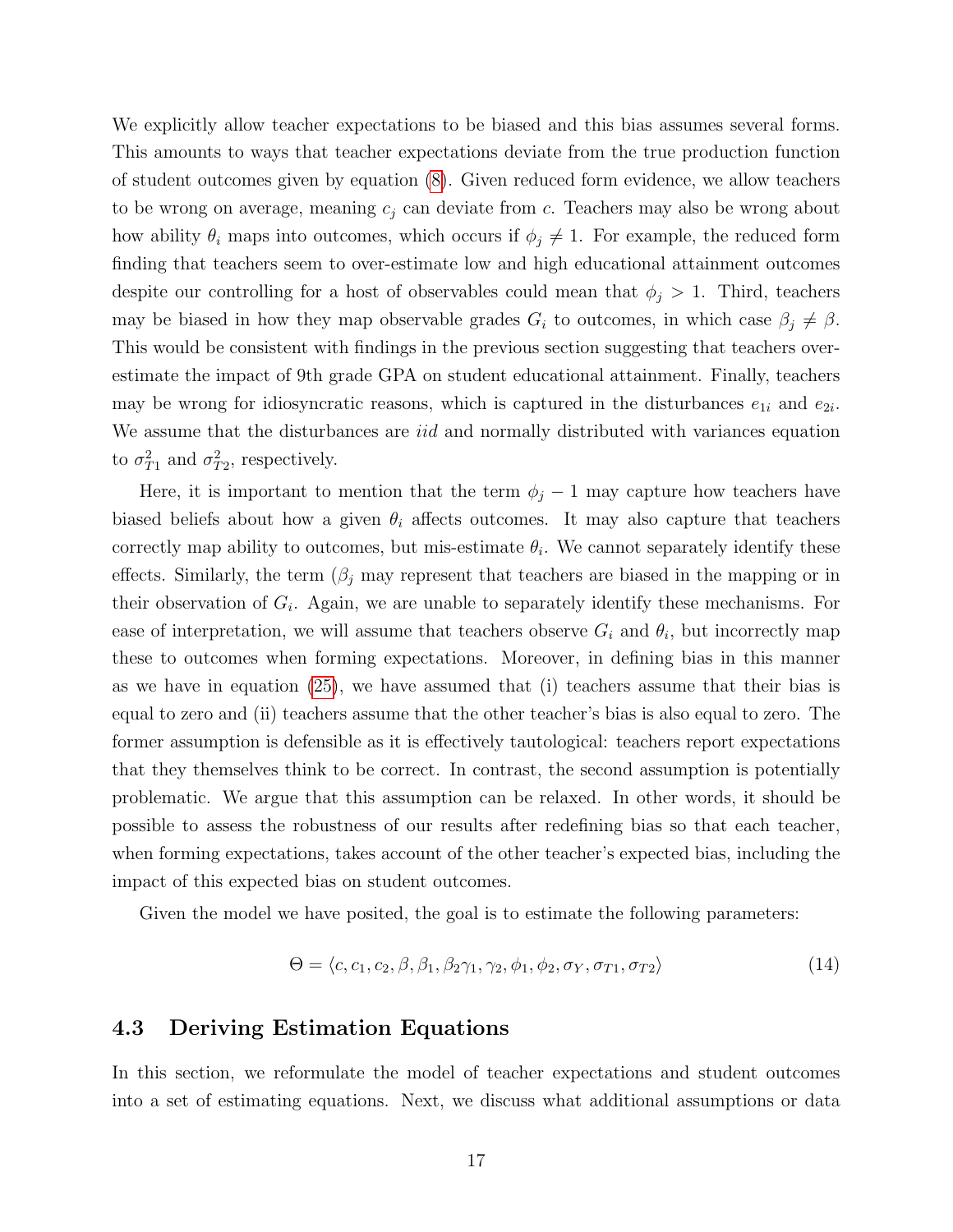We explicitly allow teacher expectations to be biased and this bias assumes several forms. This amounts to ways that teacher expectations deviate from the true production function of student outcomes given by equation (8). Given reduced form evidence, we allow teachers to be wrong on average, meaning $c_j$ can deviate from $c$. Teachers may also be wrong about how ability $\theta_i$ maps into outcomes, which occurs if $\phi_j \neq 1$. For example, the reduced form finding that teachers seem to over-estimate low and high educational attainment outcomes despite our controlling for a host of observables could mean that $\phi_j > 1$. Third, teachers may be biased in how they map observable grades $G_i$ to outcomes, in which case $\beta_j \neq \beta$. This would be consistent with findings in the previous section suggesting that teachers over-estimate the impact of 9th grade GPA on student educational attainment. Finally, teachers may be wrong for idiosyncratic reasons, which is captured in the disturbances $e_{1i}$ and $e_{2i}$. We assume that the disturbances are *iid* and normally distributed with variances equation to $\sigma_{T1}^2$ and $\sigma_{T2}^2$, respectively.

Here, it is important to mention that the term $\phi_j - 1$ may capture how teachers have biased beliefs about how a given $\theta_i$ affects outcomes. It may also capture that teachers correctly map ability to outcomes, but mis-estimate $\theta_i$. We cannot separately identify these effects. Similarly, the term ($\beta_j$ may represent that teachers are biased in the mapping or in their observation of $G_i$. Again, we are unable to separately identify these mechanisms. For ease of interpretation, we will assume that teachers observe $G_i$ and $\theta_i$, but incorrectly map these to outcomes when forming expectations. Moreover, in defining bias in this manner as we have in equation (25), we have assumed that (i) teachers assume that their bias is equal to zero and (ii) teachers assume that the other teacher's bias is also equal to zero. The former assumption is defensible as it is effectively tautological: teachers report expectations that they themselves think to be correct. In contrast, the second assumption is potentially problematic. We argue that this assumption can be relaxed. In other words, it should be possible to assess the robustness of our results after redefining bias so that each teacher, when forming expectations, takes account of the other teacher's expected bias, including the impact of this expected bias on student outcomes.

Given the model we have posited, the goal is to estimate the following parameters:

$$\Theta = \langle c, c_1, c_2, \beta, \beta_1, \beta_2 \gamma_1, \gamma_2, \phi_1, \phi_2, \sigma_Y, \sigma_{T1}, \sigma_{T2} \rangle \tag{14}$$

## 4.3 Deriving Estimation Equations

In this section, we reformulate the model of teacher expectations and student outcomes into a set of estimating equations. Next, we discuss what additional assumptions or data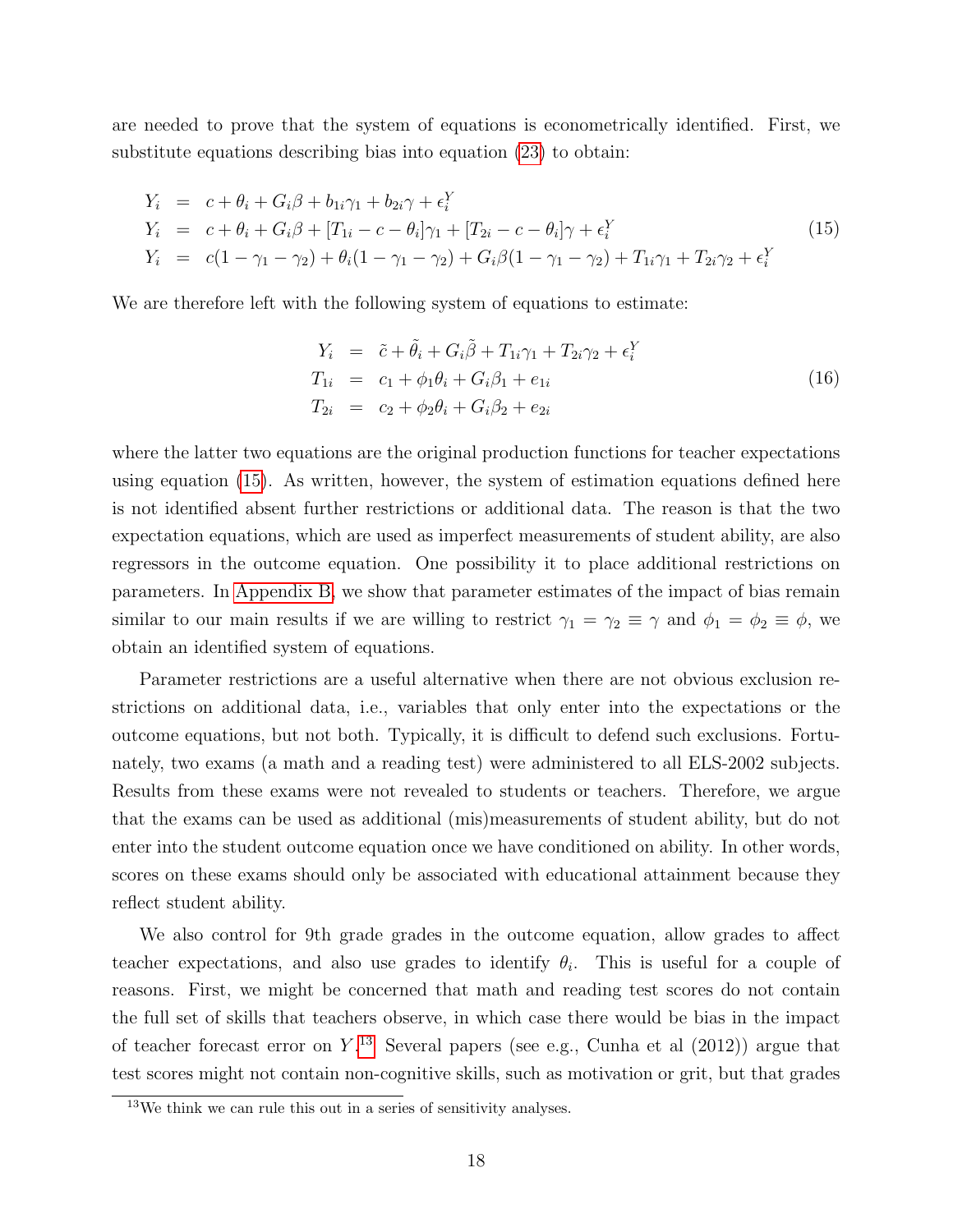are needed to prove that the system of equations is econometrically identified. First, we substitute equations describing bias into equation (23) to obtain:

$$
\begin{aligned}
Y_i &= c + \theta_i + G_i\beta + b_{1i}\gamma_1 + b_{2i}\gamma + \epsilon_i^Y \\
Y_i &= c + \theta_i + G_i\beta + [T_{1i} - c - \theta_i]\gamma_1 + [T_{2i} - c - \theta_i]\gamma + \epsilon_i^Y \\
Y_i &= c(1 - \gamma_1 - \gamma_2) + \theta_i(1 - \gamma_1 - \gamma_2) + G_i\beta(1 - \gamma_1 - \gamma_2) + T_{1i}\gamma_1 + T_{2i}\gamma_2 + \epsilon_i^Y
\end{aligned} \tag{15}
$$

We are therefore left with the following system of equations to estimate:

$$
\begin{aligned}
Y_i &= \tilde{c} + \tilde{\theta}_i + G_i\tilde{\beta} + T_{1i}\gamma_1 + T_{2i}\gamma_2 + \epsilon_i^Y \\
T_{1i} &= c_1 + \phi_1\theta_i + G_i\beta_1 + e_{1i} \\
T_{2i} &= c_2 + \phi_2\theta_i + G_i\beta_2 + e_{2i}
\end{aligned} \tag{16}
$$

where the latter two equations are the original production functions for teacher expectations using equation (15). As written, however, the system of estimation equations defined here is not identified absent further restrictions or additional data. The reason is that the two expectation equations, which are used as imperfect measurements of student ability, are also regressors in the outcome equation. One possibility it to place additional restrictions on parameters. In Appendix B, we show that parameter estimates of the impact of bias remain similar to our main results if we are willing to restrict $\gamma_1 = \gamma_2 \equiv \gamma$ and $\phi_1 = \phi_2 \equiv \phi$, we obtain an identified system of equations.

Parameter restrictions are a useful alternative when there are not obvious exclusion restrictions on additional data, i.e., variables that only enter into the expectations or the outcome equations, but not both. Typically, it is difficult to defend such exclusions. Fortunately, two exams (a math and a reading test) were administered to all ELS-2002 subjects. Results from these exams were not revealed to students or teachers. Therefore, we argue that the exams can be used as additional (mis)measurements of student ability, but do not enter into the student outcome equation once we have conditioned on ability. In other words, scores on these exams should only be associated with educational attainment because they reflect student ability.

We also control for 9th grade grades in the outcome equation, allow grades to affect teacher expectations, and also use grades to identify $\theta_i$. This is useful for a couple of reasons. First, we might be concerned that math and reading test scores do not contain the full set of skills that teachers observe, in which case there would be bias in the impact of teacher forecast error on $Y$.[13] Several papers (see e.g., Cunha et al (2012)) argue that test scores might not contain non-cognitive skills, such as motivation or grit, but that grades

[13] We think we can rule this out in a series of sensitivity analyses.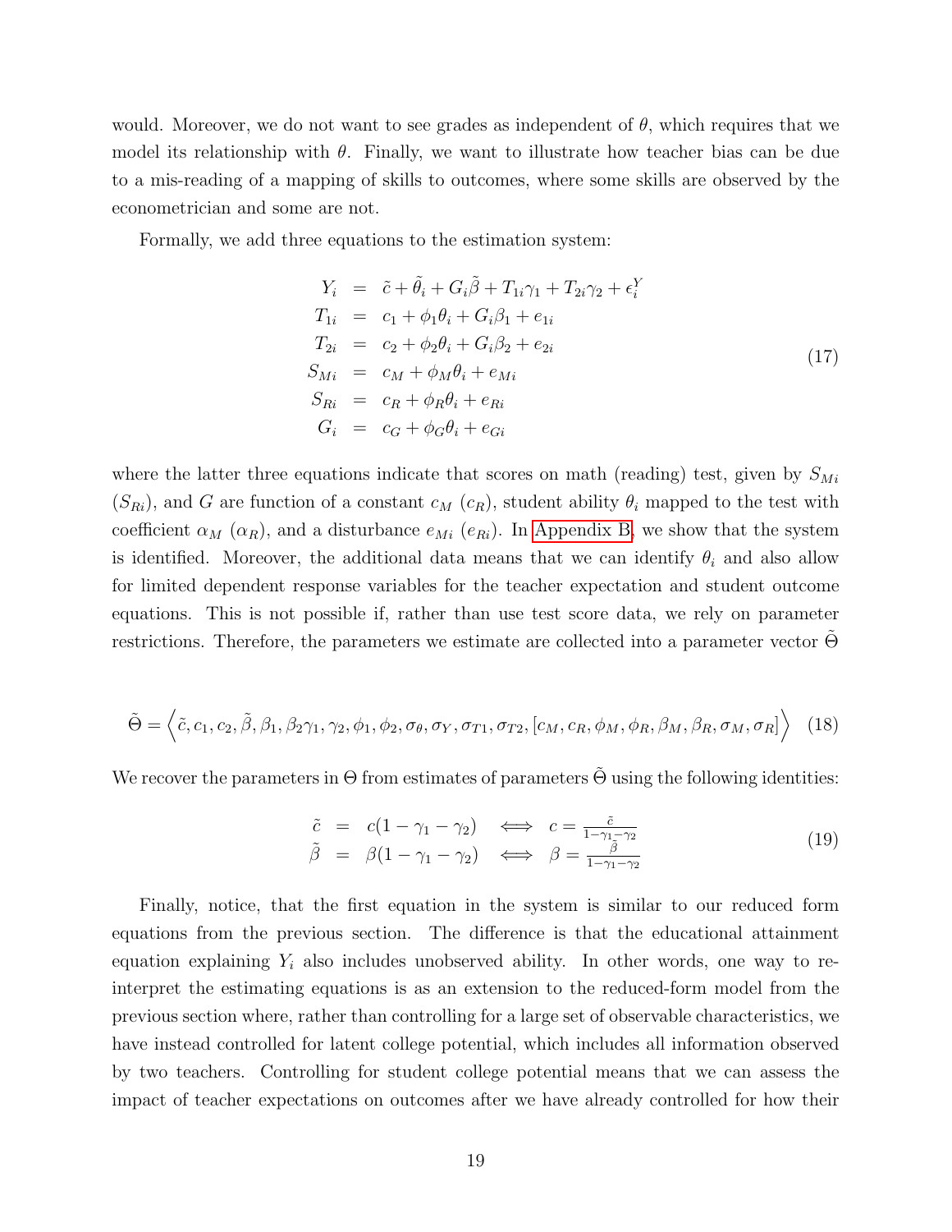would. Moreover, we do not want to see grades as independent of $\theta$, which requires that we model its relationship with $\theta$. Finally, we want to illustrate how teacher bias can be due to a mis-reading of a mapping of skills to outcomes, where some skills are observed by the econometrician and some are not.

Formally, we add three equations to the estimation system:

$$
\begin{aligned}
Y_i &= \tilde{c} + \tilde{\theta}_i + G_i\tilde{\beta} + T_{1i}\gamma_1 + T_{2i}\gamma_2 + \epsilon_i^Y \\
T_{1i} &= c_1 + \phi_1\theta_i + G_i\beta_1 + e_{1i} \\
T_{2i} &= c_2 + \phi_2\theta_i + G_i\beta_2 + e_{2i} \\
S_{Mi} &= c_M + \phi_M\theta_i + e_{Mi} \\
S_{Ri} &= c_R + \phi_R\theta_i + e_{Ri} \\
G_i &= c_G + \phi_G\theta_i + e_{Gi}
\end{aligned}
\tag{17}
$$

where the latter three equations indicate that scores on math (reading) test, given by $S_{Mi}$ ($S_{Ri}$), and $G$ are function of a constant $c_M$ ($c_R$), student ability $\theta_i$ mapped to the test with coefficient $\alpha_M$ ($\alpha_R$), and a disturbance $e_{Mi}$ ($e_{Ri}$). In Appendix B, we show that the system is identified. Moreover, the additional data means that we can identify $\theta_i$ and also allow for limited dependent response variables for the teacher expectation and student outcome equations. This is not possible if, rather than use test score data, we rely on parameter restrictions. Therefore, the parameters we estimate are collected into a parameter vector $\tilde{\Theta}$

$$
\tilde{\Theta} = \left\langle \tilde{c}, c_1, c_2, \tilde{\beta}, \beta_1, \beta_2\gamma_1, \gamma_2, \phi_1, \phi_2, \sigma_\theta, \sigma_Y, \sigma_{T1}, \sigma_{T2}, [c_M, c_R, \phi_M, \phi_R, \beta_M, \beta_R, \sigma_M, \sigma_R] \right\rangle \tag{18}
$$

We recover the parameters in $\Theta$ from estimates of parameters $\tilde{\Theta}$ using the following identities:

$$
\begin{aligned}
\tilde{c} &= c(1-\gamma_1-\gamma_2) \iff c = \tfrac{\tilde{c}}{1-\gamma_1-\gamma_2} \\
\tilde{\beta} &= \beta(1-\gamma_1-\gamma_2) \iff \beta = \tfrac{\tilde{\beta}}{1-\gamma_1-\gamma_2}
\end{aligned}
\tag{19}
$$

Finally, notice, that the first equation in the system is similar to our reduced form equations from the previous section. The difference is that the educational attainment equation explaining $Y_i$ also includes unobserved ability. In other words, one way to re-interpret the estimating equations is as an extension to the reduced-form model from the previous section where, rather than controlling for a large set of observable characteristics, we have instead controlled for latent college potential, which includes all information observed by two teachers. Controlling for student college potential means that we can assess the impact of teacher expectations on outcomes after we have already controlled for how their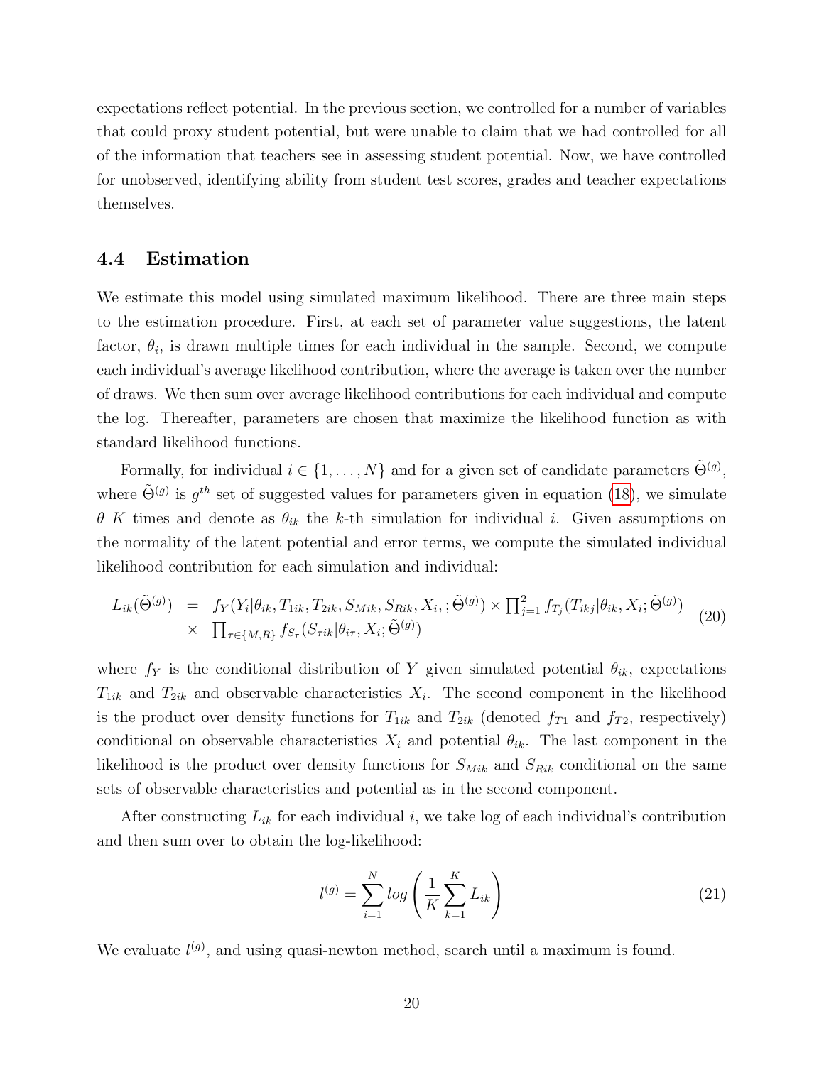expectations reflect potential. In the previous section, we controlled for a number of variables that could proxy student potential, but were unable to claim that we had controlled for all of the information that teachers see in assessing student potential. Now, we have controlled for unobserved, identifying ability from student test scores, grades and teacher expectations themselves.

### 4.4 Estimation

We estimate this model using simulated maximum likelihood. There are three main steps to the estimation procedure. First, at each set of parameter value suggestions, the latent factor, $\theta_i$, is drawn multiple times for each individual in the sample. Second, we compute each individual's average likelihood contribution, where the average is taken over the number of draws. We then sum over average likelihood contributions for each individual and compute the log. Thereafter, parameters are chosen that maximize the likelihood function as with standard likelihood functions.

Formally, for individual $i \in \{1, \ldots, N\}$ and for a given set of candidate parameters $\tilde{\Theta}^{(g)}$, where $\tilde{\Theta}^{(g)}$ is $g^{th}$ set of suggested values for parameters given in equation (18), we simulate $\theta$ $K$ times and denote as $\theta_{ik}$ the $k$-th simulation for individual $i$. Given assumptions on the normality of the latent potential and error terms, we compute the simulated individual likelihood contribution for each simulation and individual:

$$
\begin{aligned}
L_{ik}(\tilde{\Theta}^{(g)}) \;\; &= \;\; f_Y(Y_i|\theta_{ik}, T_{1ik}, T_{2ik}, S_{Mik}, S_{Rik}, X_i, ; \tilde{\Theta}^{(g)}) \times \prod_{j=1}^{2} f_{T_j}(T_{ikj}|\theta_{ik}, X_i; \tilde{\Theta}^{(g)}) \\
&\times \;\; \prod_{\tau \in \{M,R\}} f_{S_\tau}(S_{\tau ik}|\theta_{i\tau}, X_i; \tilde{\Theta}^{(g)})
\end{aligned}
\tag{20}
$$

where $f_Y$ is the conditional distribution of $Y$ given simulated potential $\theta_{ik}$, expectations $T_{1ik}$ and $T_{2ik}$ and observable characteristics $X_i$. The second component in the likelihood is the product over density functions for $T_{1ik}$ and $T_{2ik}$ (denoted $f_{T1}$ and $f_{T2}$, respectively) conditional on observable characteristics $X_i$ and potential $\theta_{ik}$. The last component in the likelihood is the product over density functions for $S_{Mik}$ and $S_{Rik}$ conditional on the same sets of observable characteristics and potential as in the second component.

After constructing $L_{ik}$ for each individual $i$, we take log of each individual's contribution and then sum over to obtain the log-likelihood:

$$
l^{(g)} = \sum_{i=1}^{N} log \left( \frac{1}{K} \sum_{k=1}^{K} L_{ik} \right) \tag{21}
$$

We evaluate $l^{(g)}$, and using quasi-newton method, search until a maximum is found.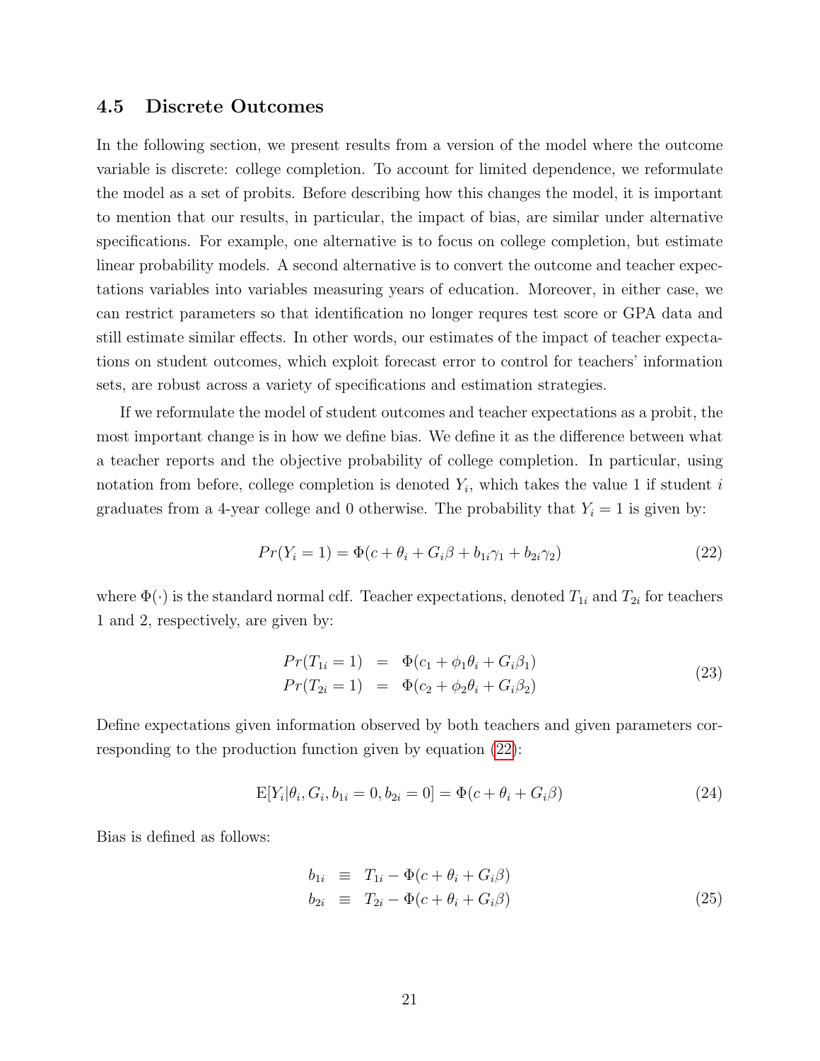### 4.5 Discrete Outcomes

In the following section, we present results from a version of the model where the outcome variable is discrete: college completion. To account for limited dependence, we reformulate the model as a set of probits. Before describing how this changes the model, it is important to mention that our results, in particular, the impact of bias, are similar under alternative specifications. For example, one alternative is to focus on college completion, but estimate linear probability models. A second alternative is to convert the outcome and teacher expectations variables into variables measuring years of education. Moreover, in either case, we can restrict parameters so that identification no longer requres test score or GPA data and still estimate similar effects. In other words, our estimates of the impact of teacher expectations on student outcomes, which exploit forecast error to control for teachers' information sets, are robust across a variety of specifications and estimation strategies.

If we reformulate the model of student outcomes and teacher expectations as a probit, the most important change is in how we define bias. We define it as the difference between what a teacher reports and the objective probability of college completion. In particular, using notation from before, college completion is denoted $Y_i$, which takes the value 1 if student $i$ graduates from a 4-year college and 0 otherwise. The probability that $Y_i = 1$ is given by:

$$Pr(Y_i = 1) = \Phi(c + \theta_i + G_i\beta + b_{1i}\gamma_1 + b_{2i}\gamma_2) \tag{22}$$

where $\Phi(\cdot)$ is the standard normal cdf. Teacher expectations, denoted $T_{1i}$ and $T_{2i}$ for teachers 1 and 2, respectively, are given by:

$$\begin{aligned} Pr(T_{1i} = 1) &= \Phi(c_1 + \phi_1\theta_i + G_i\beta_1) \\ Pr(T_{2i} = 1) &= \Phi(c_2 + \phi_2\theta_i + G_i\beta_2) \end{aligned} \tag{23}$$

Define expectations given information observed by both teachers and given parameters corresponding to the production function given by equation (22):

$$\mathrm{E}[Y_i|\theta_i, G_i, b_{1i} = 0, b_{2i} = 0] = \Phi(c + \theta_i + G_i\beta) \tag{24}$$

Bias is defined as follows:

$$\begin{aligned} b_{1i} &\equiv T_{1i} - \Phi(c + \theta_i + G_i\beta) \\ b_{2i} &\equiv T_{2i} - \Phi(c + \theta_i + G_i\beta) \end{aligned} \tag{25}$$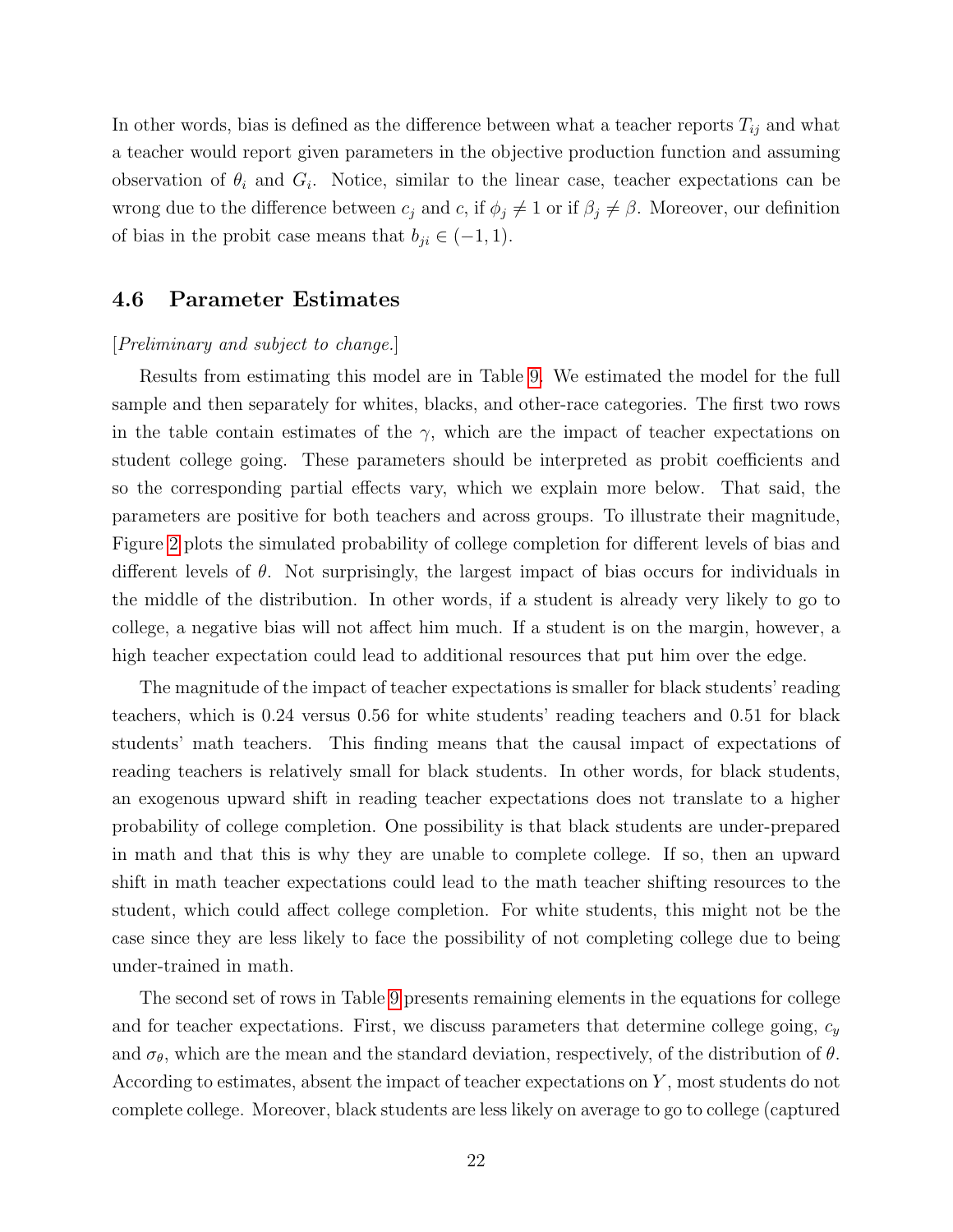In other words, bias is defined as the difference between what a teacher reports $T_{ij}$ and what a teacher would report given parameters in the objective production function and assuming observation of $\theta_i$ and $G_i$. Notice, similar to the linear case, teacher expectations can be wrong due to the difference between $c_j$ and $c$, if $\phi_j \neq 1$ or if $\beta_j \neq \beta$. Moreover, our definition of bias in the probit case means that $b_{ji} \in (-1, 1)$.

### 4.6 Parameter Estimates

[*Preliminary and subject to change.*]

Results from estimating this model are in Table 9. We estimated the model for the full sample and then separately for whites, blacks, and other-race categories. The first two rows in the table contain estimates of the $\gamma$, which are the impact of teacher expectations on student college going. These parameters should be interpreted as probit coefficients and so the corresponding partial effects vary, which we explain more below. That said, the parameters are positive for both teachers and across groups. To illustrate their magnitude, Figure 2 plots the simulated probability of college completion for different levels of bias and different levels of $\theta$. Not surprisingly, the largest impact of bias occurs for individuals in the middle of the distribution. In other words, if a student is already very likely to go to college, a negative bias will not affect him much. If a student is on the margin, however, a high teacher expectation could lead to additional resources that put him over the edge.

The magnitude of the impact of teacher expectations is smaller for black students' reading teachers, which is 0.24 versus 0.56 for white students' reading teachers and 0.51 for black students' math teachers. This finding means that the causal impact of expectations of reading teachers is relatively small for black students. In other words, for black students, an exogenous upward shift in reading teacher expectations does not translate to a higher probability of college completion. One possibility is that black students are under-prepared in math and that this is why they are unable to complete college. If so, then an upward shift in math teacher expectations could lead to the math teacher shifting resources to the student, which could affect college completion. For white students, this might not be the case since they are less likely to face the possibility of not completing college due to being under-trained in math.

The second set of rows in Table 9 presents remaining elements in the equations for college and for teacher expectations. First, we discuss parameters that determine college going, $c_y$ and $\sigma_\theta$, which are the mean and the standard deviation, respectively, of the distribution of $\theta$. According to estimates, absent the impact of teacher expectations on $Y$, most students do not complete college. Moreover, black students are less likely on average to go to college (captured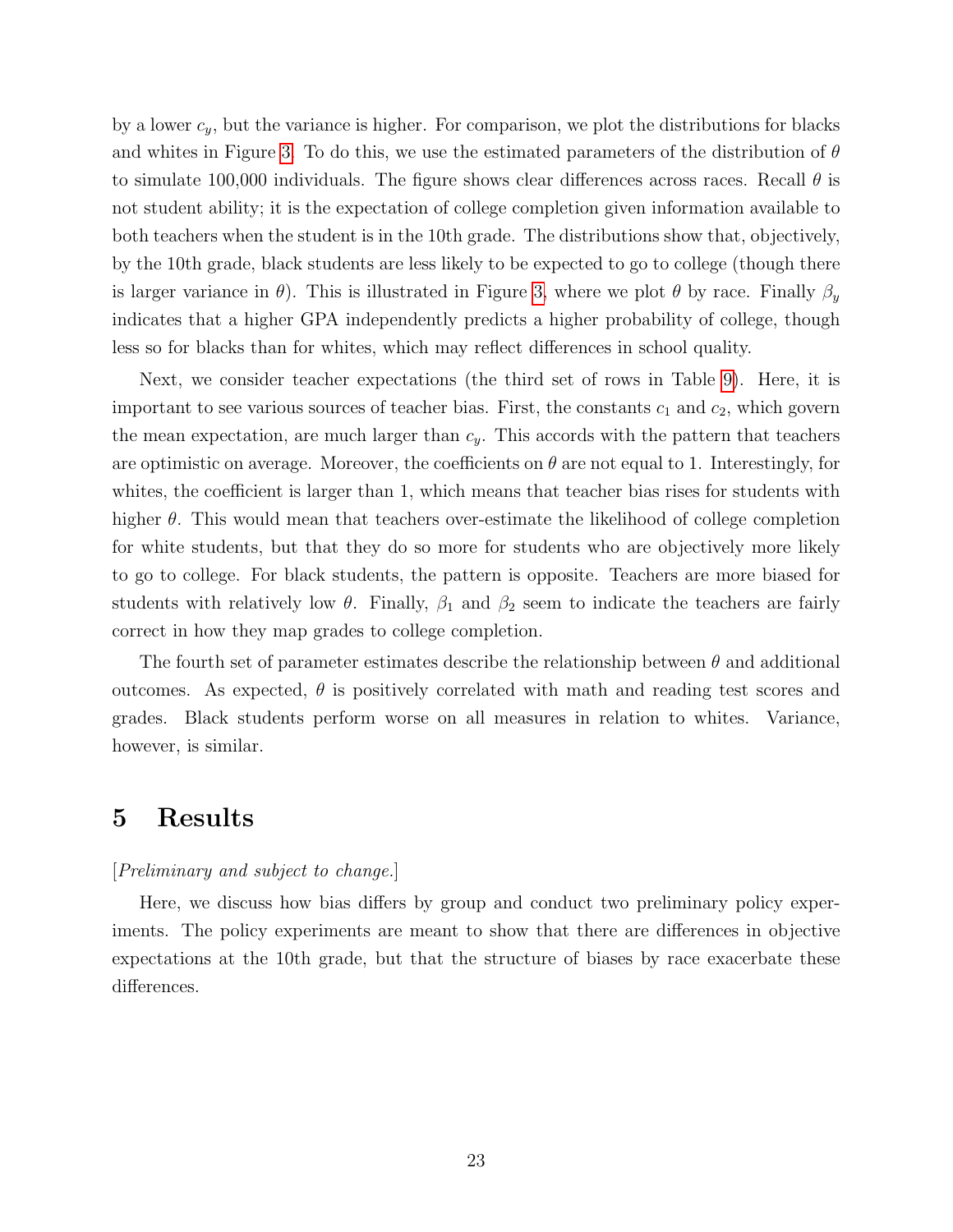by a lower $c_y$, but the variance is higher. For comparison, we plot the distributions for blacks and whites in Figure 3. To do this, we use the estimated parameters of the distribution of $\theta$ to simulate 100,000 individuals. The figure shows clear differences across races. Recall $\theta$ is not student ability; it is the expectation of college completion given information available to both teachers when the student is in the 10th grade. The distributions show that, objectively, by the 10th grade, black students are less likely to be expected to go to college (though there is larger variance in $\theta$). This is illustrated in Figure 3, where we plot $\theta$ by race. Finally $\beta_y$ indicates that a higher GPA independently predicts a higher probability of college, though less so for blacks than for whites, which may reflect differences in school quality.

Next, we consider teacher expectations (the third set of rows in Table 9). Here, it is important to see various sources of teacher bias. First, the constants $c_1$ and $c_2$, which govern the mean expectation, are much larger than $c_y$. This accords with the pattern that teachers are optimistic on average. Moreover, the coefficients on $\theta$ are not equal to 1. Interestingly, for whites, the coefficient is larger than 1, which means that teacher bias rises for students with higher $\theta$. This would mean that teachers over-estimate the likelihood of college completion for white students, but that they do so more for students who are objectively more likely to go to college. For black students, the pattern is opposite. Teachers are more biased for students with relatively low $\theta$. Finally, $\beta_1$ and $\beta_2$ seem to indicate the teachers are fairly correct in how they map grades to college completion.

The fourth set of parameter estimates describe the relationship between $\theta$ and additional outcomes. As expected, $\theta$ is positively correlated with math and reading test scores and grades. Black students perform worse on all measures in relation to whites. Variance, however, is similar.

# 5 Results

[*Preliminary and subject to change.*]

Here, we discuss how bias differs by group and conduct two preliminary policy experiments. The policy experiments are meant to show that there are differences in objective expectations at the 10th grade, but that the structure of biases by race exacerbate these differences.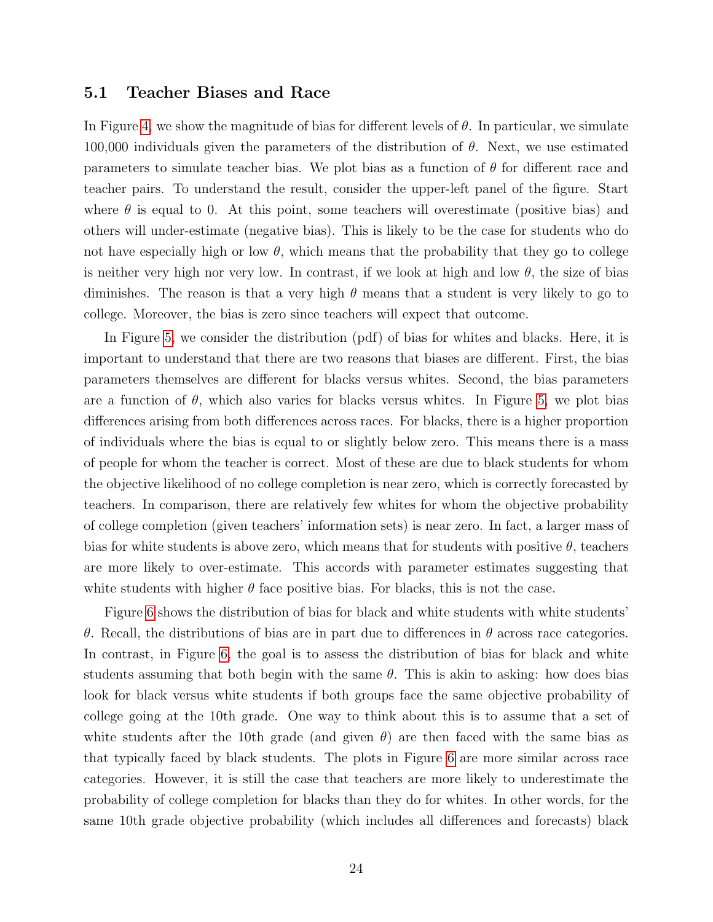### 5.1 Teacher Biases and Race

In Figure 4, we show the magnitude of bias for different levels of $\theta$. In particular, we simulate 100,000 individuals given the parameters of the distribution of $\theta$. Next, we use estimated parameters to simulate teacher bias. We plot bias as a function of $\theta$ for different race and teacher pairs. To understand the result, consider the upper-left panel of the figure. Start where $\theta$ is equal to 0. At this point, some teachers will overestimate (positive bias) and others will under-estimate (negative bias). This is likely to be the case for students who do not have especially high or low $\theta$, which means that the probability that they go to college is neither very high nor very low. In contrast, if we look at high and low $\theta$, the size of bias diminishes. The reason is that a very high $\theta$ means that a student is very likely to go to college. Moreover, the bias is zero since teachers will expect that outcome.

In Figure 5, we consider the distribution (pdf) of bias for whites and blacks. Here, it is important to understand that there are two reasons that biases are different. First, the bias parameters themselves are different for blacks versus whites. Second, the bias parameters are a function of $\theta$, which also varies for blacks versus whites. In Figure 5, we plot bias differences arising from both differences across races. For blacks, there is a higher proportion of individuals where the bias is equal to or slightly below zero. This means there is a mass of people for whom the teacher is correct. Most of these are due to black students for whom the objective likelihood of no college completion is near zero, which is correctly forecasted by teachers. In comparison, there are relatively few whites for whom the objective probability of college completion (given teachers' information sets) is near zero. In fact, a larger mass of bias for white students is above zero, which means that for students with positive $\theta$, teachers are more likely to over-estimate. This accords with parameter estimates suggesting that white students with higher $\theta$ face positive bias. For blacks, this is not the case.

Figure 6 shows the distribution of bias for black and white students with white students' $\theta$. Recall, the distributions of bias are in part due to differences in $\theta$ across race categories. In contrast, in Figure 6, the goal is to assess the distribution of bias for black and white students assuming that both begin with the same $\theta$. This is akin to asking: how does bias look for black versus white students if both groups face the same objective probability of college going at the 10th grade. One way to think about this is to assume that a set of white students after the 10th grade (and given $\theta$) are then faced with the same bias as that typically faced by black students. The plots in Figure 6 are more similar across race categories. However, it is still the case that teachers are more likely to underestimate the probability of college completion for blacks than they do for whites. In other words, for the same 10th grade objective probability (which includes all differences and forecasts) black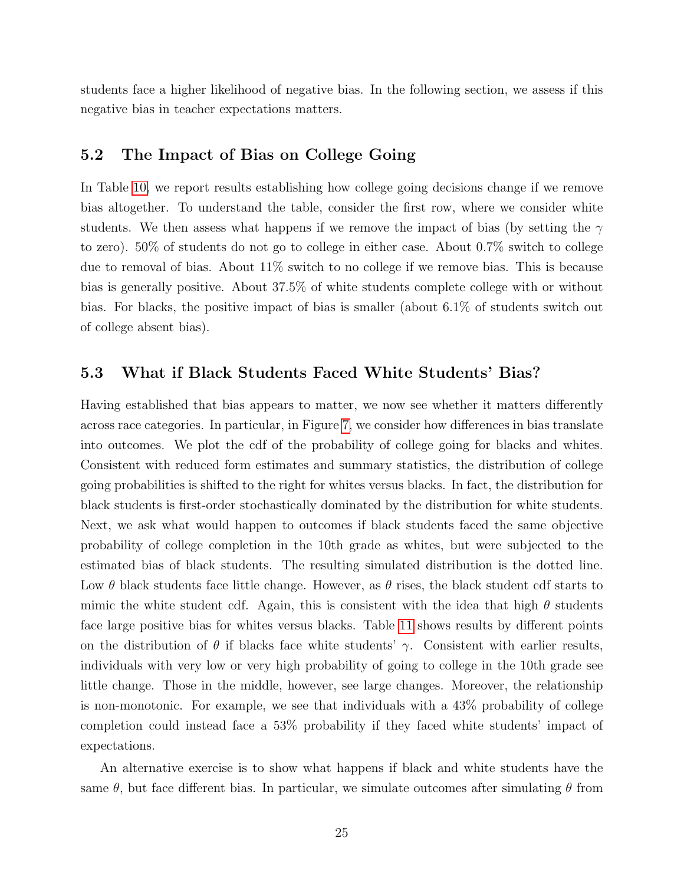students face a higher likelihood of negative bias. In the following section, we assess if this negative bias in teacher expectations matters.

### 5.2 The Impact of Bias on College Going

In Table 10, we report results establishing how college going decisions change if we remove bias altogether. To understand the table, consider the first row, where we consider white students. We then assess what happens if we remove the impact of bias (by setting the $\gamma$ to zero). 50% of students do not go to college in either case. About 0.7% switch to college due to removal of bias. About 11% switch to no college if we remove bias. This is because bias is generally positive. About 37.5% of white students complete college with or without bias. For blacks, the positive impact of bias is smaller (about 6.1% of students switch out of college absent bias).

### 5.3 What if Black Students Faced White Students' Bias?

Having established that bias appears to matter, we now see whether it matters differently across race categories. In particular, in Figure 7, we consider how differences in bias translate into outcomes. We plot the cdf of the probability of college going for blacks and whites. Consistent with reduced form estimates and summary statistics, the distribution of college going probabilities is shifted to the right for whites versus blacks. In fact, the distribution for black students is first-order stochastically dominated by the distribution for white students. Next, we ask what would happen to outcomes if black students faced the same objective probability of college completion in the 10th grade as whites, but were subjected to the estimated bias of black students. The resulting simulated distribution is the dotted line. Low $\theta$ black students face little change. However, as $\theta$ rises, the black student cdf starts to mimic the white student cdf. Again, this is consistent with the idea that high $\theta$ students face large positive bias for whites versus blacks. Table 11 shows results by different points on the distribution of $\theta$ if blacks face white students' $\gamma$. Consistent with earlier results, individuals with very low or very high probability of going to college in the 10th grade see little change. Those in the middle, however, see large changes. Moreover, the relationship is non-monotonic. For example, we see that individuals with a 43% probability of college completion could instead face a 53% probability if they faced white students' impact of expectations.

An alternative exercise is to show what happens if black and white students have the same $\theta$, but face different bias. In particular, we simulate outcomes after simulating $\theta$ from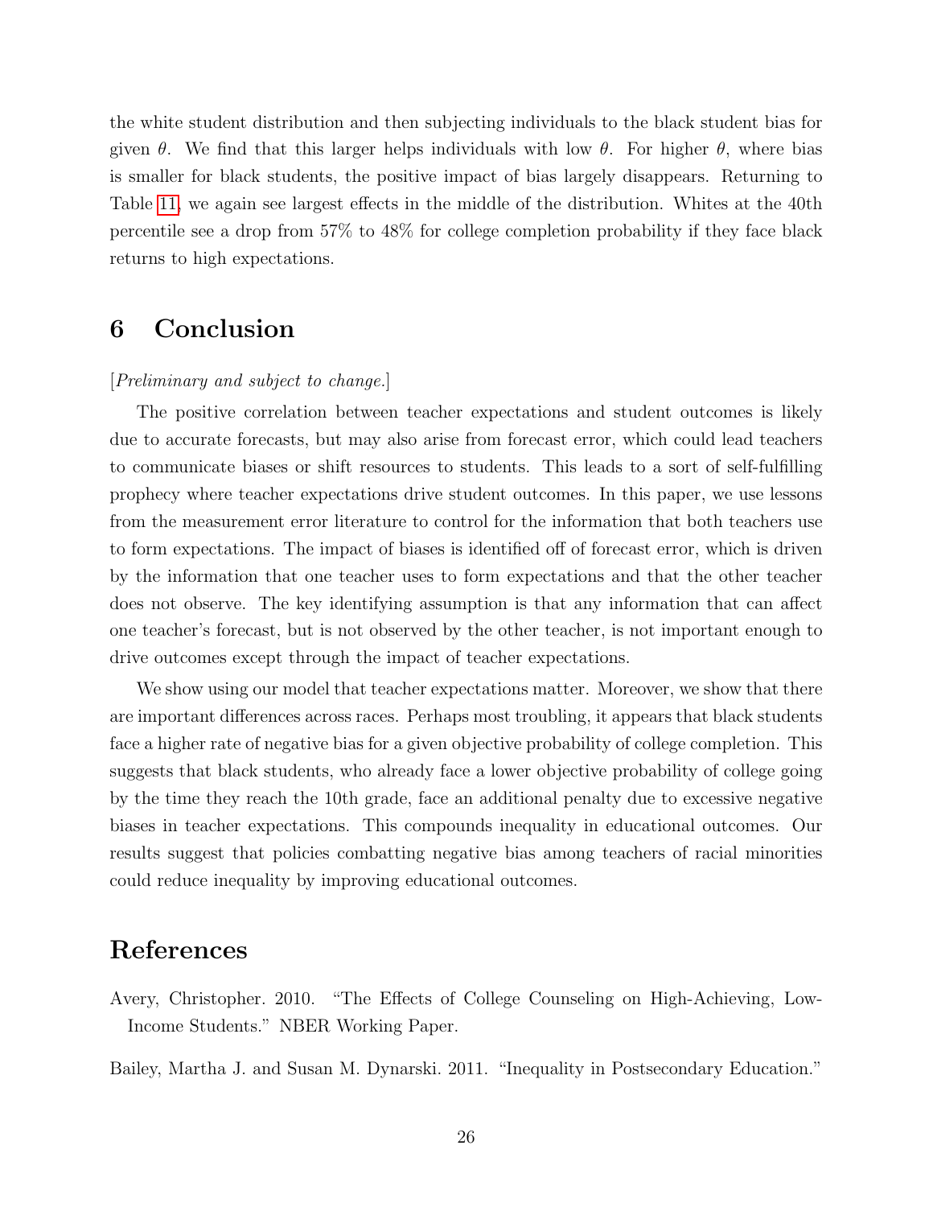the white student distribution and then subjecting individuals to the black student bias for given $\theta$. We find that this larger helps individuals with low $\theta$. For higher $\theta$, where bias is smaller for black students, the positive impact of bias largely disappears. Returning to Table 11, we again see largest effects in the middle of the distribution. Whites at the 40th percentile see a drop from 57% to 48% for college completion probability if they face black returns to high expectations.

# 6 Conclusion

[*Preliminary and subject to change.*]

The positive correlation between teacher expectations and student outcomes is likely due to accurate forecasts, but may also arise from forecast error, which could lead teachers to communicate biases or shift resources to students. This leads to a sort of self-fulfilling prophecy where teacher expectations drive student outcomes. In this paper, we use lessons from the measurement error literature to control for the information that both teachers use to form expectations. The impact of biases is identified off of forecast error, which is driven by the information that one teacher uses to form expectations and that the other teacher does not observe. The key identifying assumption is that any information that can affect one teacher's forecast, but is not observed by the other teacher, is not important enough to drive outcomes except through the impact of teacher expectations.

We show using our model that teacher expectations matter. Moreover, we show that there are important differences across races. Perhaps most troubling, it appears that black students face a higher rate of negative bias for a given objective probability of college completion. This suggests that black students, who already face a lower objective probability of college going by the time they reach the 10th grade, face an additional penalty due to excessive negative biases in teacher expectations. This compounds inequality in educational outcomes. Our results suggest that policies combatting negative bias among teachers of racial minorities could reduce inequality by improving educational outcomes.

# References

Avery, Christopher. 2010. "The Effects of College Counseling on High-Achieving, Low-Income Students." NBER Working Paper.

Bailey, Martha J. and Susan M. Dynarski. 2011. "Inequality in Postsecondary Education."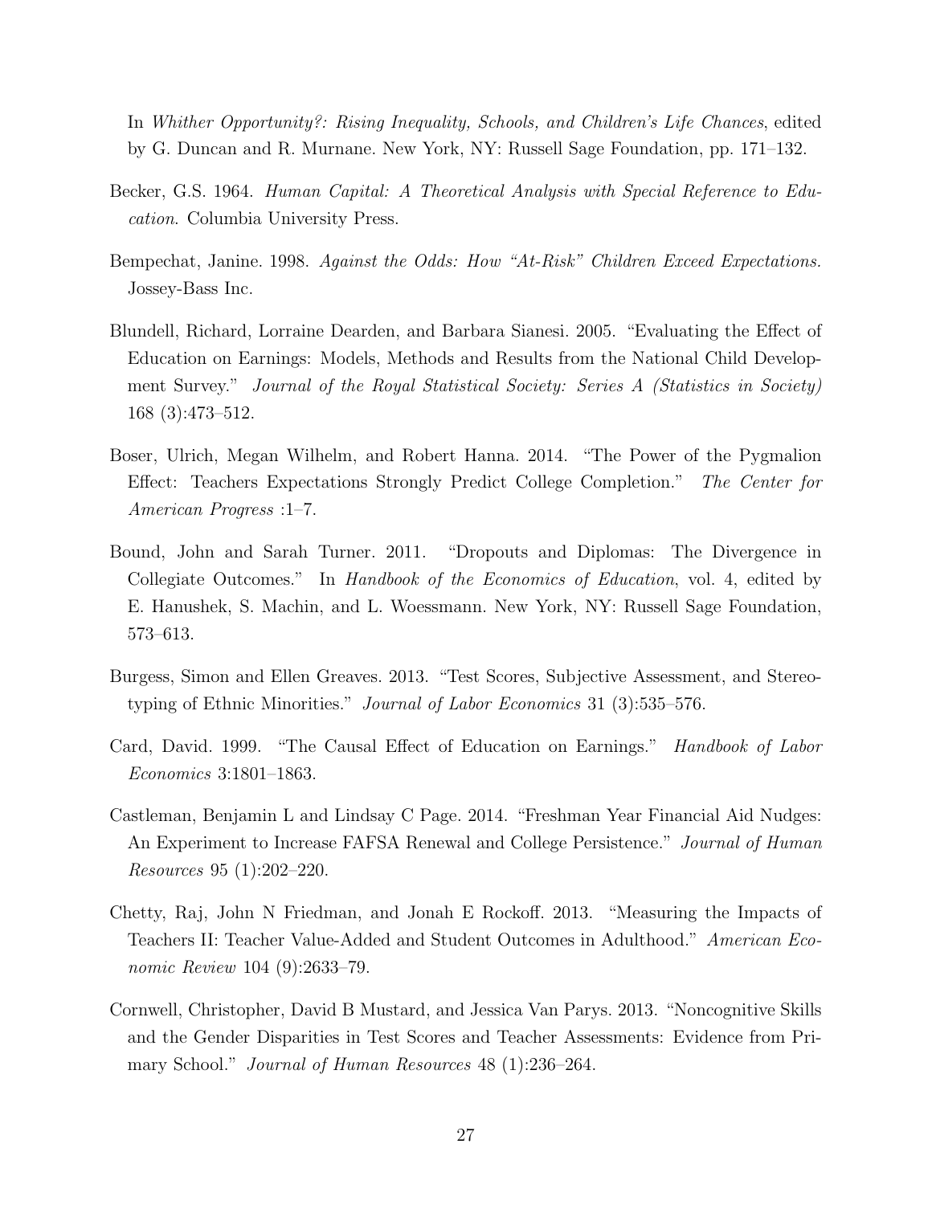In *Whither Opportunity?: Rising Inequality, Schools, and Children's Life Chances*, edited by G. Duncan and R. Murnane. New York, NY: Russell Sage Foundation, pp. 171–132.

Becker, G.S. 1964. *Human Capital: A Theoretical Analysis with Special Reference to Education*. Columbia University Press.

Bempechat, Janine. 1998. *Against the Odds: How "At-Risk" Children Exceed Expectations.* Jossey-Bass Inc.

Blundell, Richard, Lorraine Dearden, and Barbara Sianesi. 2005. "Evaluating the Effect of Education on Earnings: Models, Methods and Results from the National Child Development Survey." *Journal of the Royal Statistical Society: Series A (Statistics in Society)* 168 (3):473–512.

Boser, Ulrich, Megan Wilhelm, and Robert Hanna. 2014. "The Power of the Pygmalion Effect: Teachers Expectations Strongly Predict College Completion." *The Center for American Progress* :1–7.

Bound, John and Sarah Turner. 2011. "Dropouts and Diplomas: The Divergence in Collegiate Outcomes." In *Handbook of the Economics of Education*, vol. 4, edited by E. Hanushek, S. Machin, and L. Woessmann. New York, NY: Russell Sage Foundation, 573–613.

Burgess, Simon and Ellen Greaves. 2013. "Test Scores, Subjective Assessment, and Stereotyping of Ethnic Minorities." *Journal of Labor Economics* 31 (3):535–576.

Card, David. 1999. "The Causal Effect of Education on Earnings." *Handbook of Labor Economics* 3:1801–1863.

Castleman, Benjamin L and Lindsay C Page. 2014. "Freshman Year Financial Aid Nudges: An Experiment to Increase FAFSA Renewal and College Persistence." *Journal of Human Resources* 95 (1):202–220.

Chetty, Raj, John N Friedman, and Jonah E Rockoff. 2013. "Measuring the Impacts of Teachers II: Teacher Value-Added and Student Outcomes in Adulthood." *American Economic Review* 104 (9):2633–79.

Cornwell, Christopher, David B Mustard, and Jessica Van Parys. 2013. "Noncognitive Skills and the Gender Disparities in Test Scores and Teacher Assessments: Evidence from Primary School." *Journal of Human Resources* 48 (1):236–264.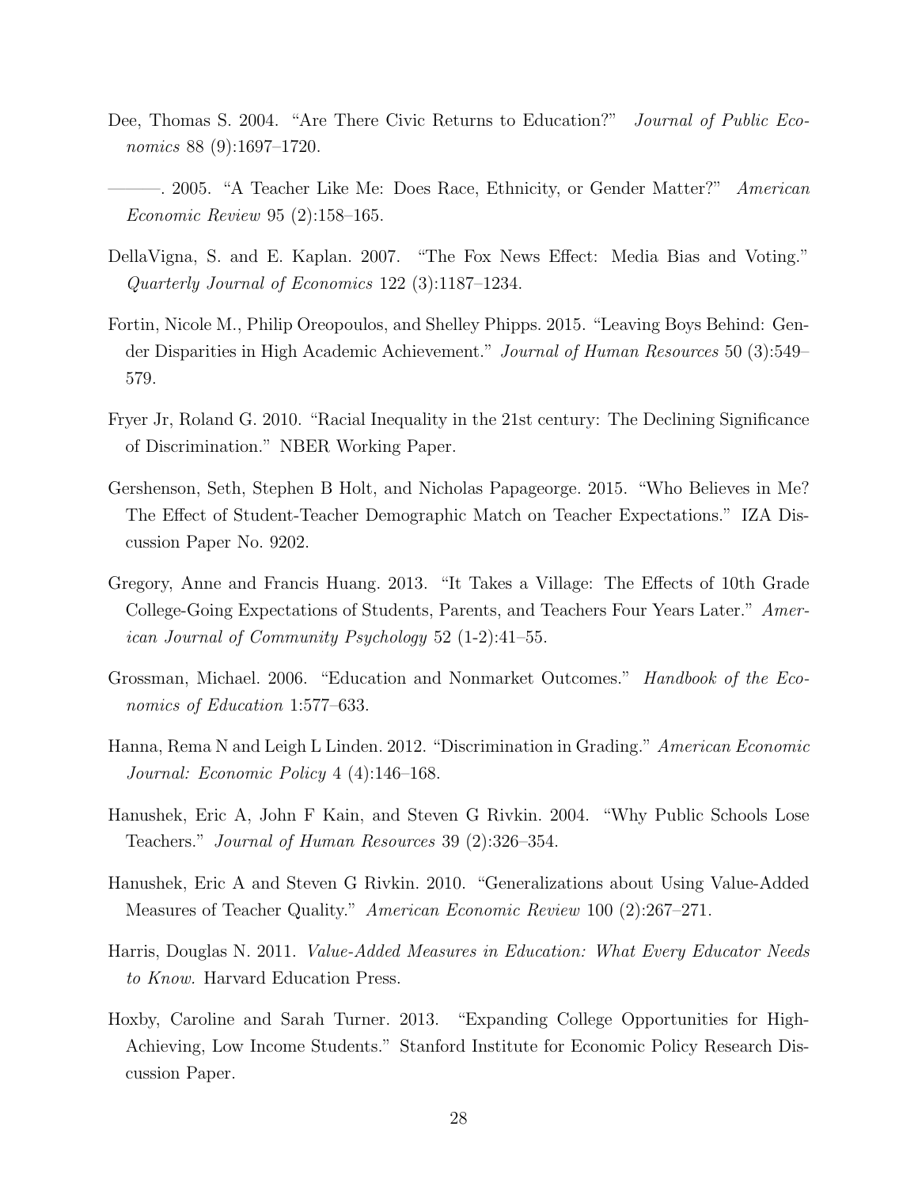Dee, Thomas S. 2004. "Are There Civic Returns to Education?" *Journal of Public Economics* 88 (9):1697–1720.

———. 2005. "A Teacher Like Me: Does Race, Ethnicity, or Gender Matter?" *American Economic Review* 95 (2):158–165.

DellaVigna, S. and E. Kaplan. 2007. "The Fox News Effect: Media Bias and Voting." *Quarterly Journal of Economics* 122 (3):1187–1234.

Fortin, Nicole M., Philip Oreopoulos, and Shelley Phipps. 2015. "Leaving Boys Behind: Gender Disparities in High Academic Achievement." *Journal of Human Resources* 50 (3):549–579.

Fryer Jr, Roland G. 2010. "Racial Inequality in the 21st century: The Declining Significance of Discrimination." NBER Working Paper.

Gershenson, Seth, Stephen B Holt, and Nicholas Papageorge. 2015. "Who Believes in Me? The Effect of Student-Teacher Demographic Match on Teacher Expectations." IZA Discussion Paper No. 9202.

Gregory, Anne and Francis Huang. 2013. "It Takes a Village: The Effects of 10th Grade College-Going Expectations of Students, Parents, and Teachers Four Years Later." *American Journal of Community Psychology* 52 (1-2):41–55.

Grossman, Michael. 2006. "Education and Nonmarket Outcomes." *Handbook of the Economics of Education* 1:577–633.

Hanna, Rema N and Leigh L Linden. 2012. "Discrimination in Grading." *American Economic Journal: Economic Policy* 4 (4):146–168.

Hanushek, Eric A, John F Kain, and Steven G Rivkin. 2004. "Why Public Schools Lose Teachers." *Journal of Human Resources* 39 (2):326–354.

Hanushek, Eric A and Steven G Rivkin. 2010. "Generalizations about Using Value-Added Measures of Teacher Quality." *American Economic Review* 100 (2):267–271.

Harris, Douglas N. 2011. *Value-Added Measures in Education: What Every Educator Needs to Know.* Harvard Education Press.

Hoxby, Caroline and Sarah Turner. 2013. "Expanding College Opportunities for High-Achieving, Low Income Students." Stanford Institute for Economic Policy Research Discussion Paper.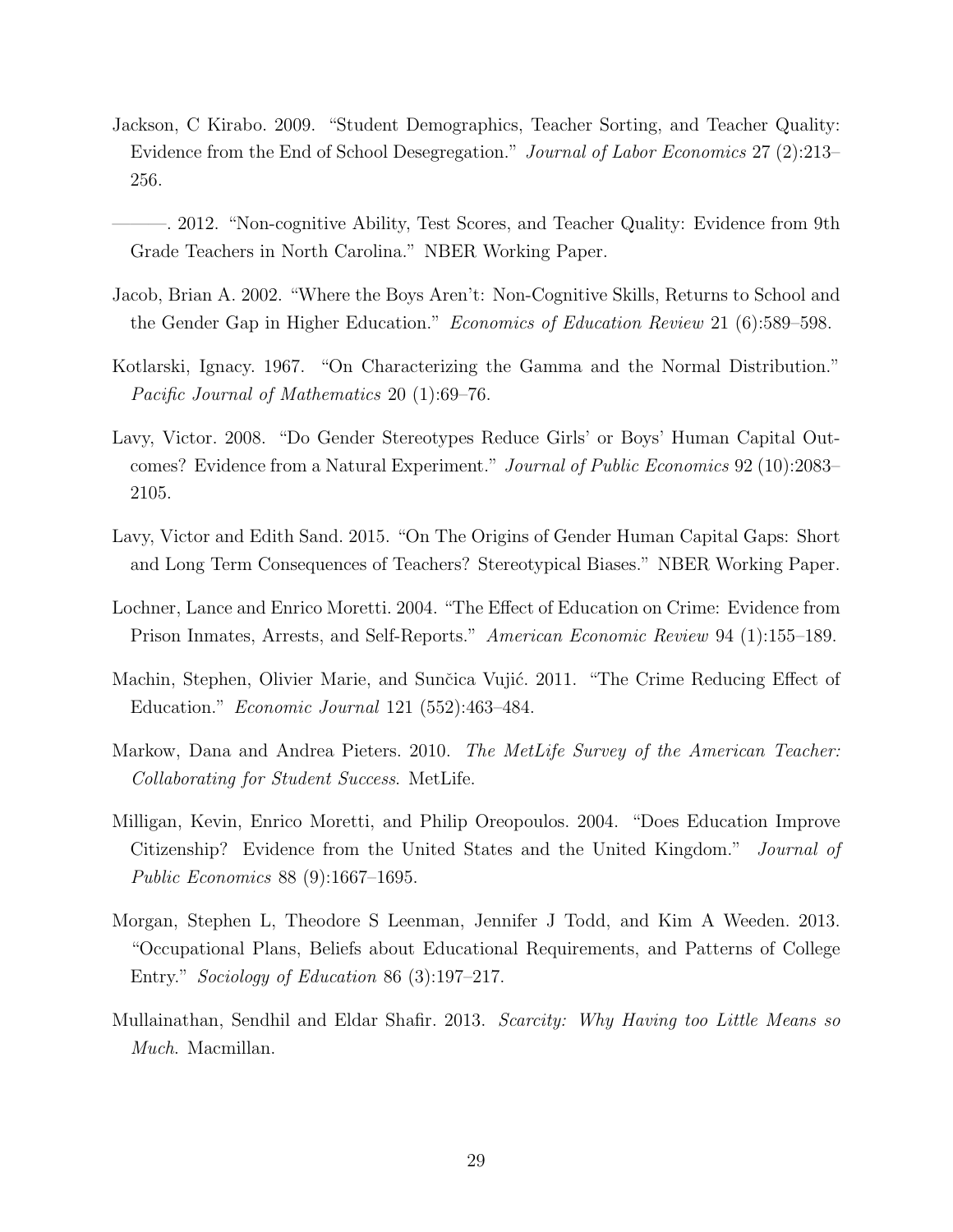Jackson, C Kirabo. 2009. "Student Demographics, Teacher Sorting, and Teacher Quality: Evidence from the End of School Desegregation." *Journal of Labor Economics* 27 (2):213–256.

———. 2012. "Non-cognitive Ability, Test Scores, and Teacher Quality: Evidence from 9th Grade Teachers in North Carolina." NBER Working Paper.

Jacob, Brian A. 2002. "Where the Boys Aren't: Non-Cognitive Skills, Returns to School and the Gender Gap in Higher Education." *Economics of Education Review* 21 (6):589–598.

Kotlarski, Ignacy. 1967. "On Characterizing the Gamma and the Normal Distribution." *Pacific Journal of Mathematics* 20 (1):69–76.

Lavy, Victor. 2008. "Do Gender Stereotypes Reduce Girls' or Boys' Human Capital Outcomes? Evidence from a Natural Experiment." *Journal of Public Economics* 92 (10):2083–2105.

Lavy, Victor and Edith Sand. 2015. "On The Origins of Gender Human Capital Gaps: Short and Long Term Consequences of Teachers? Stereotypical Biases." NBER Working Paper.

Lochner, Lance and Enrico Moretti. 2004. "The Effect of Education on Crime: Evidence from Prison Inmates, Arrests, and Self-Reports." *American Economic Review* 94 (1):155–189.

Machin, Stephen, Olivier Marie, and Sunčica Vujić. 2011. "The Crime Reducing Effect of Education." *Economic Journal* 121 (552):463–484.

Markow, Dana and Andrea Pieters. 2010. *The MetLife Survey of the American Teacher: Collaborating for Student Success*. MetLife.

Milligan, Kevin, Enrico Moretti, and Philip Oreopoulos. 2004. "Does Education Improve Citizenship? Evidence from the United States and the United Kingdom." *Journal of Public Economics* 88 (9):1667–1695.

Morgan, Stephen L, Theodore S Leenman, Jennifer J Todd, and Kim A Weeden. 2013. "Occupational Plans, Beliefs about Educational Requirements, and Patterns of College Entry." *Sociology of Education* 86 (3):197–217.

Mullainathan, Sendhil and Eldar Shafir. 2013. *Scarcity: Why Having too Little Means so Much*. Macmillan.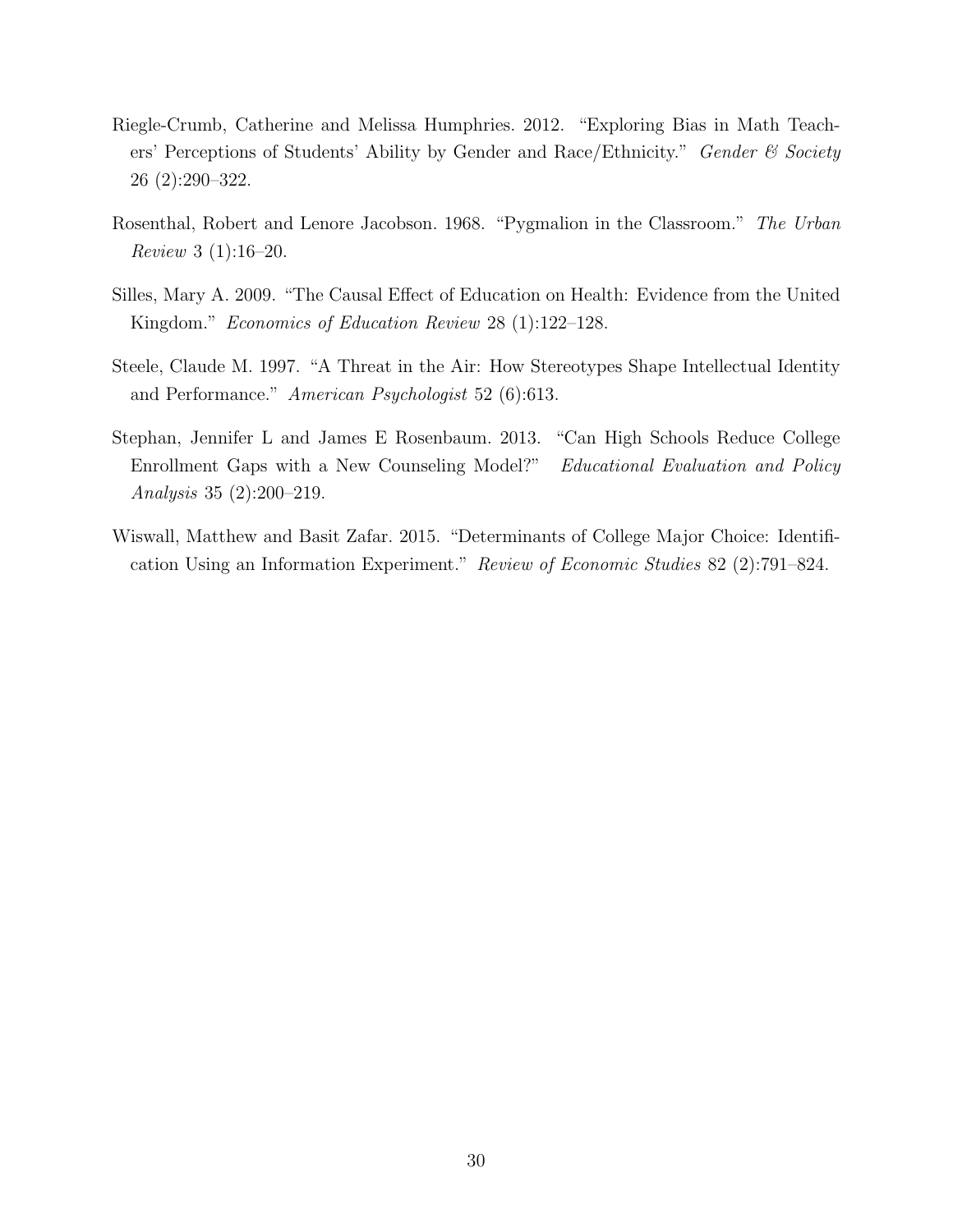Riegle-Crumb, Catherine and Melissa Humphries. 2012. "Exploring Bias in Math Teachers' Perceptions of Students' Ability by Gender and Race/Ethnicity." *Gender & Society* 26 (2):290–322.

Rosenthal, Robert and Lenore Jacobson. 1968. "Pygmalion in the Classroom." *The Urban Review* 3 (1):16–20.

Silles, Mary A. 2009. "The Causal Effect of Education on Health: Evidence from the United Kingdom." *Economics of Education Review* 28 (1):122–128.

Steele, Claude M. 1997. "A Threat in the Air: How Stereotypes Shape Intellectual Identity and Performance." *American Psychologist* 52 (6):613.

Stephan, Jennifer L and James E Rosenbaum. 2013. "Can High Schools Reduce College Enrollment Gaps with a New Counseling Model?" *Educational Evaluation and Policy Analysis* 35 (2):200–219.

Wiswall, Matthew and Basit Zafar. 2015. "Determinants of College Major Choice: Identification Using an Information Experiment." *Review of Economic Studies* 82 (2):791–824.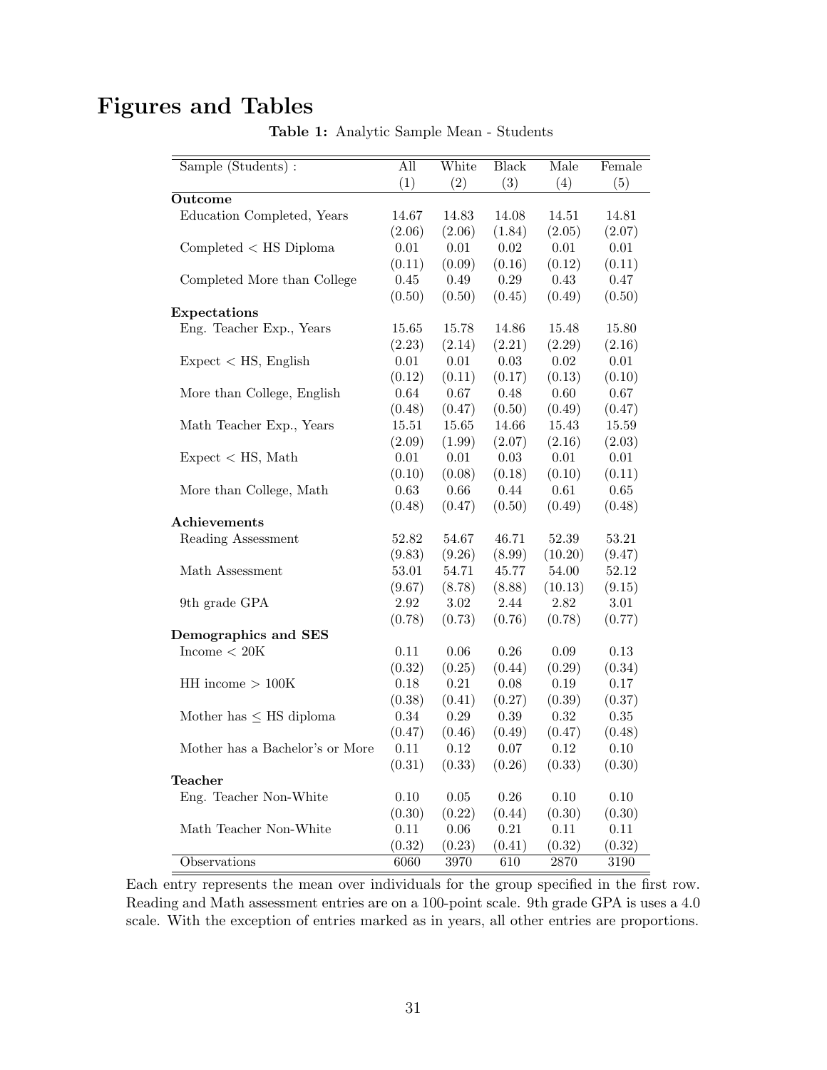# Figures and Tables

**Table 1:** Analytic Sample Mean - Students

| Sample (Students) : | All | White | Black | Male | Female |
|---|---|---|---|---|---|
| | (1) | (2) | (3) | (4) | (5) |
| **Outcome** | | | | | |
| Education Completed, Years | 14.67 | 14.83 | 14.08 | 14.51 | 14.81 |
| | (2.06) | (2.06) | (1.84) | (2.05) | (2.07) |
| Completed < HS Diploma | 0.01 | 0.01 | 0.02 | 0.01 | 0.01 |
| | (0.11) | (0.09) | (0.16) | (0.12) | (0.11) |
| Completed More than College | 0.45 | 0.49 | 0.29 | 0.43 | 0.47 |
| | (0.50) | (0.50) | (0.45) | (0.49) | (0.50) |
| **Expectations** | | | | | |
| Eng. Teacher Exp., Years | 15.65 | 15.78 | 14.86 | 15.48 | 15.80 |
| | (2.23) | (2.14) | (2.21) | (2.29) | (2.16) |
| Expect < HS, English | 0.01 | 0.01 | 0.03 | 0.02 | 0.01 |
| | (0.12) | (0.11) | (0.17) | (0.13) | (0.10) |
| More than College, English | 0.64 | 0.67 | 0.48 | 0.60 | 0.67 |
| | (0.48) | (0.47) | (0.50) | (0.49) | (0.47) |
| Math Teacher Exp., Years | 15.51 | 15.65 | 14.66 | 15.43 | 15.59 |
| | (2.09) | (1.99) | (2.07) | (2.16) | (2.03) |
| Expect < HS, Math | 0.01 | 0.01 | 0.03 | 0.01 | 0.01 |
| | (0.10) | (0.08) | (0.18) | (0.10) | (0.11) |
| More than College, Math | 0.63 | 0.66 | 0.44 | 0.61 | 0.65 |
| | (0.48) | (0.47) | (0.50) | (0.49) | (0.48) |
| **Achievements** | | | | | |
| Reading Assessment | 52.82 | 54.67 | 46.71 | 52.39 | 53.21 |
| | (9.83) | (9.26) | (8.99) | (10.20) | (9.47) |
| Math Assessment | 53.01 | 54.71 | 45.77 | 54.00 | 52.12 |
| | (9.67) | (8.78) | (8.88) | (10.13) | (9.15) |
| 9th grade GPA | 2.92 | 3.02 | 2.44 | 2.82 | 3.01 |
| | (0.78) | (0.73) | (0.76) | (0.78) | (0.77) |
| **Demographics and SES** | | | | | |
| Income < 20K | 0.11 | 0.06 | 0.26 | 0.09 | 0.13 |
| | (0.32) | (0.25) | (0.44) | (0.29) | (0.34) |
| HH income > 100K | 0.18 | 0.21 | 0.08 | 0.19 | 0.17 |
| | (0.38) | (0.41) | (0.27) | (0.39) | (0.37) |
| Mother has ≤ HS diploma | 0.34 | 0.29 | 0.39 | 0.32 | 0.35 |
| | (0.47) | (0.46) | (0.49) | (0.47) | (0.48) |
| Mother has a Bachelor's or More | 0.11 | 0.12 | 0.07 | 0.12 | 0.10 |
| | (0.31) | (0.33) | (0.26) | (0.33) | (0.30) |
| **Teacher** | | | | | |
| Eng. Teacher Non-White | 0.10 | 0.05 | 0.26 | 0.10 | 0.10 |
| | (0.30) | (0.22) | (0.44) | (0.30) | (0.30) |
| Math Teacher Non-White | 0.11 | 0.06 | 0.21 | 0.11 | 0.11 |
| | (0.32) | (0.23) | (0.41) | (0.32) | (0.32) |
| Observations | 6060 | 3970 | 610 | 2870 | 3190 |

Each entry represents the mean over individuals for the group specified in the first row. Reading and Math assessment entries are on a 100-point scale. 9th grade GPA is uses a 4.0 scale. With the exception of entries marked as in years, all other entries are proportions.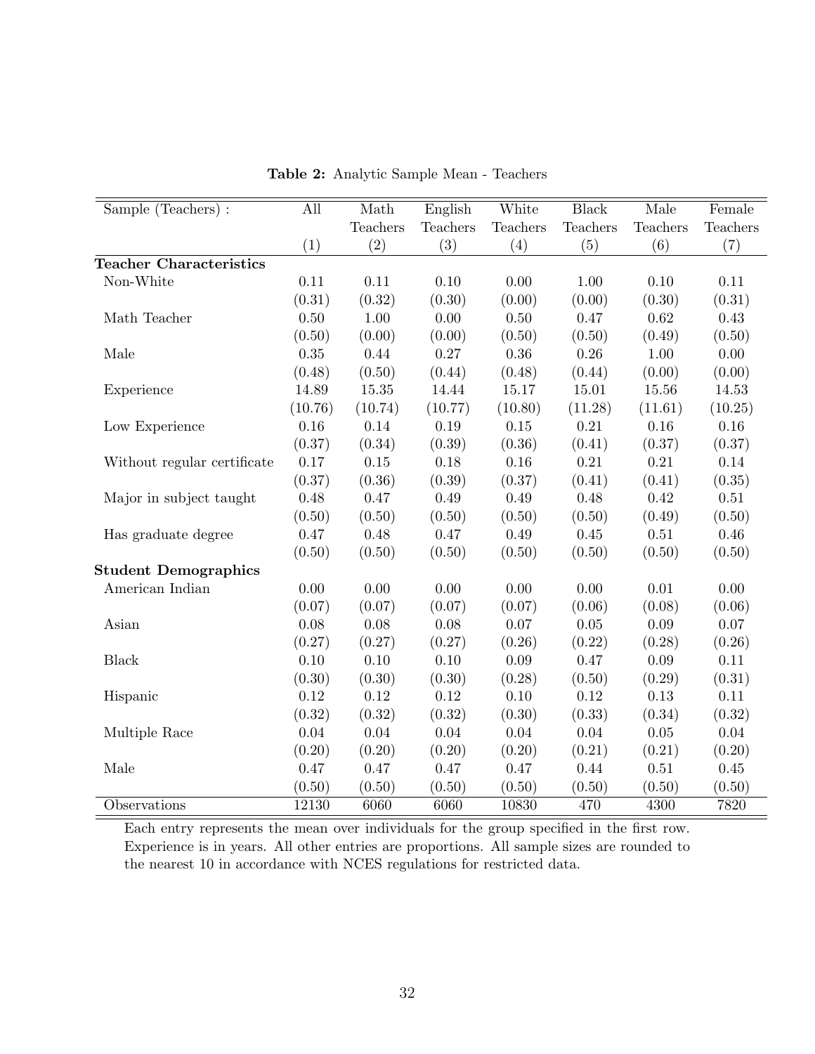**Table 2:** Analytic Sample Mean - Teachers

| Sample (Teachers) : | All | Math Teachers | English Teachers | White Teachers | Black Teachers | Male Teachers | Female Teachers |
|---|---|---|---|---|---|---|---|
| | (1) | (2) | (3) | (4) | (5) | (6) | (7) |
| **Teacher Characteristics** | | | | | | | |
| Non-White | 0.11 | 0.11 | 0.10 | 0.00 | 1.00 | 0.10 | 0.11 |
| | (0.31) | (0.32) | (0.30) | (0.00) | (0.00) | (0.30) | (0.31) |
| Math Teacher | 0.50 | 1.00 | 0.00 | 0.50 | 0.47 | 0.62 | 0.43 |
| | (0.50) | (0.00) | (0.00) | (0.50) | (0.50) | (0.49) | (0.50) |
| Male | 0.35 | 0.44 | 0.27 | 0.36 | 0.26 | 1.00 | 0.00 |
| | (0.48) | (0.50) | (0.44) | (0.48) | (0.44) | (0.00) | (0.00) |
| Experience | 14.89 | 15.35 | 14.44 | 15.17 | 15.01 | 15.56 | 14.53 |
| | (10.76) | (10.74) | (10.77) | (10.80) | (11.28) | (11.61) | (10.25) |
| Low Experience | 0.16 | 0.14 | 0.19 | 0.15 | 0.21 | 0.16 | 0.16 |
| | (0.37) | (0.34) | (0.39) | (0.36) | (0.41) | (0.37) | (0.37) |
| Without regular certificate | 0.17 | 0.15 | 0.18 | 0.16 | 0.21 | 0.21 | 0.14 |
| | (0.37) | (0.36) | (0.39) | (0.37) | (0.41) | (0.41) | (0.35) |
| Major in subject taught | 0.48 | 0.47 | 0.49 | 0.49 | 0.48 | 0.42 | 0.51 |
| | (0.50) | (0.50) | (0.50) | (0.50) | (0.50) | (0.49) | (0.50) |
| Has graduate degree | 0.47 | 0.48 | 0.47 | 0.49 | 0.45 | 0.51 | 0.46 |
| | (0.50) | (0.50) | (0.50) | (0.50) | (0.50) | (0.50) | (0.50) |
| **Student Demographics** | | | | | | | |
| American Indian | 0.00 | 0.00 | 0.00 | 0.00 | 0.00 | 0.01 | 0.00 |
| | (0.07) | (0.07) | (0.07) | (0.07) | (0.06) | (0.08) | (0.06) |
| Asian | 0.08 | 0.08 | 0.08 | 0.07 | 0.05 | 0.09 | 0.07 |
| | (0.27) | (0.27) | (0.27) | (0.26) | (0.22) | (0.28) | (0.26) |
| Black | 0.10 | 0.10 | 0.10 | 0.09 | 0.47 | 0.09 | 0.11 |
| | (0.30) | (0.30) | (0.30) | (0.28) | (0.50) | (0.29) | (0.31) |
| Hispanic | 0.12 | 0.12 | 0.12 | 0.10 | 0.12 | 0.13 | 0.11 |
| | (0.32) | (0.32) | (0.32) | (0.30) | (0.33) | (0.34) | (0.32) |
| Multiple Race | 0.04 | 0.04 | 0.04 | 0.04 | 0.04 | 0.05 | 0.04 |
| | (0.20) | (0.20) | (0.20) | (0.20) | (0.21) | (0.21) | (0.20) |
| Male | 0.47 | 0.47 | 0.47 | 0.47 | 0.44 | 0.51 | 0.45 |
| | (0.50) | (0.50) | (0.50) | (0.50) | (0.50) | (0.50) | (0.50) |
| Observations | 12130 | 6060 | 6060 | 10830 | 470 | 4300 | 7820 |

Each entry represents the mean over individuals for the group specified in the first row. Experience is in years. All other entries are proportions. All sample sizes are rounded to the nearest 10 in accordance with NCES regulations for restricted data.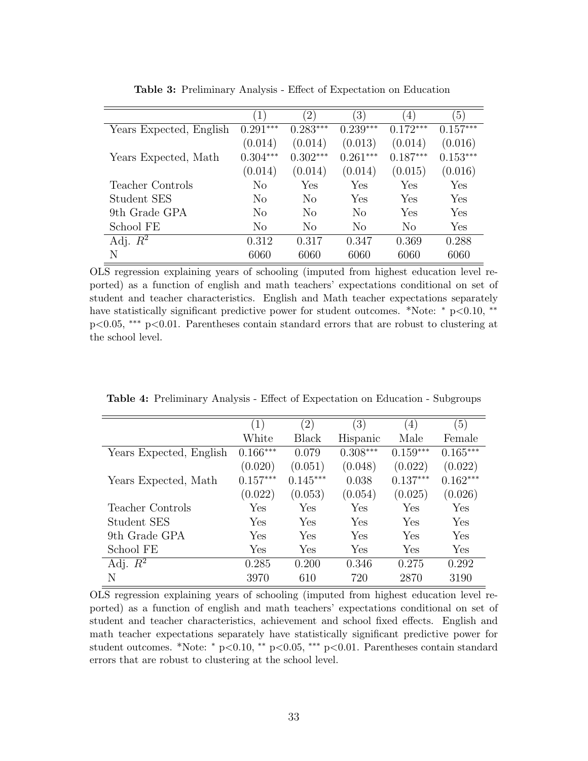**Table 3:** Preliminary Analysis - Effect of Expectation on Education

| | (1) | (2) | (3) | (4) | (5) |
|---|---|---|---|---|---|
| Years Expected, English | $0.291^{***}$ | $0.283^{***}$ | $0.239^{***}$ | $0.172^{***}$ | $0.157^{***}$ |
| | (0.014) | (0.014) | (0.013) | (0.014) | (0.016) |
| Years Expected, Math | $0.304^{***}$ | $0.302^{***}$ | $0.261^{***}$ | $0.187^{***}$ | $0.153^{***}$ |
| | (0.014) | (0.014) | (0.014) | (0.015) | (0.016) |
| Teacher Controls | No | Yes | Yes | Yes | Yes |
| Student SES | No | No | Yes | Yes | Yes |
| 9th Grade GPA | No | No | No | Yes | Yes |
| School FE | No | No | No | No | Yes |
| Adj. $R^2$ | 0.312 | 0.317 | 0.347 | 0.369 | 0.288 |
| N | 6060 | 6060 | 6060 | 6060 | 6060 |

OLS regression explaining years of schooling (imputed from highest education level reported) as a function of english and math teachers' expectations conditional on set of student and teacher characteristics. English and Math teacher expectations separately have statistically significant predictive power for student outcomes. *Note: $^{*}$ p<0.10, $^{**}$ p<0.05, $^{***}$ p<0.01. Parentheses contain standard errors that are robust to clustering at the school level.

**Table 4:** Preliminary Analysis - Effect of Expectation on Education - Subgroups

| | (1) | (2) | (3) | (4) | (5) |
|---|---|---|---|---|---|
| | White | Black | Hispanic | Male | Female |
| Years Expected, English | $0.166^{***}$ | 0.079 | $0.308^{***}$ | $0.159^{***}$ | $0.165^{***}$ |
| | (0.020) | (0.051) | (0.048) | (0.022) | (0.022) |
| Years Expected, Math | $0.157^{***}$ | $0.145^{***}$ | 0.038 | $0.137^{***}$ | $0.162^{***}$ |
| | (0.022) | (0.053) | (0.054) | (0.025) | (0.026) |
| Teacher Controls | Yes | Yes | Yes | Yes | Yes |
| Student SES | Yes | Yes | Yes | Yes | Yes |
| 9th Grade GPA | Yes | Yes | Yes | Yes | Yes |
| School FE | Yes | Yes | Yes | Yes | Yes |
| Adj. $R^2$ | 0.285 | 0.200 | 0.346 | 0.275 | 0.292 |
| N | 3970 | 610 | 720 | 2870 | 3190 |

OLS regression explaining years of schooling (imputed from highest education level reported) as a function of english and math teachers' expectations conditional on set of student and teacher characteristics, achievement and school fixed effects. English and math teacher expectations separately have statistically significant predictive power for student outcomes. *Note: $^{*}$ p<0.10, $^{**}$ p<0.05, $^{***}$ p<0.01. Parentheses contain standard errors that are robust to clustering at the school level.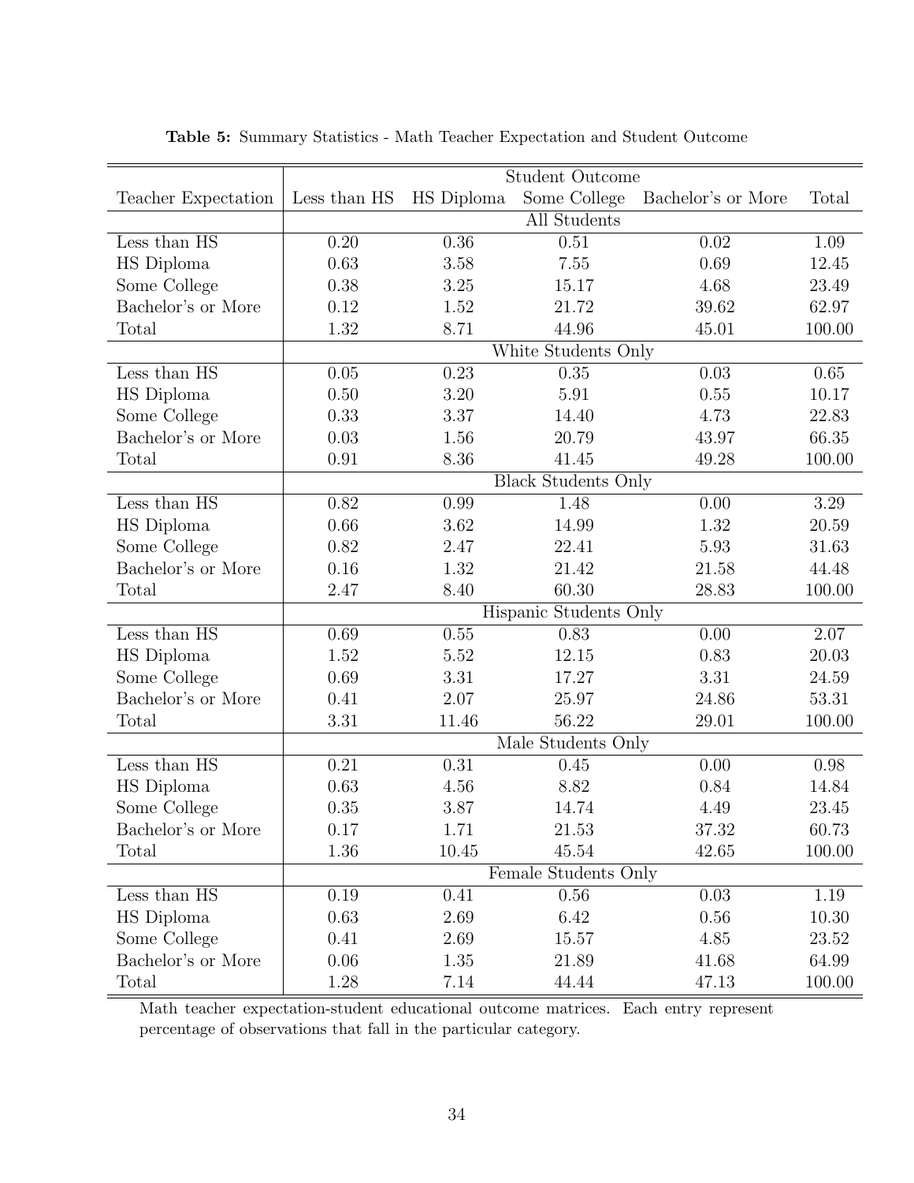**Table 5:** Summary Statistics - Math Teacher Expectation and Student Outcome

| | Student Outcome | | | | |
|---|---|---|---|---|---|
| Teacher Expectation | Less than HS | HS Diploma | Some College | Bachelor's or More | Total |
| | All Students | | | | |
| Less than HS | 0.20 | 0.36 | 0.51 | 0.02 | 1.09 |
| HS Diploma | 0.63 | 3.58 | 7.55 | 0.69 | 12.45 |
| Some College | 0.38 | 3.25 | 15.17 | 4.68 | 23.49 |
| Bachelor's or More | 0.12 | 1.52 | 21.72 | 39.62 | 62.97 |
| Total | 1.32 | 8.71 | 44.96 | 45.01 | 100.00 |
| | White Students Only | | | | |
| Less than HS | 0.05 | 0.23 | 0.35 | 0.03 | 0.65 |
| HS Diploma | 0.50 | 3.20 | 5.91 | 0.55 | 10.17 |
| Some College | 0.33 | 3.37 | 14.40 | 4.73 | 22.83 |
| Bachelor's or More | 0.03 | 1.56 | 20.79 | 43.97 | 66.35 |
| Total | 0.91 | 8.36 | 41.45 | 49.28 | 100.00 |
| | Black Students Only | | | | |
| Less than HS | 0.82 | 0.99 | 1.48 | 0.00 | 3.29 |
| HS Diploma | 0.66 | 3.62 | 14.99 | 1.32 | 20.59 |
| Some College | 0.82 | 2.47 | 22.41 | 5.93 | 31.63 |
| Bachelor's or More | 0.16 | 1.32 | 21.42 | 21.58 | 44.48 |
| Total | 2.47 | 8.40 | 60.30 | 28.83 | 100.00 |
| | Hispanic Students Only | | | | |
| Less than HS | 0.69 | 0.55 | 0.83 | 0.00 | 2.07 |
| HS Diploma | 1.52 | 5.52 | 12.15 | 0.83 | 20.03 |
| Some College | 0.69 | 3.31 | 17.27 | 3.31 | 24.59 |
| Bachelor's or More | 0.41 | 2.07 | 25.97 | 24.86 | 53.31 |
| Total | 3.31 | 11.46 | 56.22 | 29.01 | 100.00 |
| | Male Students Only | | | | |
| Less than HS | 0.21 | 0.31 | 0.45 | 0.00 | 0.98 |
| HS Diploma | 0.63 | 4.56 | 8.82 | 0.84 | 14.84 |
| Some College | 0.35 | 3.87 | 14.74 | 4.49 | 23.45 |
| Bachelor's or More | 0.17 | 1.71 | 21.53 | 37.32 | 60.73 |
| Total | 1.36 | 10.45 | 45.54 | 42.65 | 100.00 |
| | Female Students Only | | | | |
| Less than HS | 0.19 | 0.41 | 0.56 | 0.03 | 1.19 |
| HS Diploma | 0.63 | 2.69 | 6.42 | 0.56 | 10.30 |
| Some College | 0.41 | 2.69 | 15.57 | 4.85 | 23.52 |
| Bachelor's or More | 0.06 | 1.35 | 21.89 | 41.68 | 64.99 |
| Total | 1.28 | 7.14 | 44.44 | 47.13 | 100.00 |

Math teacher expectation-student educational outcome matrices. Each entry represent percentage of observations that fall in the particular category.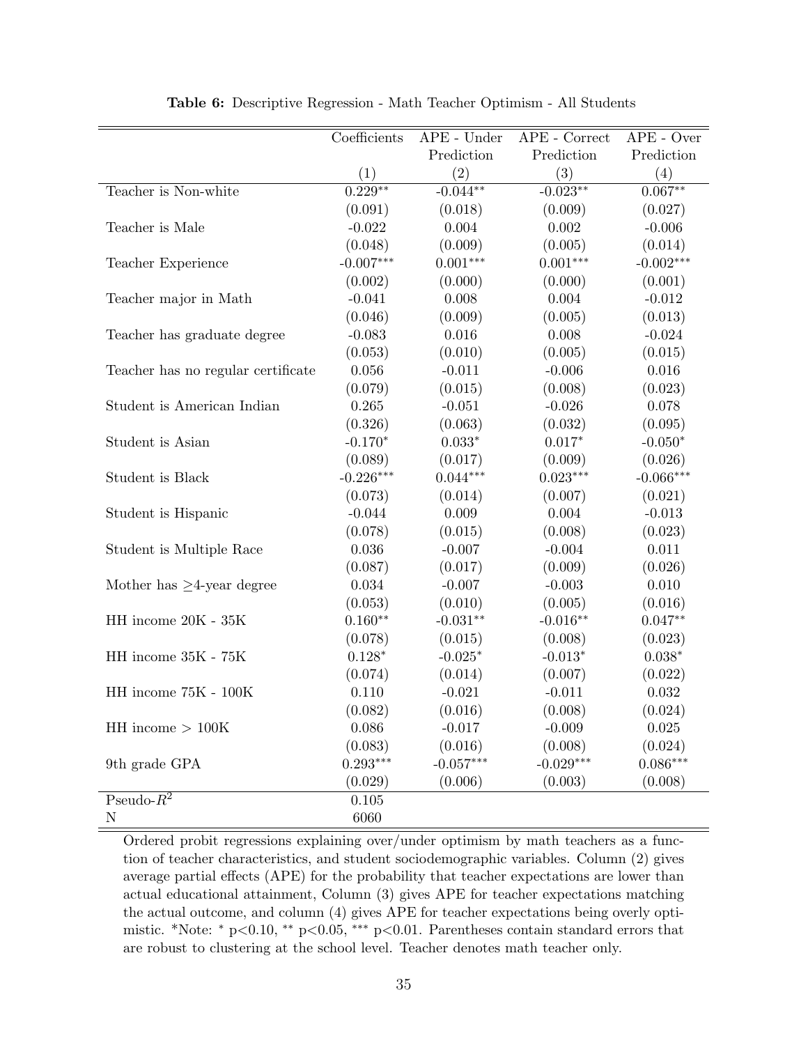**Table 6:** Descriptive Regression - Math Teacher Optimism - All Students

| | Coefficients | APE - Under Prediction | APE - Correct Prediction | APE - Over Prediction |
|---|---|---|---|---|
| | (1) | (2) | (3) | (4) |
| Teacher is Non-white | 0.229** | -0.044** | -0.023** | 0.067** |
| | (0.091) | (0.018) | (0.009) | (0.027) |
| Teacher is Male | -0.022 | 0.004 | 0.002 | -0.006 |
| | (0.048) | (0.009) | (0.005) | (0.014) |
| Teacher Experience | -0.007*** | 0.001*** | 0.001*** | -0.002*** |
| | (0.002) | (0.000) | (0.000) | (0.001) |
| Teacher major in Math | -0.041 | 0.008 | 0.004 | -0.012 |
| | (0.046) | (0.009) | (0.005) | (0.013) |
| Teacher has graduate degree | -0.083 | 0.016 | 0.008 | -0.024 |
| | (0.053) | (0.010) | (0.005) | (0.015) |
| Teacher has no regular certificate | 0.056 | -0.011 | -0.006 | 0.016 |
| | (0.079) | (0.015) | (0.008) | (0.023) |
| Student is American Indian | 0.265 | -0.051 | -0.026 | 0.078 |
| | (0.326) | (0.063) | (0.032) | (0.095) |
| Student is Asian | -0.170* | 0.033* | 0.017* | -0.050* |
| | (0.089) | (0.017) | (0.009) | (0.026) |
| Student is Black | -0.226*** | 0.044*** | 0.023*** | -0.066*** |
| | (0.073) | (0.014) | (0.007) | (0.021) |
| Student is Hispanic | -0.044 | 0.009 | 0.004 | -0.013 |
| | (0.078) | (0.015) | (0.008) | (0.023) |
| Student is Multiple Race | 0.036 | -0.007 | -0.004 | 0.011 |
| | (0.087) | (0.017) | (0.009) | (0.026) |
| Mother has ≥4-year degree | 0.034 | -0.007 | -0.003 | 0.010 |
| | (0.053) | (0.010) | (0.005) | (0.016) |
| HH income 20K - 35K | 0.160** | -0.031** | -0.016** | 0.047** |
| | (0.078) | (0.015) | (0.008) | (0.023) |
| HH income 35K - 75K | 0.128* | -0.025* | -0.013* | 0.038* |
| | (0.074) | (0.014) | (0.007) | (0.022) |
| HH income 75K - 100K | 0.110 | -0.021 | -0.011 | 0.032 |
| | (0.082) | (0.016) | (0.008) | (0.024) |
| HH income > 100K | 0.086 | -0.017 | -0.009 | 0.025 |
| | (0.083) | (0.016) | (0.008) | (0.024) |
| 9th grade GPA | 0.293*** | -0.057*** | -0.029*** | 0.086*** |
| | (0.029) | (0.006) | (0.003) | (0.008) |
| Pseudo-$R^2$ | 0.105 | | | |
| N | 6060 | | | |

Ordered probit regressions explaining over/under optimism by math teachers as a function of teacher characteristics, and student sociodemographic variables. Column (2) gives average partial effects (APE) for the probability that teacher expectations are lower than actual educational attainment, Column (3) gives APE for teacher expectations matching the actual outcome, and column (4) gives APE for teacher expectations being overly optimistic. *Note: * $p<0.10$, ** $p<0.05$, *** $p<0.01$. Parentheses contain standard errors that are robust to clustering at the school level. Teacher denotes math teacher only.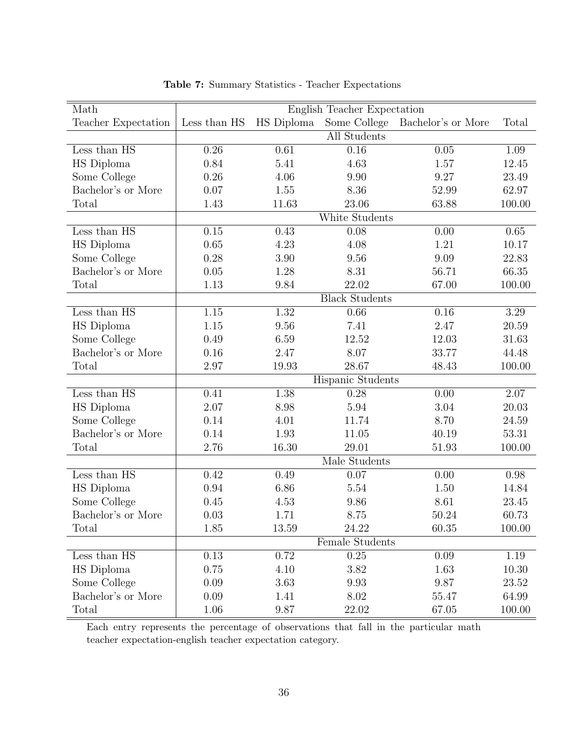**Table 7:** Summary Statistics - Teacher Expectations

| Math Teacher Expectation | English Teacher Expectation | | | | |
|---|---|---|---|---|---|
| | Less than HS | HS Diploma | Some College | Bachelor's or More | Total |
| | All Students | | | | |
| Less than HS | 0.26 | 0.61 | 0.16 | 0.05 | 1.09 |
| HS Diploma | 0.84 | 5.41 | 4.63 | 1.57 | 12.45 |
| Some College | 0.26 | 4.06 | 9.90 | 9.27 | 23.49 |
| Bachelor's or More | 0.07 | 1.55 | 8.36 | 52.99 | 62.97 |
| Total | 1.43 | 11.63 | 23.06 | 63.88 | 100.00 |
| | White Students | | | | |
| Less than HS | 0.15 | 0.43 | 0.08 | 0.00 | 0.65 |
| HS Diploma | 0.65 | 4.23 | 4.08 | 1.21 | 10.17 |
| Some College | 0.28 | 3.90 | 9.56 | 9.09 | 22.83 |
| Bachelor's or More | 0.05 | 1.28 | 8.31 | 56.71 | 66.35 |
| Total | 1.13 | 9.84 | 22.02 | 67.00 | 100.00 |
| | Black Students | | | | |
| Less than HS | 1.15 | 1.32 | 0.66 | 0.16 | 3.29 |
| HS Diploma | 1.15 | 9.56 | 7.41 | 2.47 | 20.59 |
| Some College | 0.49 | 6.59 | 12.52 | 12.03 | 31.63 |
| Bachelor's or More | 0.16 | 2.47 | 8.07 | 33.77 | 44.48 |
| Total | 2.97 | 19.93 | 28.67 | 48.43 | 100.00 |
| | Hispanic Students | | | | |
| Less than HS | 0.41 | 1.38 | 0.28 | 0.00 | 2.07 |
| HS Diploma | 2.07 | 8.98 | 5.94 | 3.04 | 20.03 |
| Some College | 0.14 | 4.01 | 11.74 | 8.70 | 24.59 |
| Bachelor's or More | 0.14 | 1.93 | 11.05 | 40.19 | 53.31 |
| Total | 2.76 | 16.30 | 29.01 | 51.93 | 100.00 |
| | Male Students | | | | |
| Less than HS | 0.42 | 0.49 | 0.07 | 0.00 | 0.98 |
| HS Diploma | 0.94 | 6.86 | 5.54 | 1.50 | 14.84 |
| Some College | 0.45 | 4.53 | 9.86 | 8.61 | 23.45 |
| Bachelor's or More | 0.03 | 1.71 | 8.75 | 50.24 | 60.73 |
| Total | 1.85 | 13.59 | 24.22 | 60.35 | 100.00 |
| | Female Students | | | | |
| Less than HS | 0.13 | 0.72 | 0.25 | 0.09 | 1.19 |
| HS Diploma | 0.75 | 4.10 | 3.82 | 1.63 | 10.30 |
| Some College | 0.09 | 3.63 | 9.93 | 9.87 | 23.52 |
| Bachelor's or More | 0.09 | 1.41 | 8.02 | 55.47 | 64.99 |
| Total | 1.06 | 9.87 | 22.02 | 67.05 | 100.00 |

Each entry represents the percentage of observations that fall in the particular math teacher expectation-english teacher expectation category.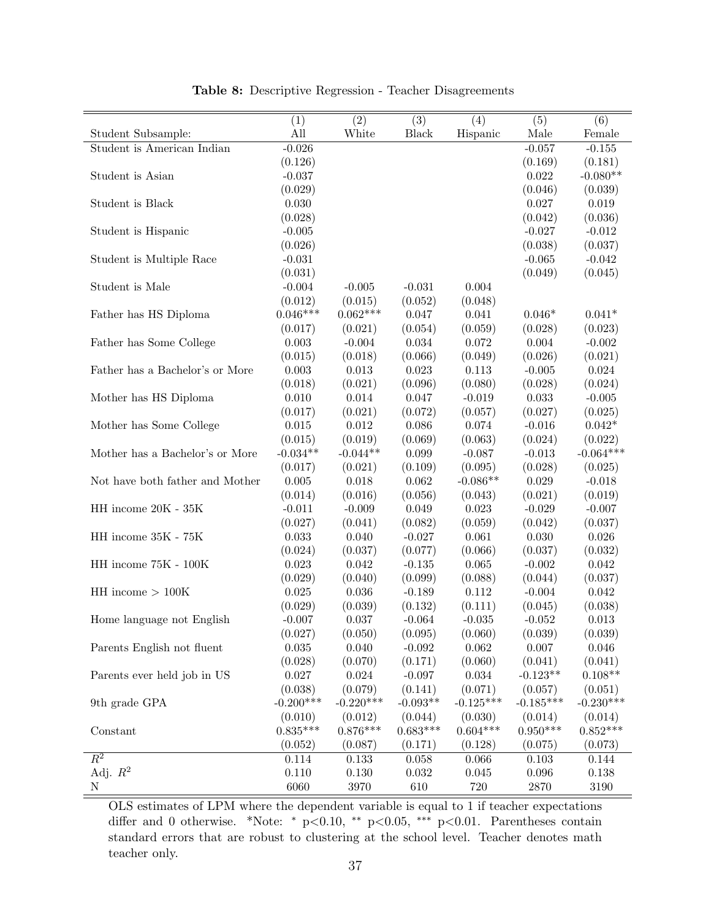**Table 8:** Descriptive Regression - Teacher Disagreements

| | (1) | (2) | (3) | (4) | (5) | (6) |
|---|---|---|---|---|---|---|
| Student Subsample: | All | White | Black | Hispanic | Male | Female |
| Student is American Indian | -0.026 | | | | -0.057 | -0.155 |
| | (0.126) | | | | (0.169) | (0.181) |
| Student is Asian | -0.037 | | | | 0.022 | -0.080** |
| | (0.029) | | | | (0.046) | (0.039) |
| Student is Black | 0.030 | | | | 0.027 | 0.019 |
| | (0.028) | | | | (0.042) | (0.036) |
| Student is Hispanic | -0.005 | | | | -0.027 | -0.012 |
| | (0.026) | | | | (0.038) | (0.037) |
| Student is Multiple Race | -0.031 | | | | -0.065 | -0.042 |
| | (0.031) | | | | (0.049) | (0.045) |
| Student is Male | -0.004 | -0.005 | -0.031 | 0.004 | | |
| | (0.012) | (0.015) | (0.052) | (0.048) | | |
| Father has HS Diploma | 0.046*** | 0.062*** | 0.047 | 0.041 | 0.046* | 0.041* |
| | (0.017) | (0.021) | (0.054) | (0.059) | (0.028) | (0.023) |
| Father has Some College | 0.003 | -0.004 | 0.034 | 0.072 | 0.004 | -0.002 |
| | (0.015) | (0.018) | (0.066) | (0.049) | (0.026) | (0.021) |
| Father has a Bachelor's or More | 0.003 | 0.013 | 0.023 | 0.113 | -0.005 | 0.024 |
| | (0.018) | (0.021) | (0.096) | (0.080) | (0.028) | (0.024) |
| Mother has HS Diploma | 0.010 | 0.014 | 0.047 | -0.019 | 0.033 | -0.005 |
| | (0.017) | (0.021) | (0.072) | (0.057) | (0.027) | (0.025) |
| Mother has Some College | 0.015 | 0.012 | 0.086 | 0.074 | -0.016 | 0.042* |
| | (0.015) | (0.019) | (0.069) | (0.063) | (0.024) | (0.022) |
| Mother has a Bachelor's or More | -0.034** | -0.044** | 0.099 | -0.087 | -0.013 | -0.064*** |
| | (0.017) | (0.021) | (0.109) | (0.095) | (0.028) | (0.025) |
| Not have both father and Mother | 0.005 | 0.018 | 0.062 | -0.086** | 0.029 | -0.018 |
| | (0.014) | (0.016) | (0.056) | (0.043) | (0.021) | (0.019) |
| HH income 20K - 35K | -0.011 | -0.009 | 0.049 | 0.023 | -0.029 | -0.007 |
| | (0.027) | (0.041) | (0.082) | (0.059) | (0.042) | (0.037) |
| HH income 35K - 75K | 0.033 | 0.040 | -0.027 | 0.061 | 0.030 | 0.026 |
| | (0.024) | (0.037) | (0.077) | (0.066) | (0.037) | (0.032) |
| HH income 75K - 100K | 0.023 | 0.042 | -0.135 | 0.065 | -0.002 | 0.042 |
| | (0.029) | (0.040) | (0.099) | (0.088) | (0.044) | (0.037) |
| HH income > 100K | 0.025 | 0.036 | -0.189 | 0.112 | -0.004 | 0.042 |
| | (0.029) | (0.039) | (0.132) | (0.111) | (0.045) | (0.038) |
| Home language not English | -0.007 | 0.037 | -0.064 | -0.035 | -0.052 | 0.013 |
| | (0.027) | (0.050) | (0.095) | (0.060) | (0.039) | (0.039) |
| Parents English not fluent | 0.035 | 0.040 | -0.092 | 0.062 | 0.007 | 0.046 |
| | (0.028) | (0.070) | (0.171) | (0.060) | (0.041) | (0.041) |
| Parents ever held job in US | 0.027 | 0.024 | -0.097 | 0.034 | -0.123** | 0.108** |
| | (0.038) | (0.079) | (0.141) | (0.071) | (0.057) | (0.051) |
| 9th grade GPA | -0.200*** | -0.220*** | -0.093** | -0.125*** | -0.185*** | -0.230*** |
| | (0.010) | (0.012) | (0.044) | (0.030) | (0.014) | (0.014) |
| Constant | 0.835*** | 0.876*** | 0.683*** | 0.604*** | 0.950*** | 0.852*** |
| | (0.052) | (0.087) | (0.171) | (0.128) | (0.075) | (0.073) |
| $R^2$ | 0.114 | 0.133 | 0.058 | 0.066 | 0.103 | 0.144 |
| Adj. $R^2$ | 0.110 | 0.130 | 0.032 | 0.045 | 0.096 | 0.138 |
| N | 6060 | 3970 | 610 | 720 | 2870 | 3190 |

OLS estimates of LPM where the dependent variable is equal to 1 if teacher expectations differ and 0 otherwise. *Note: * $p<0.10$, ** $p<0.05$, *** $p<0.01$. Parentheses contain standard errors that are robust to clustering at the school level. Teacher denotes math teacher only.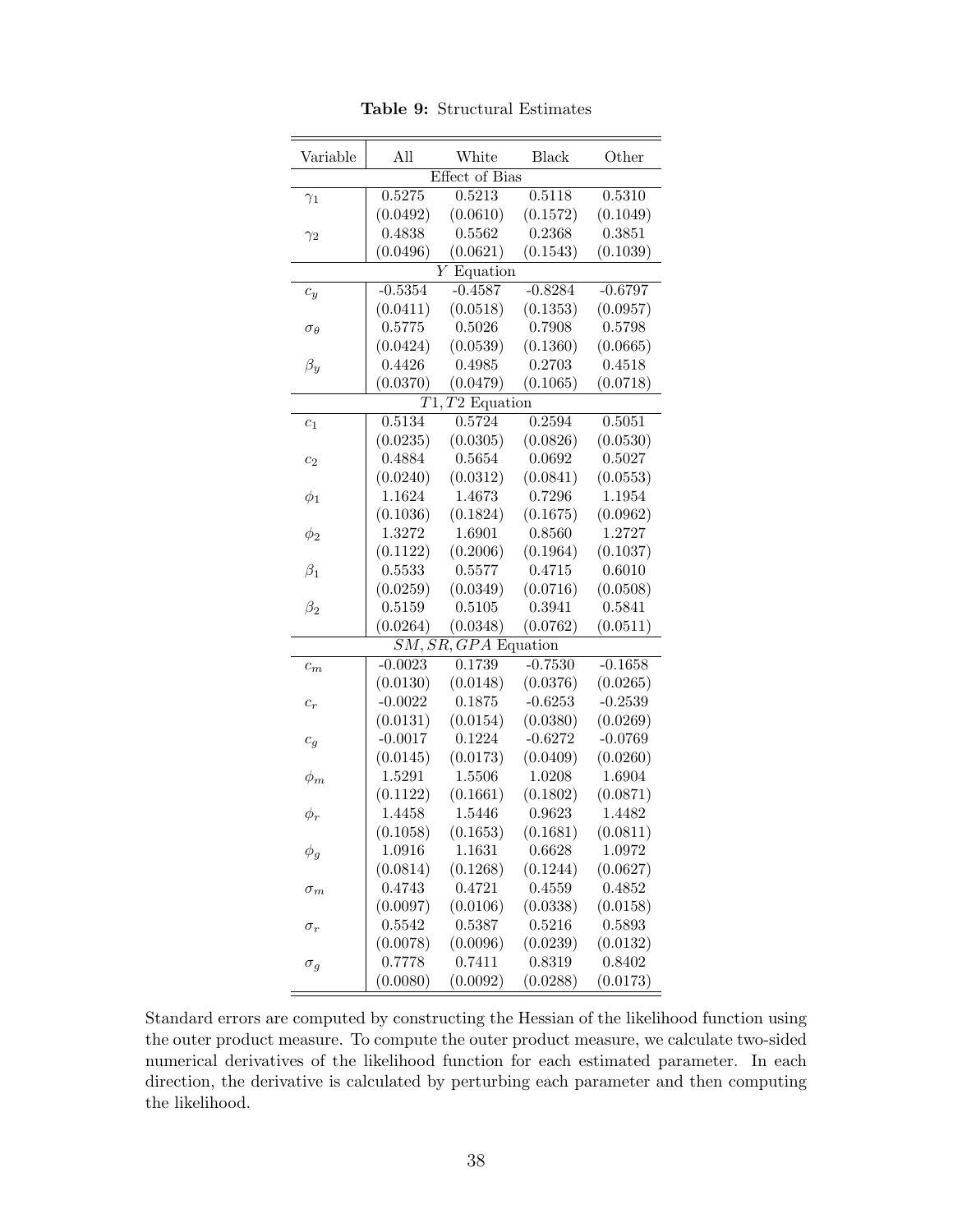**Table 9:** Structural Estimates

| Variable | All | White | Black | Other |
|---|---|---|---|---|
| Effect of Bias | | | | |
| $\gamma_1$ | 0.5275 | 0.5213 | 0.5118 | 0.5310 |
| | (0.0492) | (0.0610) | (0.1572) | (0.1049) |
| $\gamma_2$ | 0.4838 | 0.5562 | 0.2368 | 0.3851 |
| | (0.0496) | (0.0621) | (0.1543) | (0.1039) |
| $Y$ Equation | | | | |
| $c_y$ | -0.5354 | -0.4587 | -0.8284 | -0.6797 |
| | (0.0411) | (0.0518) | (0.1353) | (0.0957) |
| $\sigma_\theta$ | 0.5775 | 0.5026 | 0.7908 | 0.5798 |
| | (0.0424) | (0.0539) | (0.1360) | (0.0665) |
| $\beta_y$ | 0.4426 | 0.4985 | 0.2703 | 0.4518 |
| | (0.0370) | (0.0479) | (0.1065) | (0.0718) |
| $T1, T2$ Equation | | | | |
| $c_1$ | 0.5134 | 0.5724 | 0.2594 | 0.5051 |
| | (0.0235) | (0.0305) | (0.0826) | (0.0530) |
| $c_2$ | 0.4884 | 0.5654 | 0.0692 | 0.5027 |
| | (0.0240) | (0.0312) | (0.0841) | (0.0553) |
| $\phi_1$ | 1.1624 | 1.4673 | 0.7296 | 1.1954 |
| | (0.1036) | (0.1824) | (0.1675) | (0.0962) |
| $\phi_2$ | 1.3272 | 1.6901 | 0.8560 | 1.2727 |
| | (0.1122) | (0.2006) | (0.1964) | (0.1037) |
| $\beta_1$ | 0.5533 | 0.5577 | 0.4715 | 0.6010 |
| | (0.0259) | (0.0349) | (0.0716) | (0.0508) |
| $\beta_2$ | 0.5159 | 0.5105 | 0.3941 | 0.5841 |
| | (0.0264) | (0.0348) | (0.0762) | (0.0511) |
| $SM, SR, GPA$ Equation | | | | |
| $c_m$ | -0.0023 | 0.1739 | -0.7530 | -0.1658 |
| | (0.0130) | (0.0148) | (0.0376) | (0.0265) |
| $c_r$ | -0.0022 | 0.1875 | -0.6253 | -0.2539 |
| | (0.0131) | (0.0154) | (0.0380) | (0.0269) |
| $c_g$ | -0.0017 | 0.1224 | -0.6272 | -0.0769 |
| | (0.0145) | (0.0173) | (0.0409) | (0.0260) |
| $\phi_m$ | 1.5291 | 1.5506 | 1.0208 | 1.6904 |
| | (0.1122) | (0.1661) | (0.1802) | (0.0871) |
| $\phi_r$ | 1.4458 | 1.5446 | 0.9623 | 1.4482 |
| | (0.1058) | (0.1653) | (0.1681) | (0.0811) |
| $\phi_g$ | 1.0916 | 1.1631 | 0.6628 | 1.0972 |
| | (0.0814) | (0.1268) | (0.1244) | (0.0627) |
| $\sigma_m$ | 0.4743 | 0.4721 | 0.4559 | 0.4852 |
| | (0.0097) | (0.0106) | (0.0338) | (0.0158) |
| $\sigma_r$ | 0.5542 | 0.5387 | 0.5216 | 0.5893 |
| | (0.0078) | (0.0096) | (0.0239) | (0.0132) |
| $\sigma_g$ | 0.7778 | 0.7411 | 0.8319 | 0.8402 |
| | (0.0080) | (0.0092) | (0.0288) | (0.0173) |

Standard errors are computed by constructing the Hessian of the likelihood function using the outer product measure. To compute the outer product measure, we calculate two-sided numerical derivatives of the likelihood function for each estimated parameter. In each direction, the derivative is calculated by perturbing each parameter and then computing the likelihood.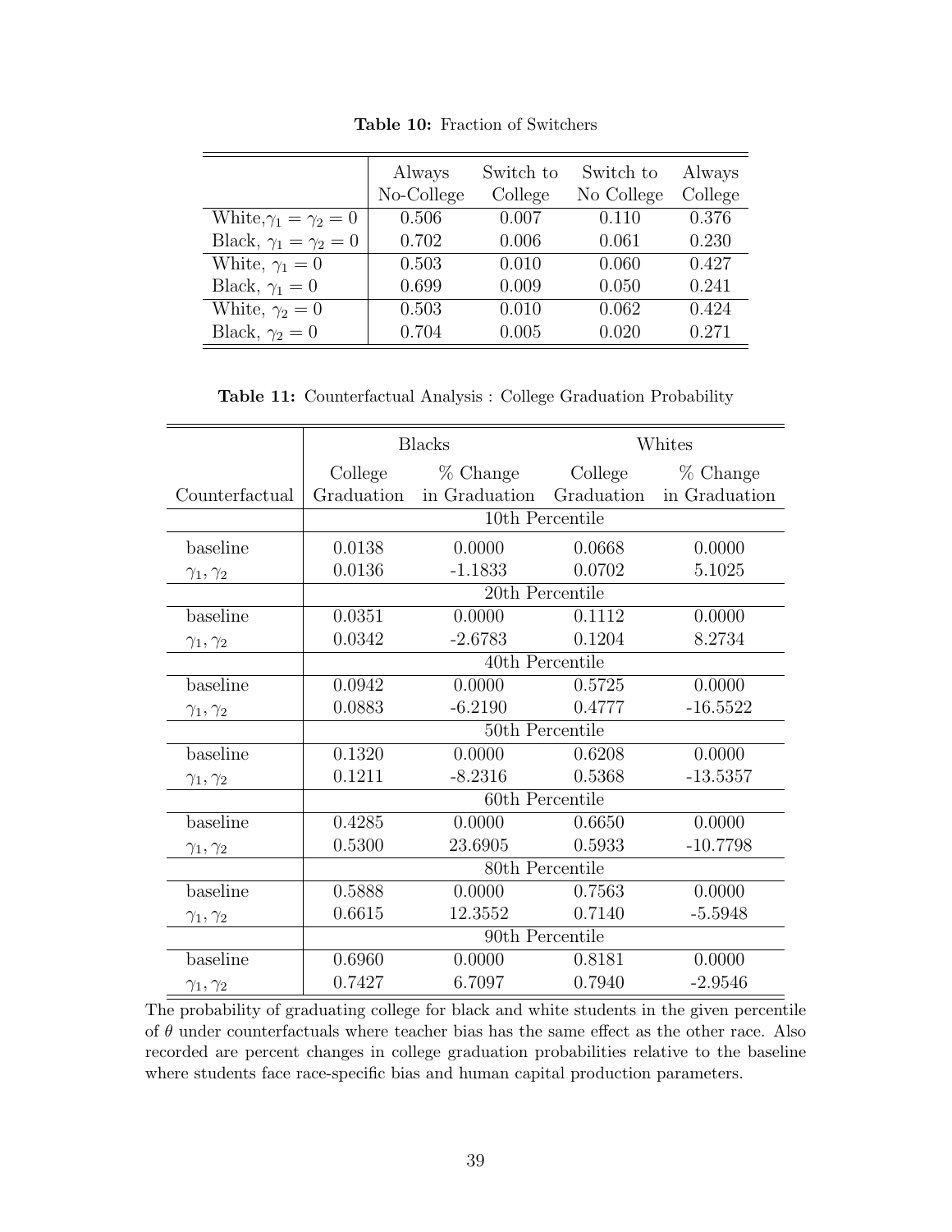**Table 10:** Fraction of Switchers

| | Always No-College | Switch to College | Switch to No College | Always College |
|---|---|---|---|---|
| White, $\gamma_1 = \gamma_2 = 0$ | 0.506 | 0.007 | 0.110 | 0.376 |
| Black, $\gamma_1 = \gamma_2 = 0$ | 0.702 | 0.006 | 0.061 | 0.230 |
| White, $\gamma_1 = 0$ | 0.503 | 0.010 | 0.060 | 0.427 |
| Black, $\gamma_1 = 0$ | 0.699 | 0.009 | 0.050 | 0.241 |
| White, $\gamma_2 = 0$ | 0.503 | 0.010 | 0.062 | 0.424 |
| Black, $\gamma_2 = 0$ | 0.704 | 0.005 | 0.020 | 0.271 |

**Table 11:** Counterfactual Analysis : College Graduation Probability

| | Blacks | | Whites | |
|---|---|---|---|---|
| Counterfactual | College Graduation | % Change in Graduation | College Graduation | % Change in Graduation |
| | 10th Percentile | | | |
| baseline | 0.0138 | 0.0000 | 0.0668 | 0.0000 |
| $\gamma_1, \gamma_2$ | 0.0136 | -1.1833 | 0.0702 | 5.1025 |
| | 20th Percentile | | | |
| baseline | 0.0351 | 0.0000 | 0.1112 | 0.0000 |
| $\gamma_1, \gamma_2$ | 0.0342 | -2.6783 | 0.1204 | 8.2734 |
| | 40th Percentile | | | |
| baseline | 0.0942 | 0.0000 | 0.5725 | 0.0000 |
| $\gamma_1, \gamma_2$ | 0.0883 | -6.2190 | 0.4777 | -16.5522 |
| | 50th Percentile | | | |
| baseline | 0.1320 | 0.0000 | 0.6208 | 0.0000 |
| $\gamma_1, \gamma_2$ | 0.1211 | -8.2316 | 0.5368 | -13.5357 |
| | 60th Percentile | | | |
| baseline | 0.4285 | 0.0000 | 0.6650 | 0.0000 |
| $\gamma_1, \gamma_2$ | 0.5300 | 23.6905 | 0.5933 | -10.7798 |
| | 80th Percentile | | | |
| baseline | 0.5888 | 0.0000 | 0.7563 | 0.0000 |
| $\gamma_1, \gamma_2$ | 0.6615 | 12.3552 | 0.7140 | -5.5948 |
| | 90th Percentile | | | |
| baseline | 0.6960 | 0.0000 | 0.8181 | 0.0000 |
| $\gamma_1, \gamma_2$ | 0.7427 | 6.7097 | 0.7940 | -2.9546 |

The probability of graduating college for black and white students in the given percentile of $\theta$ under counterfactuals where teacher bias has the same effect as the other race. Also recorded are percent changes in college graduation probabilities relative to the baseline where students face race-specific bias and human capital production parameters.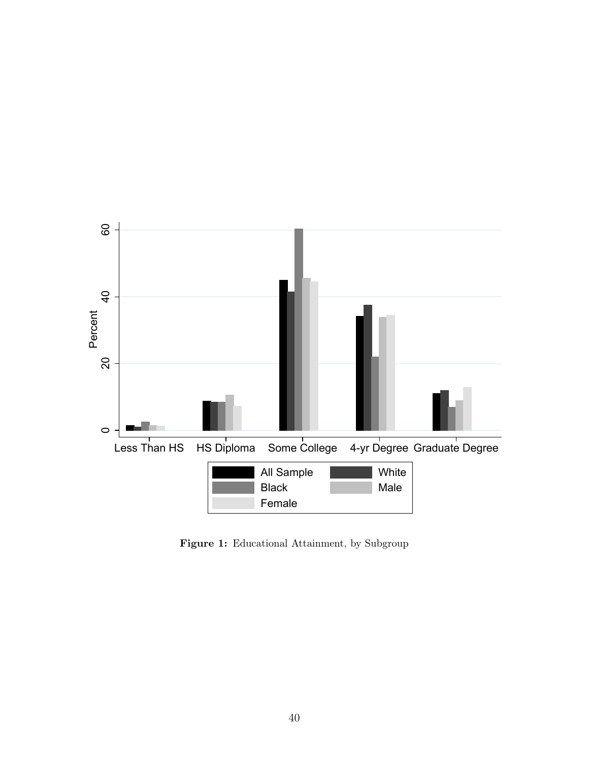**Figure 1:** Educational Attainment, by Subgroup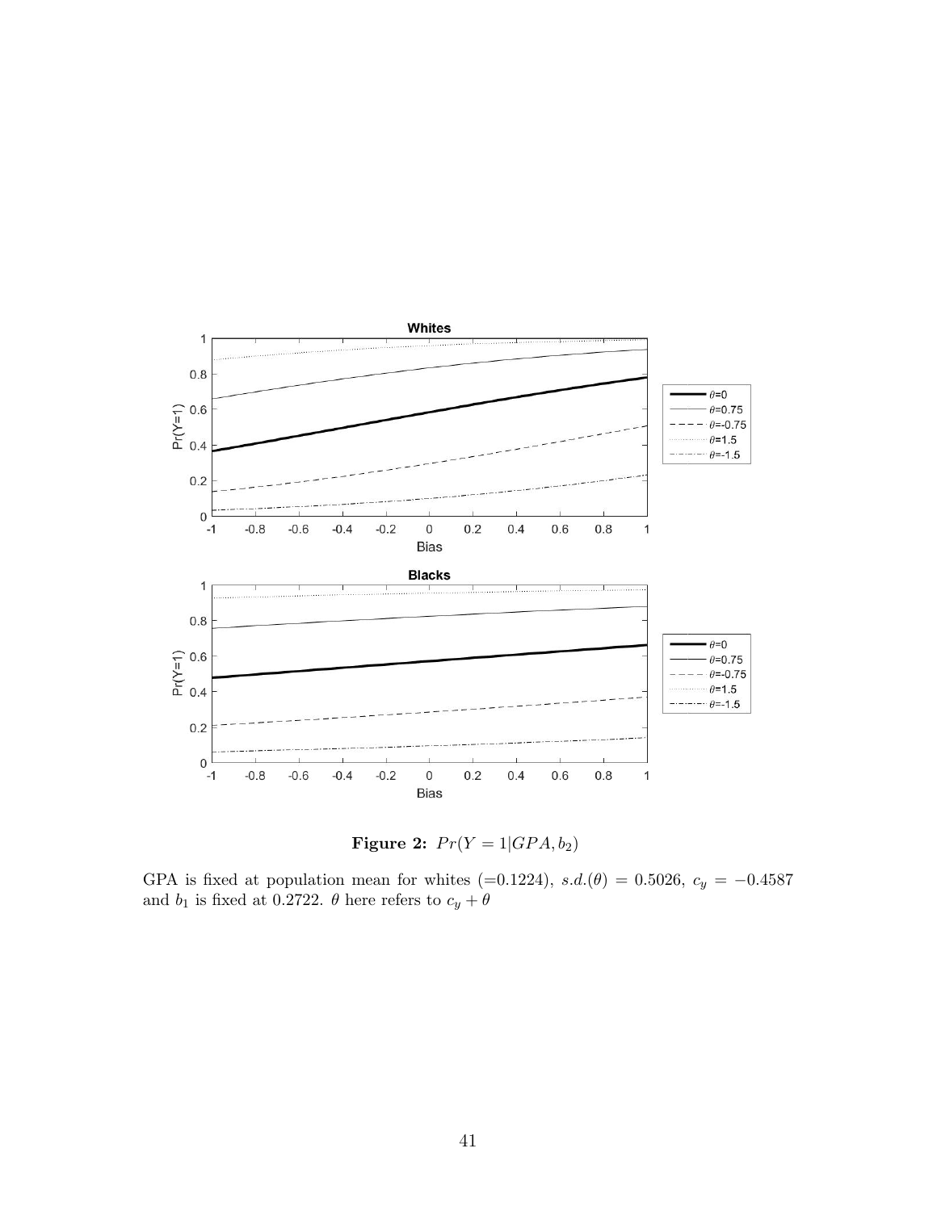**Figure 2:** $Pr(Y = 1|GPA, b_2)$

GPA is fixed at population mean for whites (=0.1224), $s.d.(\theta) = 0.5026$, $c_y = -0.4587$ and $b_1$ is fixed at 0.2722. $\theta$ here refers to $c_y + \theta$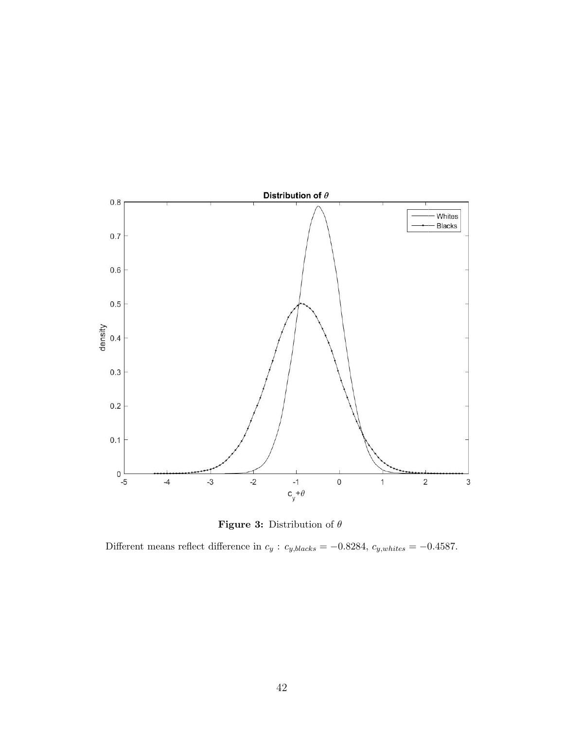**Figure 3:** Distribution of $\theta$

Different means reflect difference in $c_y$ : $c_{y,blacks} = -0.8284$, $c_{y,whites} = -0.4587$.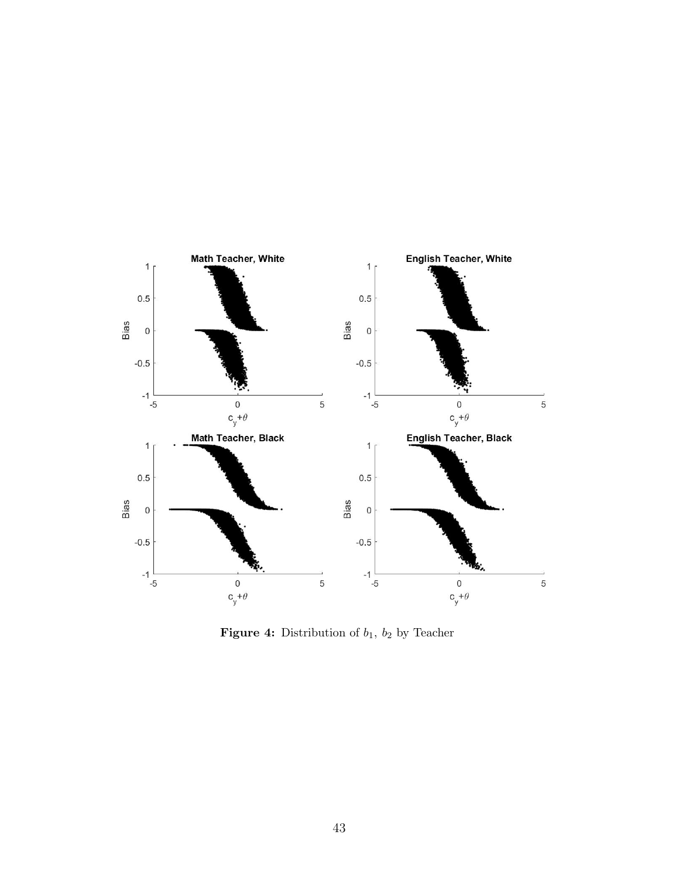**Figure 4:** Distribution of $b_1$, $b_2$ by Teacher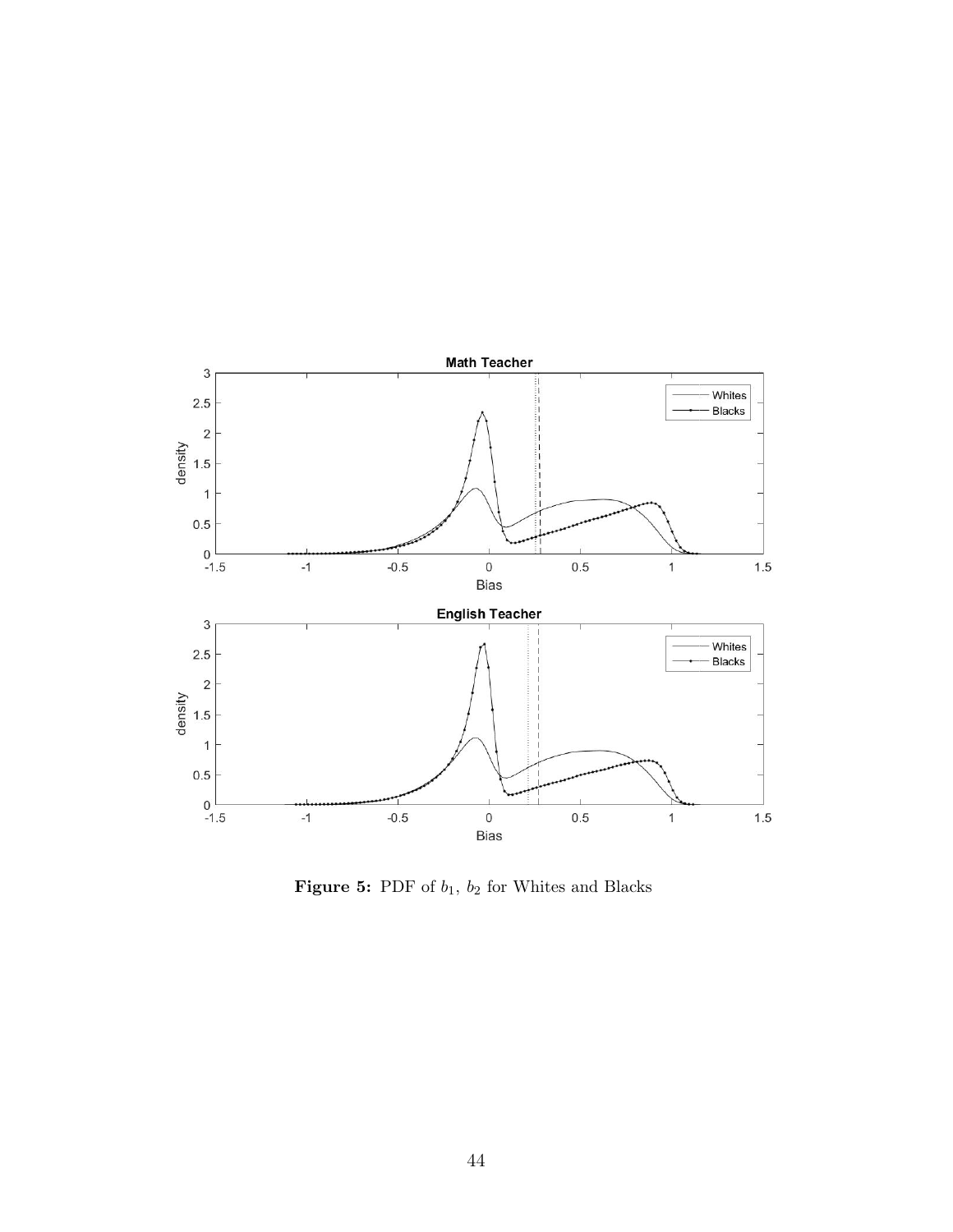**Figure 5:** PDF of $b_1$, $b_2$ for Whites and Blacks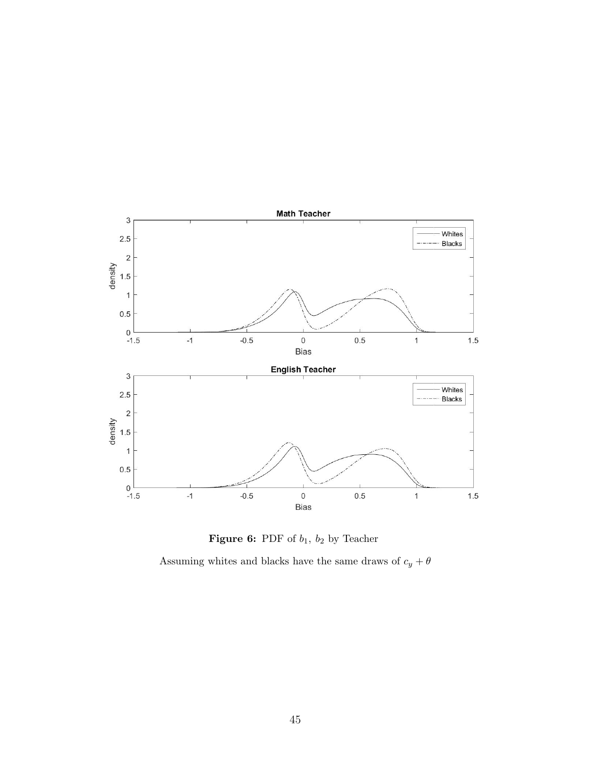**Figure 6:** PDF of $b_1$, $b_2$ by Teacher

Assuming whites and blacks have the same draws of $c_y + \theta$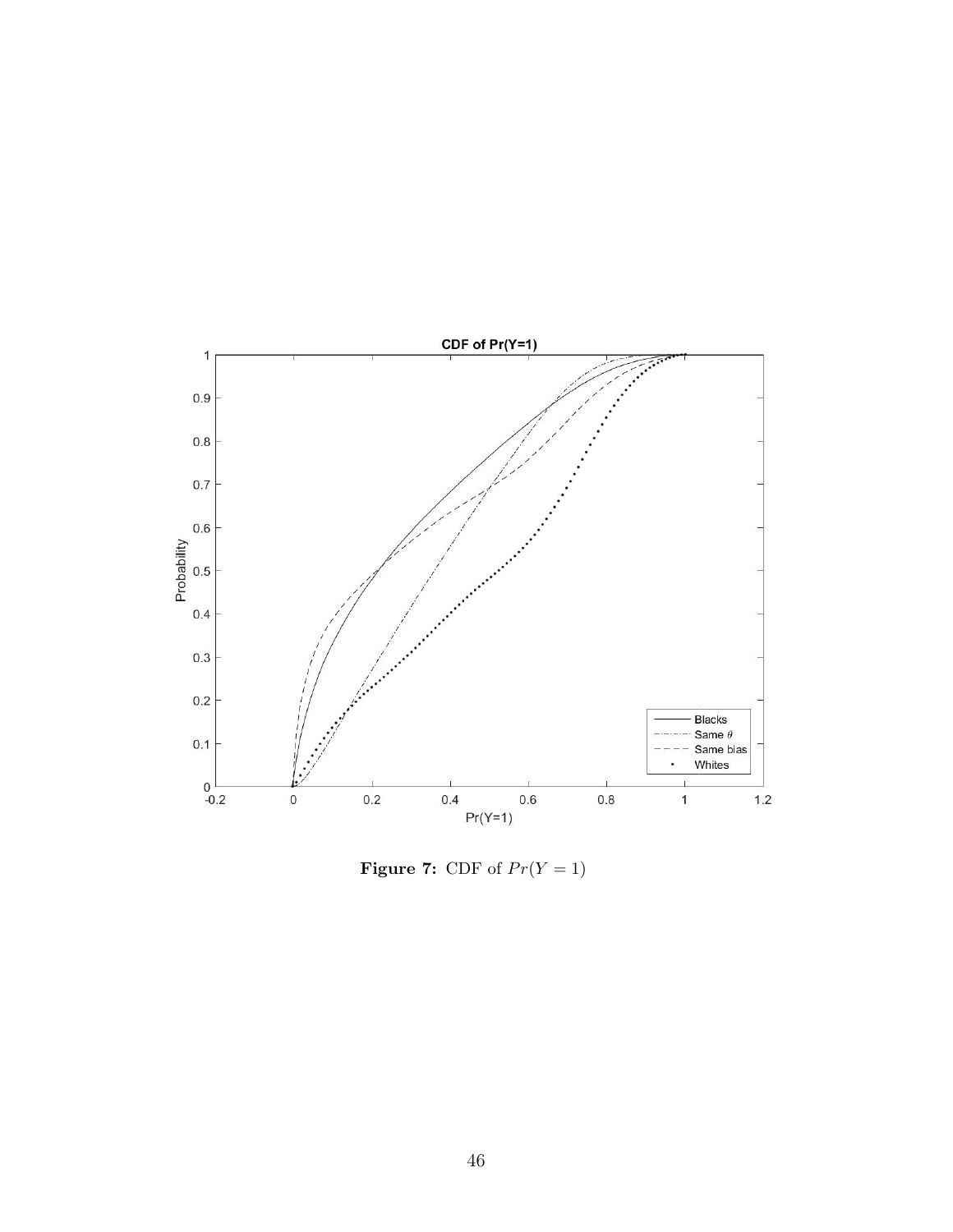**Figure 7:** CDF of $Pr(Y = 1)$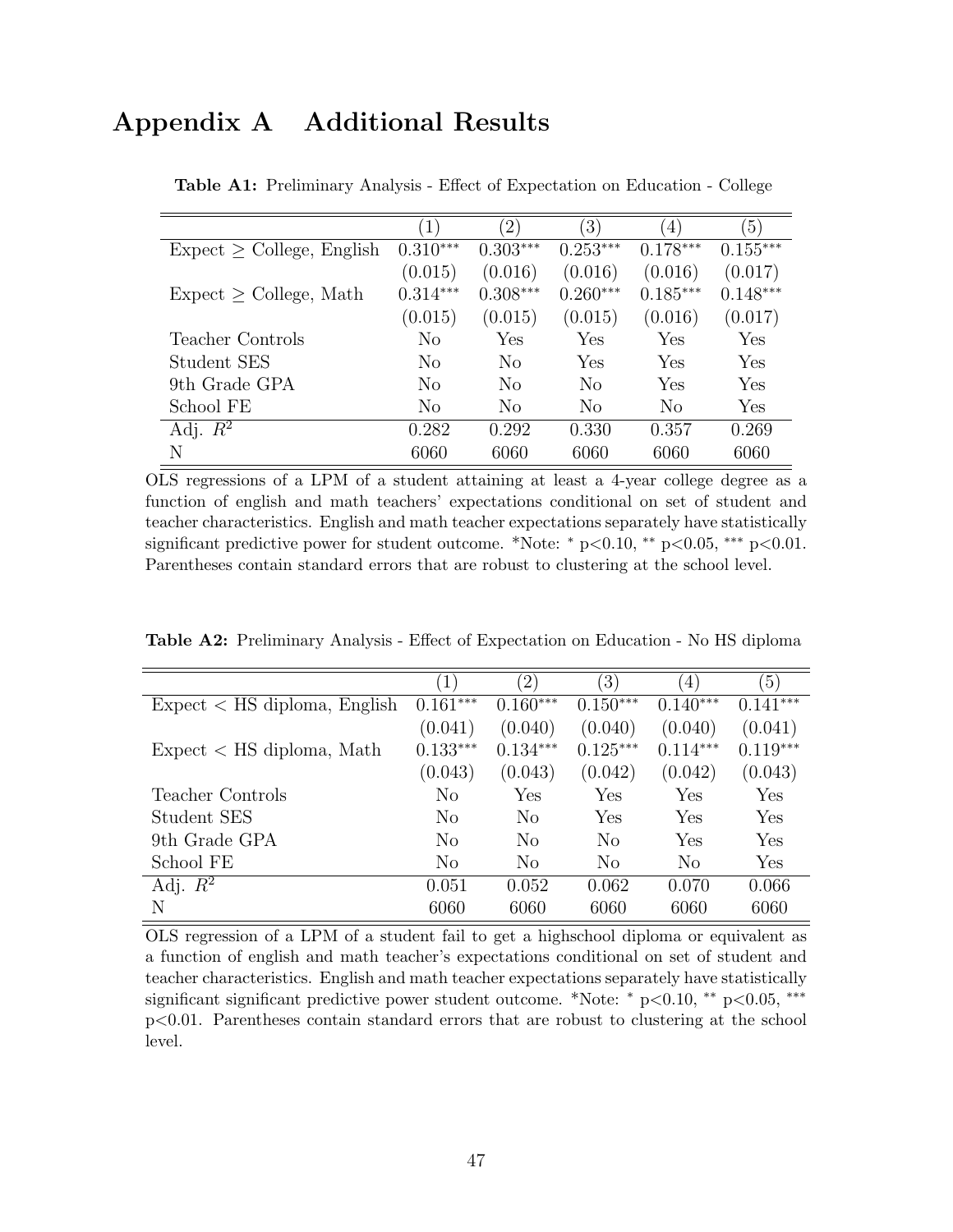# Appendix A   Additional Results

**Table A1:** Preliminary Analysis - Effect of Expectation on Education - College

| | (1) | (2) | (3) | (4) | (5) |
|---|---|---|---|---|---|
| Expect $\geq$ College, English | 0.310*** | 0.303*** | 0.253*** | 0.178*** | 0.155*** |
| | (0.015) | (0.016) | (0.016) | (0.016) | (0.017) |
| Expect $\geq$ College, Math | 0.314*** | 0.308*** | 0.260*** | 0.185*** | 0.148*** |
| | (0.015) | (0.015) | (0.015) | (0.016) | (0.017) |
| Teacher Controls | No | Yes | Yes | Yes | Yes |
| Student SES | No | No | Yes | Yes | Yes |
| 9th Grade GPA | No | No | No | Yes | Yes |
| School FE | No | No | No | No | Yes |
| Adj. $R^2$ | 0.282 | 0.292 | 0.330 | 0.357 | 0.269 |
| N | 6060 | 6060 | 6060 | 6060 | 6060 |

OLS regressions of a LPM of a student attaining at least a 4-year college degree as a function of english and math teachers' expectations conditional on set of student and teacher characteristics. English and math teacher expectations separately have statistically significant predictive power for student outcome. *Note: * p<0.10, ** p<0.05, *** p<0.01. Parentheses contain standard errors that are robust to clustering at the school level.

**Table A2:** Preliminary Analysis - Effect of Expectation on Education - No HS diploma

| | (1) | (2) | (3) | (4) | (5) |
|---|---|---|---|---|---|
| Expect < HS diploma, English | 0.161*** | 0.160*** | 0.150*** | 0.140*** | 0.141*** |
| | (0.041) | (0.040) | (0.040) | (0.040) | (0.041) |
| Expect < HS diploma, Math | 0.133*** | 0.134*** | 0.125*** | 0.114*** | 0.119*** |
| | (0.043) | (0.043) | (0.042) | (0.042) | (0.043) |
| Teacher Controls | No | Yes | Yes | Yes | Yes |
| Student SES | No | No | Yes | Yes | Yes |
| 9th Grade GPA | No | No | No | Yes | Yes |
| School FE | No | No | No | No | Yes |
| Adj. $R^2$ | 0.051 | 0.052 | 0.062 | 0.070 | 0.066 |
| N | 6060 | 6060 | 6060 | 6060 | 6060 |

OLS regression of a LPM of a student fail to get a highschool diploma or equivalent as a function of english and math teacher's expectations conditional on set of student and teacher characteristics. English and math teacher expectations separately have statistically significant significant predictive power student outcome. *Note: * p<0.10, ** p<0.05, *** p<0.01. Parentheses contain standard errors that are robust to clustering at the school level.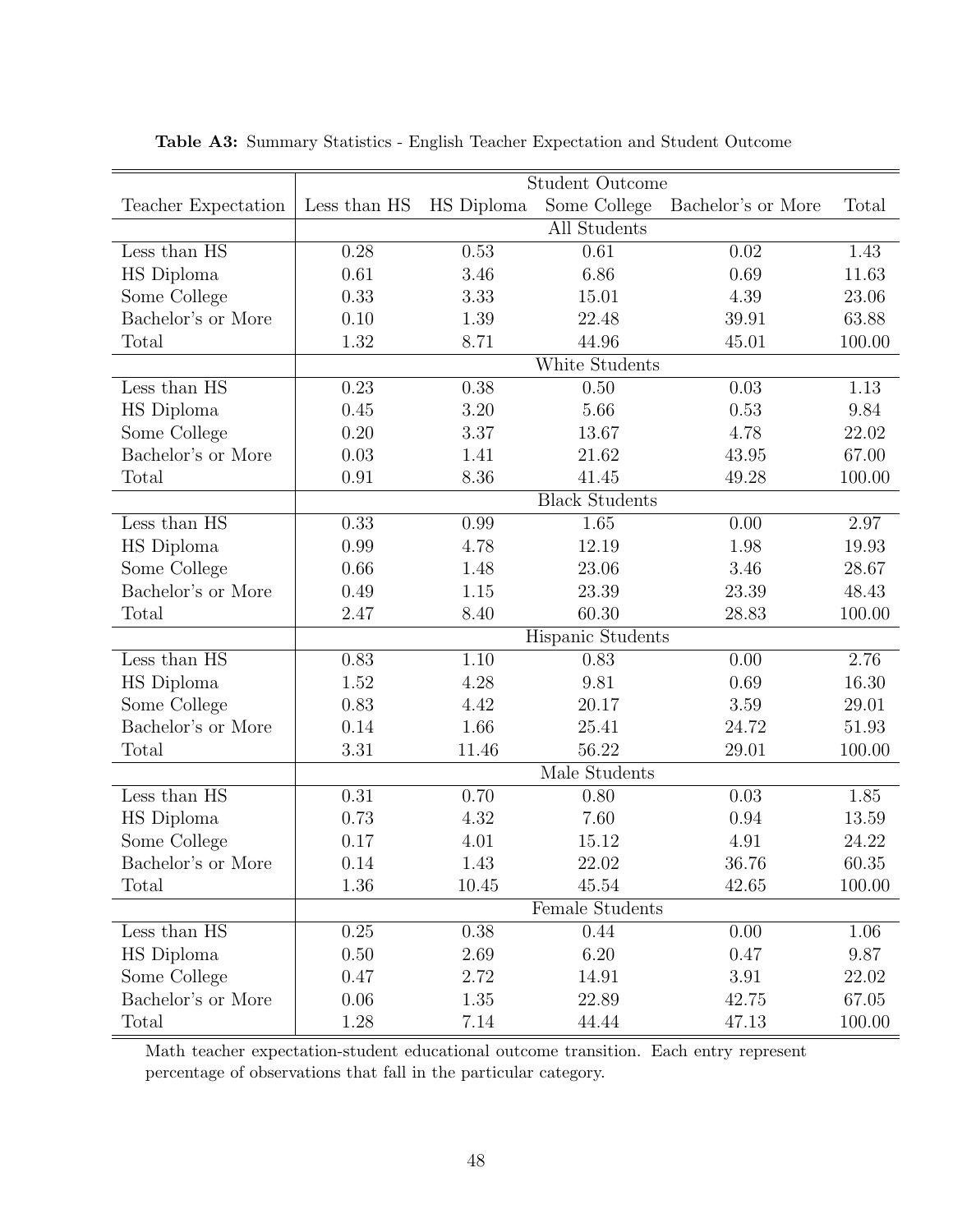**Table A3:** Summary Statistics - English Teacher Expectation and Student Outcome

| | Student Outcome | | | | |
|---|---|---|---|---|---|
| Teacher Expectation | Less than HS | HS Diploma | Some College | Bachelor's or More | Total |
| | All Students | | | | |
| Less than HS | 0.28 | 0.53 | 0.61 | 0.02 | 1.43 |
| HS Diploma | 0.61 | 3.46 | 6.86 | 0.69 | 11.63 |
| Some College | 0.33 | 3.33 | 15.01 | 4.39 | 23.06 |
| Bachelor's or More | 0.10 | 1.39 | 22.48 | 39.91 | 63.88 |
| Total | 1.32 | 8.71 | 44.96 | 45.01 | 100.00 |
| | White Students | | | | |
| Less than HS | 0.23 | 0.38 | 0.50 | 0.03 | 1.13 |
| HS Diploma | 0.45 | 3.20 | 5.66 | 0.53 | 9.84 |
| Some College | 0.20 | 3.37 | 13.67 | 4.78 | 22.02 |
| Bachelor's or More | 0.03 | 1.41 | 21.62 | 43.95 | 67.00 |
| Total | 0.91 | 8.36 | 41.45 | 49.28 | 100.00 |
| | Black Students | | | | |
| Less than HS | 0.33 | 0.99 | 1.65 | 0.00 | 2.97 |
| HS Diploma | 0.99 | 4.78 | 12.19 | 1.98 | 19.93 |
| Some College | 0.66 | 1.48 | 23.06 | 3.46 | 28.67 |
| Bachelor's or More | 0.49 | 1.15 | 23.39 | 23.39 | 48.43 |
| Total | 2.47 | 8.40 | 60.30 | 28.83 | 100.00 |
| | Hispanic Students | | | | |
| Less than HS | 0.83 | 1.10 | 0.83 | 0.00 | 2.76 |
| HS Diploma | 1.52 | 4.28 | 9.81 | 0.69 | 16.30 |
| Some College | 0.83 | 4.42 | 20.17 | 3.59 | 29.01 |
| Bachelor's or More | 0.14 | 1.66 | 25.41 | 24.72 | 51.93 |
| Total | 3.31 | 11.46 | 56.22 | 29.01 | 100.00 |
| | Male Students | | | | |
| Less than HS | 0.31 | 0.70 | 0.80 | 0.03 | 1.85 |
| HS Diploma | 0.73 | 4.32 | 7.60 | 0.94 | 13.59 |
| Some College | 0.17 | 4.01 | 15.12 | 4.91 | 24.22 |
| Bachelor's or More | 0.14 | 1.43 | 22.02 | 36.76 | 60.35 |
| Total | 1.36 | 10.45 | 45.54 | 42.65 | 100.00 |
| | Female Students | | | | |
| Less than HS | 0.25 | 0.38 | 0.44 | 0.00 | 1.06 |
| HS Diploma | 0.50 | 2.69 | 6.20 | 0.47 | 9.87 |
| Some College | 0.47 | 2.72 | 14.91 | 3.91 | 22.02 |
| Bachelor's or More | 0.06 | 1.35 | 22.89 | 42.75 | 67.05 |
| Total | 1.28 | 7.14 | 44.44 | 47.13 | 100.00 |

Math teacher expectation-student educational outcome transition. Each entry represent percentage of observations that fall in the particular category.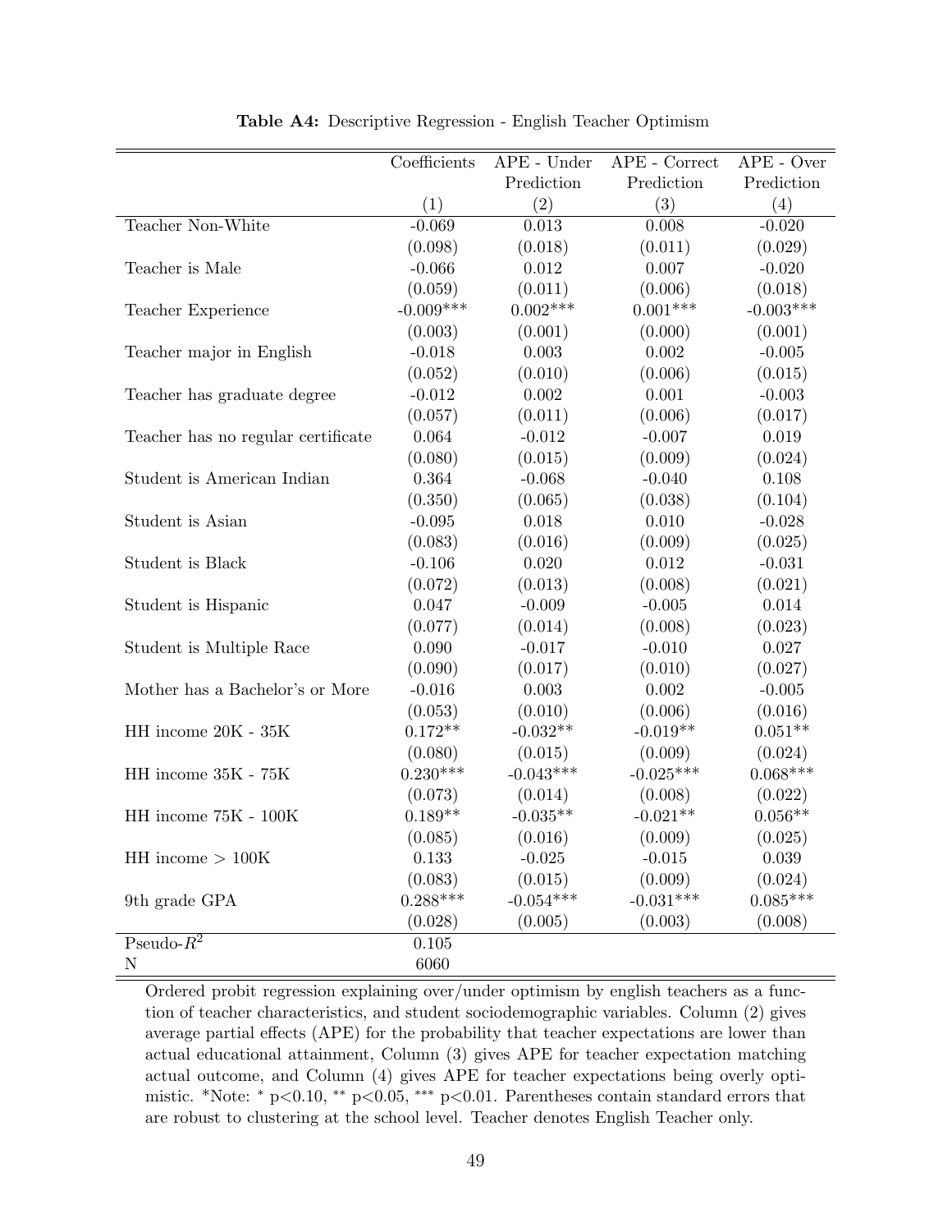**Table A4:** Descriptive Regression - English Teacher Optimism

| | Coefficients | APE - Under Prediction | APE - Correct Prediction | APE - Over Prediction |
|---|---|---|---|---|
| | (1) | (2) | (3) | (4) |
| Teacher Non-White | -0.069 | 0.013 | 0.008 | -0.020 |
| | (0.098) | (0.018) | (0.011) | (0.029) |
| Teacher is Male | -0.066 | 0.012 | 0.007 | -0.020 |
| | (0.059) | (0.011) | (0.006) | (0.018) |
| Teacher Experience | -0.009*** | 0.002*** | 0.001*** | -0.003*** |
| | (0.003) | (0.001) | (0.000) | (0.001) |
| Teacher major in English | -0.018 | 0.003 | 0.002 | -0.005 |
| | (0.052) | (0.010) | (0.006) | (0.015) |
| Teacher has graduate degree | -0.012 | 0.002 | 0.001 | -0.003 |
| | (0.057) | (0.011) | (0.006) | (0.017) |
| Teacher has no regular certificate | 0.064 | -0.012 | -0.007 | 0.019 |
| | (0.080) | (0.015) | (0.009) | (0.024) |
| Student is American Indian | 0.364 | -0.068 | -0.040 | 0.108 |
| | (0.350) | (0.065) | (0.038) | (0.104) |
| Student is Asian | -0.095 | 0.018 | 0.010 | -0.028 |
| | (0.083) | (0.016) | (0.009) | (0.025) |
| Student is Black | -0.106 | 0.020 | 0.012 | -0.031 |
| | (0.072) | (0.013) | (0.008) | (0.021) |
| Student is Hispanic | 0.047 | -0.009 | -0.005 | 0.014 |
| | (0.077) | (0.014) | (0.008) | (0.023) |
| Student is Multiple Race | 0.090 | -0.017 | -0.010 | 0.027 |
| | (0.090) | (0.017) | (0.010) | (0.027) |
| Mother has a Bachelor's or More | -0.016 | 0.003 | 0.002 | -0.005 |
| | (0.053) | (0.010) | (0.006) | (0.016) |
| HH income 20K - 35K | 0.172** | -0.032** | -0.019** | 0.051** |
| | (0.080) | (0.015) | (0.009) | (0.024) |
| HH income 35K - 75K | 0.230*** | -0.043*** | -0.025*** | 0.068*** |
| | (0.073) | (0.014) | (0.008) | (0.022) |
| HH income 75K - 100K | 0.189** | -0.035** | -0.021** | 0.056** |
| | (0.085) | (0.016) | (0.009) | (0.025) |
| HH income > 100K | 0.133 | -0.025 | -0.015 | 0.039 |
| | (0.083) | (0.015) | (0.009) | (0.024) |
| 9th grade GPA | 0.288*** | -0.054*** | -0.031*** | 0.085*** |
| | (0.028) | (0.005) | (0.003) | (0.008) |
| Pseudo-$R^2$ | 0.105 | | | |
| N | 6060 | | | |

Ordered probit regression explaining over/under optimism by english teachers as a function of teacher characteristics, and student sociodemographic variables. Column (2) gives average partial effects (APE) for the probability that teacher expectations are lower than actual educational attainment, Column (3) gives APE for teacher expectation matching actual outcome, and Column (4) gives APE for teacher expectations being overly optimistic. *Note: * $p<0.10$, ** $p<0.05$, *** $p<0.01$. Parentheses contain standard errors that are robust to clustering at the school level. Teacher denotes English Teacher only.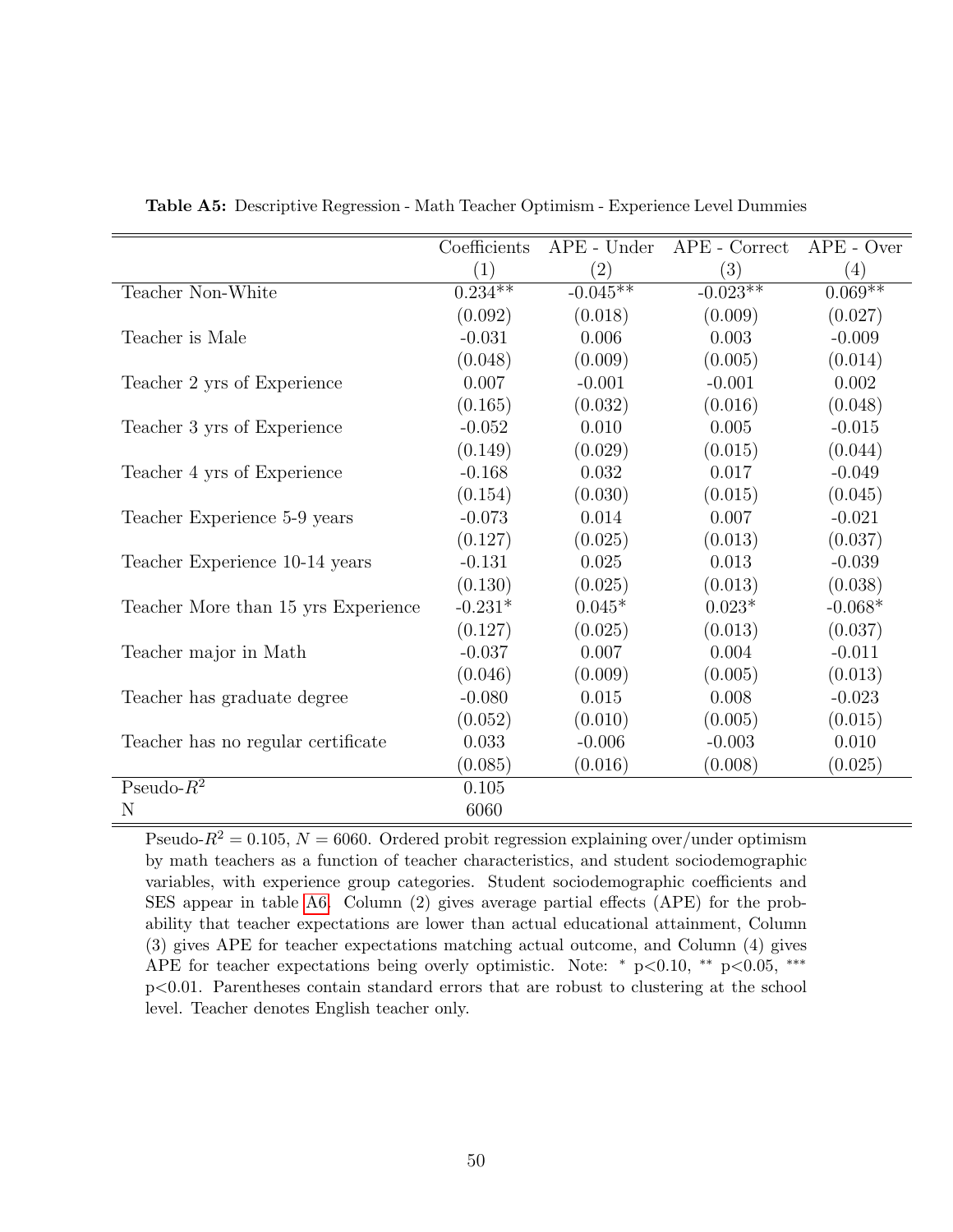**Table A5:** Descriptive Regression - Math Teacher Optimism - Experience Level Dummies

| | Coefficients | APE - Under | APE - Correct | APE - Over |
|---|---|---|---|---|
| | (1) | (2) | (3) | (4) |
| Teacher Non-White | 0.234** | -0.045** | -0.023** | 0.069** |
| | (0.092) | (0.018) | (0.009) | (0.027) |
| Teacher is Male | -0.031 | 0.006 | 0.003 | -0.009 |
| | (0.048) | (0.009) | (0.005) | (0.014) |
| Teacher 2 yrs of Experience | 0.007 | -0.001 | -0.001 | 0.002 |
| | (0.165) | (0.032) | (0.016) | (0.048) |
| Teacher 3 yrs of Experience | -0.052 | 0.010 | 0.005 | -0.015 |
| | (0.149) | (0.029) | (0.015) | (0.044) |
| Teacher 4 yrs of Experience | -0.168 | 0.032 | 0.017 | -0.049 |
| | (0.154) | (0.030) | (0.015) | (0.045) |
| Teacher Experience 5-9 years | -0.073 | 0.014 | 0.007 | -0.021 |
| | (0.127) | (0.025) | (0.013) | (0.037) |
| Teacher Experience 10-14 years | -0.131 | 0.025 | 0.013 | -0.039 |
| | (0.130) | (0.025) | (0.013) | (0.038) |
| Teacher More than 15 yrs Experience | -0.231* | 0.045* | 0.023* | -0.068* |
| | (0.127) | (0.025) | (0.013) | (0.037) |
| Teacher major in Math | -0.037 | 0.007 | 0.004 | -0.011 |
| | (0.046) | (0.009) | (0.005) | (0.013) |
| Teacher has graduate degree | -0.080 | 0.015 | 0.008 | -0.023 |
| | (0.052) | (0.010) | (0.005) | (0.015) |
| Teacher has no regular certificate | 0.033 | -0.006 | -0.003 | 0.010 |
| | (0.085) | (0.016) | (0.008) | (0.025) |
| Pseudo-$R^2$ | 0.105 | | | |
| N | 6060 | | | |

Pseudo-$R^2 = 0.105$, $N = 6060$. Ordered probit regression explaining over/under optimism by math teachers as a function of teacher characteristics, and student sociodemographic variables, with experience group categories. Student sociodemographic coefficients and SES appear in table A6. Column (2) gives average partial effects (APE) for the probability that teacher expectations are lower than actual educational attainment, Column (3) gives APE for teacher expectations matching actual outcome, and Column (4) gives APE for teacher expectations being overly optimistic. Note: * p<0.10, ** p<0.05, *** p<0.01. Parentheses contain standard errors that are robust to clustering at the school level. Teacher denotes English teacher only.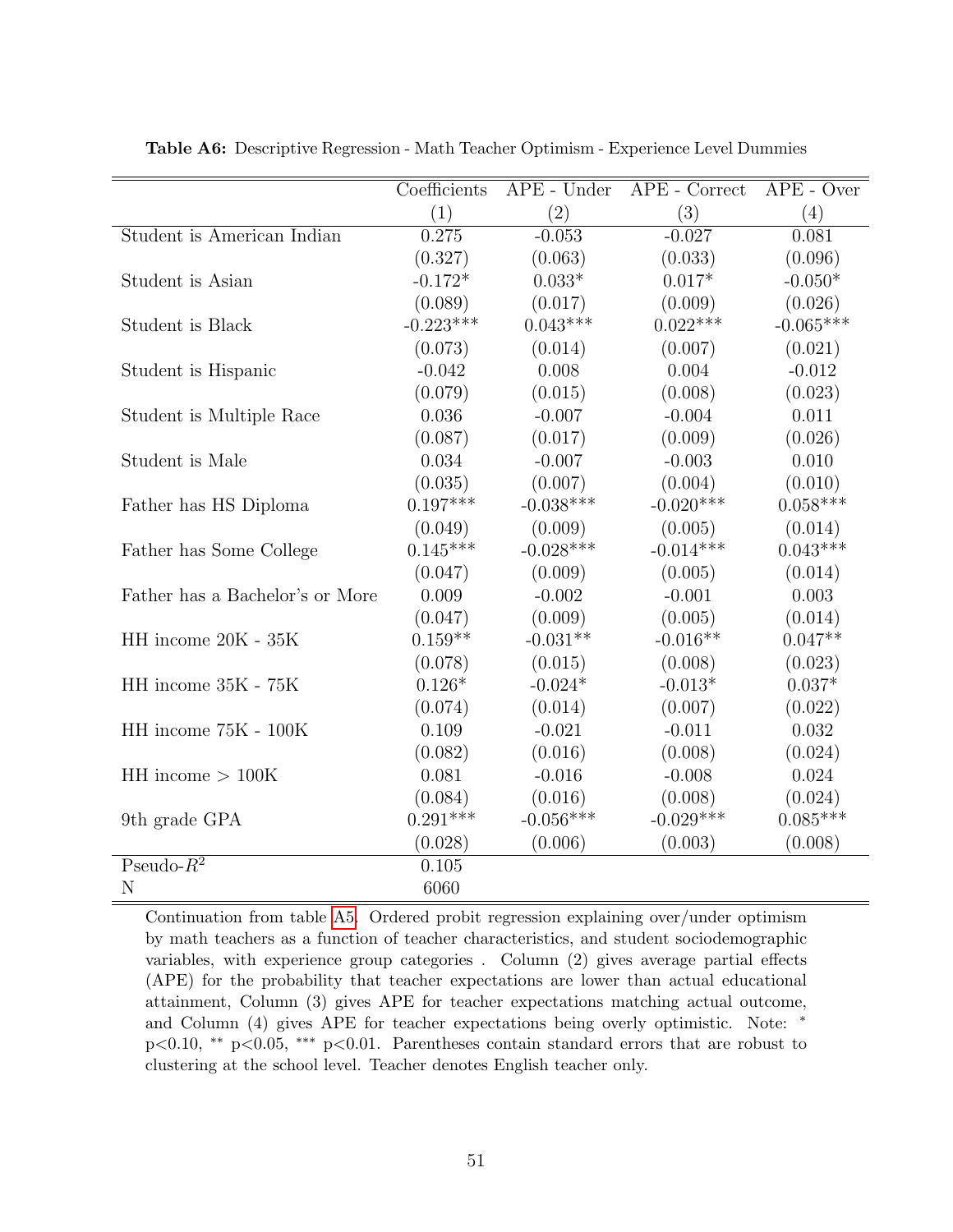**Table A6:** Descriptive Regression - Math Teacher Optimism - Experience Level Dummies

| | Coefficients | APE - Under | APE - Correct | APE - Over |
|---|---|---|---|---|
| | (1) | (2) | (3) | (4) |
| Student is American Indian | 0.275 | -0.053 | -0.027 | 0.081 |
| | (0.327) | (0.063) | (0.033) | (0.096) |
| Student is Asian | -0.172* | 0.033* | 0.017* | -0.050* |
| | (0.089) | (0.017) | (0.009) | (0.026) |
| Student is Black | -0.223*** | 0.043*** | 0.022*** | -0.065*** |
| | (0.073) | (0.014) | (0.007) | (0.021) |
| Student is Hispanic | -0.042 | 0.008 | 0.004 | -0.012 |
| | (0.079) | (0.015) | (0.008) | (0.023) |
| Student is Multiple Race | 0.036 | -0.007 | -0.004 | 0.011 |
| | (0.087) | (0.017) | (0.009) | (0.026) |
| Student is Male | 0.034 | -0.007 | -0.003 | 0.010 |
| | (0.035) | (0.007) | (0.004) | (0.010) |
| Father has HS Diploma | 0.197*** | -0.038*** | -0.020*** | 0.058*** |
| | (0.049) | (0.009) | (0.005) | (0.014) |
| Father has Some College | 0.145*** | -0.028*** | -0.014*** | 0.043*** |
| | (0.047) | (0.009) | (0.005) | (0.014) |
| Father has a Bachelor's or More | 0.009 | -0.002 | -0.001 | 0.003 |
| | (0.047) | (0.009) | (0.005) | (0.014) |
| HH income 20K - 35K | 0.159** | -0.031** | -0.016** | 0.047** |
| | (0.078) | (0.015) | (0.008) | (0.023) |
| HH income 35K - 75K | 0.126* | -0.024* | -0.013* | 0.037* |
| | (0.074) | (0.014) | (0.007) | (0.022) |
| HH income 75K - 100K | 0.109 | -0.021 | -0.011 | 0.032 |
| | (0.082) | (0.016) | (0.008) | (0.024) |
| HH income > 100K | 0.081 | -0.016 | -0.008 | 0.024 |
| | (0.084) | (0.016) | (0.008) | (0.024) |
| 9th grade GPA | 0.291*** | -0.056*** | -0.029*** | 0.085*** |
| | (0.028) | (0.006) | (0.003) | (0.008) |
| Pseudo-$R^2$ | 0.105 | | | |
| N | 6060 | | | |

Continuation from table A5. Ordered probit regression explaining over/under optimism by math teachers as a function of teacher characteristics, and student sociodemographic variables, with experience group categories . Column (2) gives average partial effects (APE) for the probability that teacher expectations are lower than actual educational attainment, Column (3) gives APE for teacher expectations matching actual outcome, and Column (4) gives APE for teacher expectations being overly optimistic. Note: * p<0.10, ** p<0.05, *** p<0.01. Parentheses contain standard errors that are robust to clustering at the school level. Teacher denotes English teacher only.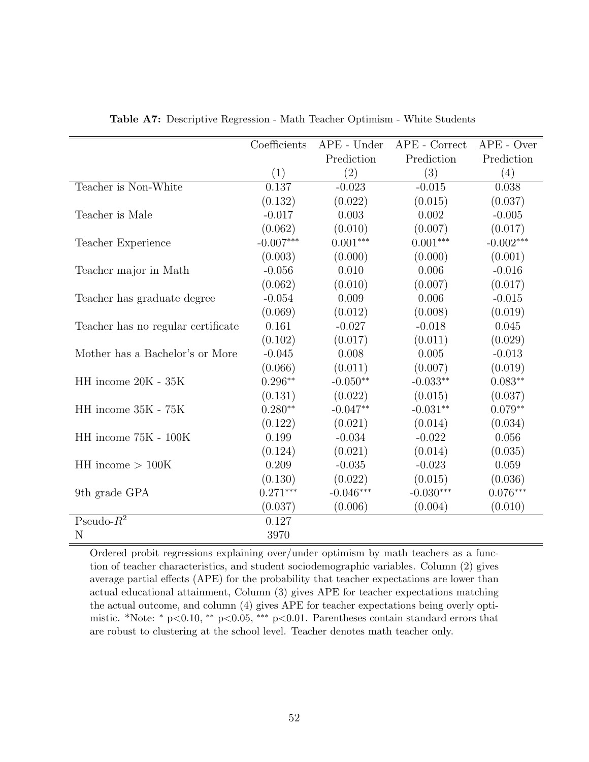**Table A7:** Descriptive Regression - Math Teacher Optimism - White Students

| | Coefficients | APE - Under Prediction | APE - Correct Prediction | APE - Over Prediction |
|---|---|---|---|---|
| | (1) | (2) | (3) | (4) |
| Teacher is Non-White | 0.137 | -0.023 | -0.015 | 0.038 |
| | (0.132) | (0.022) | (0.015) | (0.037) |
| Teacher is Male | -0.017 | 0.003 | 0.002 | -0.005 |
| | (0.062) | (0.010) | (0.007) | (0.017) |
| Teacher Experience | -0.007*** | 0.001*** | 0.001*** | -0.002*** |
| | (0.003) | (0.000) | (0.000) | (0.001) |
| Teacher major in Math | -0.056 | 0.010 | 0.006 | -0.016 |
| | (0.062) | (0.010) | (0.007) | (0.017) |
| Teacher has graduate degree | -0.054 | 0.009 | 0.006 | -0.015 |
| | (0.069) | (0.012) | (0.008) | (0.019) |
| Teacher has no regular certificate | 0.161 | -0.027 | -0.018 | 0.045 |
| | (0.102) | (0.017) | (0.011) | (0.029) |
| Mother has a Bachelor's or More | -0.045 | 0.008 | 0.005 | -0.013 |
| | (0.066) | (0.011) | (0.007) | (0.019) |
| HH income 20K - 35K | 0.296** | -0.050** | -0.033** | 0.083** |
| | (0.131) | (0.022) | (0.015) | (0.037) |
| HH income 35K - 75K | 0.280** | -0.047** | -0.031** | 0.079** |
| | (0.122) | (0.021) | (0.014) | (0.034) |
| HH income 75K - 100K | 0.199 | -0.034 | -0.022 | 0.056 |
| | (0.124) | (0.021) | (0.014) | (0.035) |
| HH income > 100K | 0.209 | -0.035 | -0.023 | 0.059 |
| | (0.130) | (0.022) | (0.015) | (0.036) |
| 9th grade GPA | 0.271*** | -0.046*** | -0.030*** | 0.076*** |
| | (0.037) | (0.006) | (0.004) | (0.010) |
| Pseudo-$R^2$ | 0.127 | | | |
| N | 3970 | | | |

Ordered probit regressions explaining over/under optimism by math teachers as a function of teacher characteristics, and student sociodemographic variables. Column (2) gives average partial effects (APE) for the probability that teacher expectations are lower than actual educational attainment, Column (3) gives APE for teacher expectations matching the actual outcome, and column (4) gives APE for teacher expectations being overly optimistic. *Note: * p<0.10, ** p<0.05, *** p<0.01. Parentheses contain standard errors that are robust to clustering at the school level. Teacher denotes math teacher only.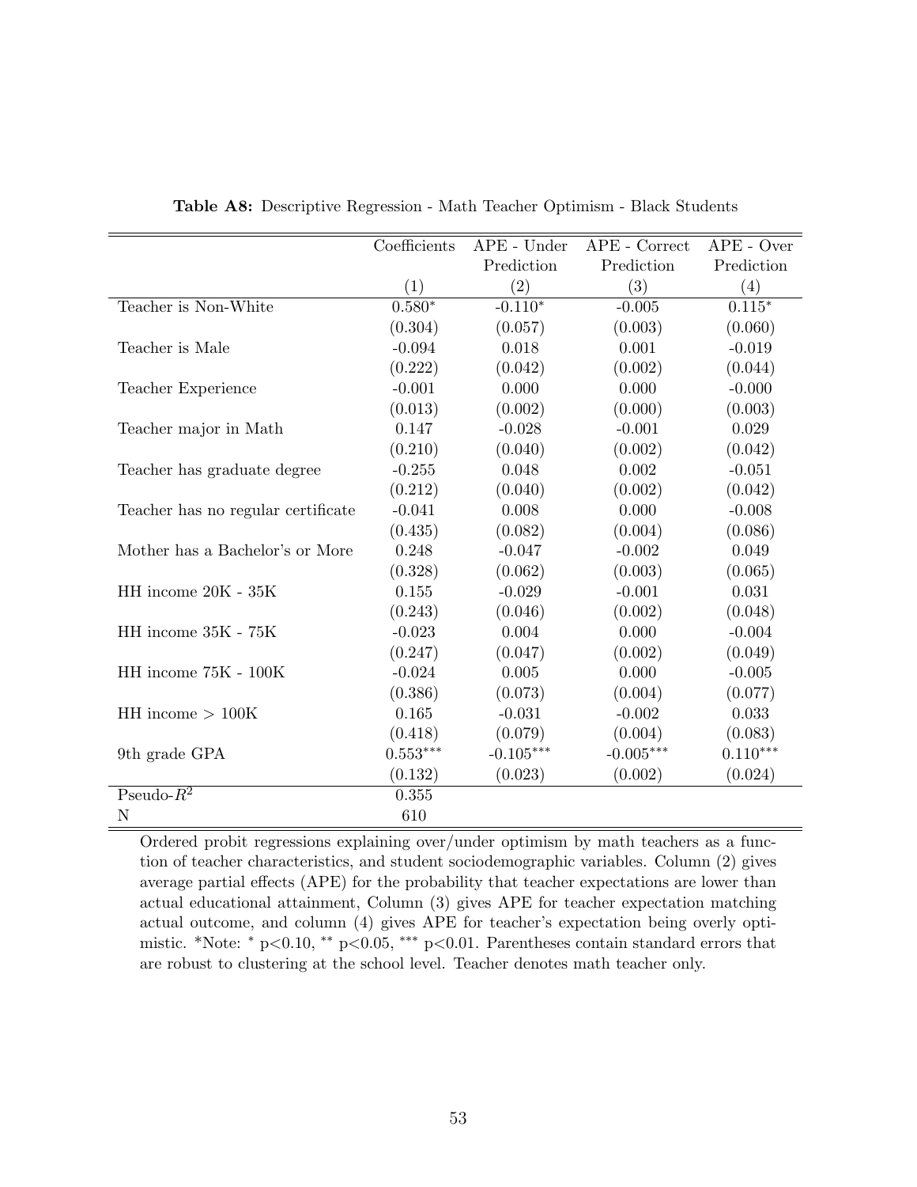**Table A8:** Descriptive Regression - Math Teacher Optimism - Black Students

| | Coefficients | APE - Under Prediction | APE - Correct Prediction | APE - Over Prediction |
|---|---|---|---|---|
| | (1) | (2) | (3) | (4) |
| Teacher is Non-White | 0.580* | -0.110* | -0.005 | 0.115* |
| | (0.304) | (0.057) | (0.003) | (0.060) |
| Teacher is Male | -0.094 | 0.018 | 0.001 | -0.019 |
| | (0.222) | (0.042) | (0.002) | (0.044) |
| Teacher Experience | -0.001 | 0.000 | 0.000 | -0.000 |
| | (0.013) | (0.002) | (0.000) | (0.003) |
| Teacher major in Math | 0.147 | -0.028 | -0.001 | 0.029 |
| | (0.210) | (0.040) | (0.002) | (0.042) |
| Teacher has graduate degree | -0.255 | 0.048 | 0.002 | -0.051 |
| | (0.212) | (0.040) | (0.002) | (0.042) |
| Teacher has no regular certificate | -0.041 | 0.008 | 0.000 | -0.008 |
| | (0.435) | (0.082) | (0.004) | (0.086) |
| Mother has a Bachelor's or More | 0.248 | -0.047 | -0.002 | 0.049 |
| | (0.328) | (0.062) | (0.003) | (0.065) |
| HH income 20K - 35K | 0.155 | -0.029 | -0.001 | 0.031 |
| | (0.243) | (0.046) | (0.002) | (0.048) |
| HH income 35K - 75K | -0.023 | 0.004 | 0.000 | -0.004 |
| | (0.247) | (0.047) | (0.002) | (0.049) |
| HH income 75K - 100K | -0.024 | 0.005 | 0.000 | -0.005 |
| | (0.386) | (0.073) | (0.004) | (0.077) |
| HH income > 100K | 0.165 | -0.031 | -0.002 | 0.033 |
| | (0.418) | (0.079) | (0.004) | (0.083) |
| 9th grade GPA | 0.553*** | -0.105*** | -0.005*** | 0.110*** |
| | (0.132) | (0.023) | (0.002) | (0.024) |
| Pseudo-$R^2$ | 0.355 | | | |
| N | 610 | | | |

Ordered probit regressions explaining over/under optimism by math teachers as a function of teacher characteristics, and student sociodemographic variables. Column (2) gives average partial effects (APE) for the probability that teacher expectations are lower than actual educational attainment, Column (3) gives APE for teacher expectation matching actual outcome, and column (4) gives APE for teacher's expectation being overly optimistic. *Note: * $p<0.10$, ** $p<0.05$, *** $p<0.01$. Parentheses contain standard errors that are robust to clustering at the school level. Teacher denotes math teacher only.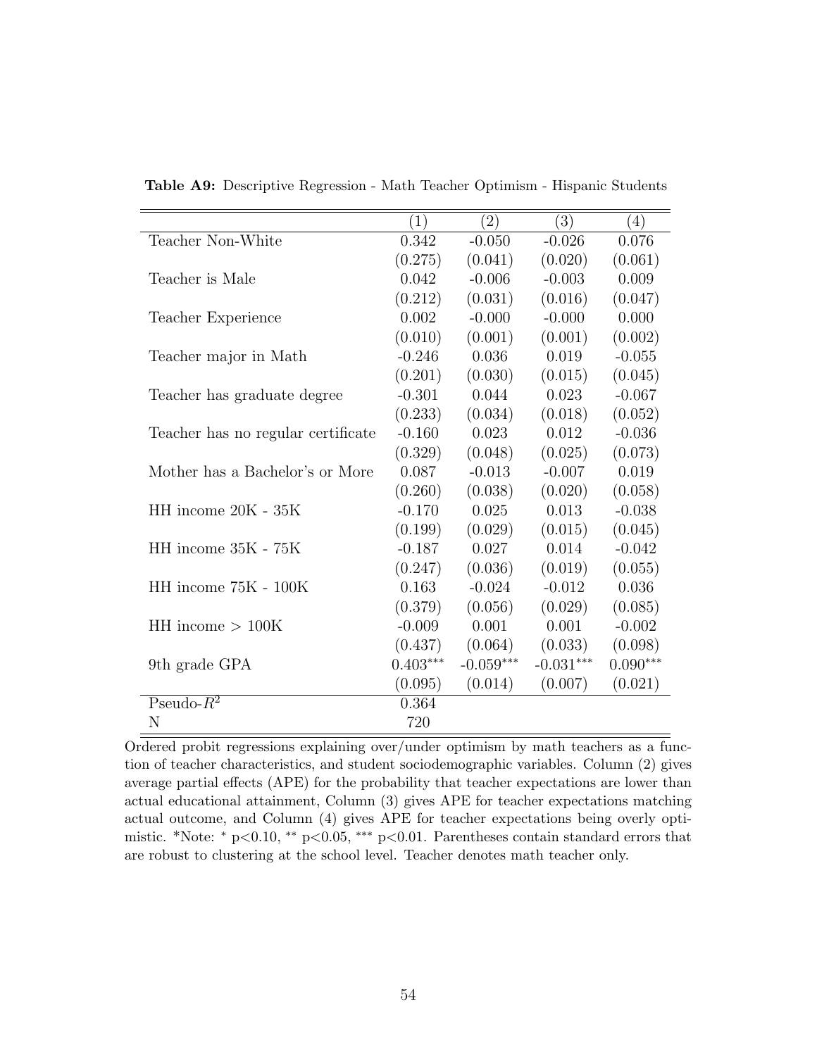**Table A9:** Descriptive Regression - Math Teacher Optimism - Hispanic Students

| | (1) | (2) | (3) | (4) |
|---|---|---|---|---|
| Teacher Non-White | 0.342 | -0.050 | -0.026 | 0.076 |
| | (0.275) | (0.041) | (0.020) | (0.061) |
| Teacher is Male | 0.042 | -0.006 | -0.003 | 0.009 |
| | (0.212) | (0.031) | (0.016) | (0.047) |
| Teacher Experience | 0.002 | -0.000 | -0.000 | 0.000 |
| | (0.010) | (0.001) | (0.001) | (0.002) |
| Teacher major in Math | -0.246 | 0.036 | 0.019 | -0.055 |
| | (0.201) | (0.030) | (0.015) | (0.045) |
| Teacher has graduate degree | -0.301 | 0.044 | 0.023 | -0.067 |
| | (0.233) | (0.034) | (0.018) | (0.052) |
| Teacher has no regular certificate | -0.160 | 0.023 | 0.012 | -0.036 |
| | (0.329) | (0.048) | (0.025) | (0.073) |
| Mother has a Bachelor's or More | 0.087 | -0.013 | -0.007 | 0.019 |
| | (0.260) | (0.038) | (0.020) | (0.058) |
| HH income 20K - 35K | -0.170 | 0.025 | 0.013 | -0.038 |
| | (0.199) | (0.029) | (0.015) | (0.045) |
| HH income 35K - 75K | -0.187 | 0.027 | 0.014 | -0.042 |
| | (0.247) | (0.036) | (0.019) | (0.055) |
| HH income 75K - 100K | 0.163 | -0.024 | -0.012 | 0.036 |
| | (0.379) | (0.056) | (0.029) | (0.085) |
| HH income > 100K | -0.009 | 0.001 | 0.001 | -0.002 |
| | (0.437) | (0.064) | (0.033) | (0.098) |
| 9th grade GPA | 0.403*** | -0.059*** | -0.031*** | 0.090*** |
| | (0.095) | (0.014) | (0.007) | (0.021) |
| Pseudo-$R^2$ | 0.364 | | | |
| N | 720 | | | |

Ordered probit regressions explaining over/under optimism by math teachers as a function of teacher characteristics, and student sociodemographic variables. Column (2) gives average partial effects (APE) for the probability that teacher expectations are lower than actual educational attainment, Column (3) gives APE for teacher expectations matching actual outcome, and Column (4) gives APE for teacher expectations being overly optimistic. *Note: * $p<0.10$, ** $p<0.05$, *** $p<0.01$. Parentheses contain standard errors that are robust to clustering at the school level. Teacher denotes math teacher only.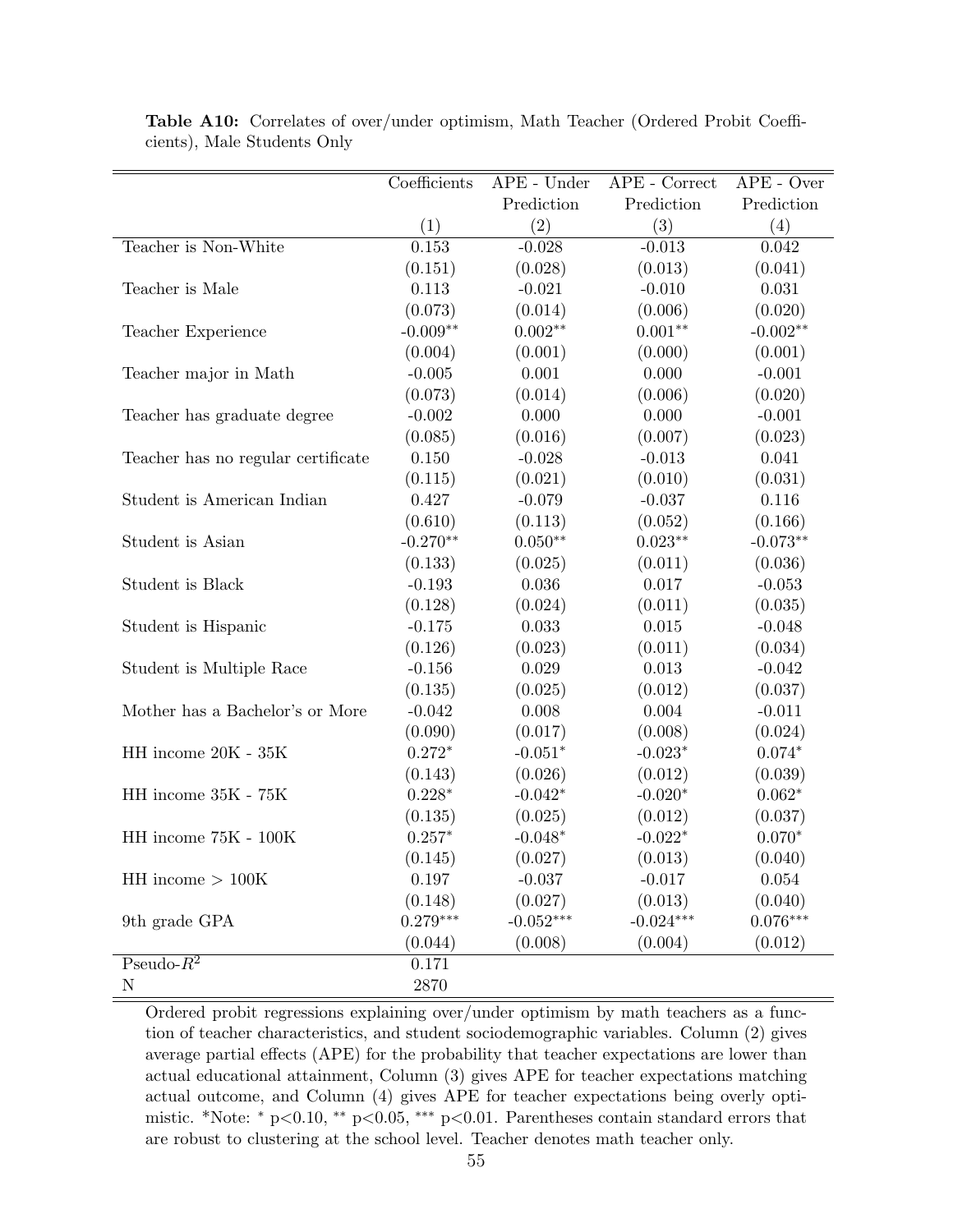**Table A10:** Correlates of over/under optimism, Math Teacher (Ordered Probit Coefficients), Male Students Only

| | Coefficients | APE - Under Prediction | APE - Correct Prediction | APE - Over Prediction |
|---|---|---|---|---|
| | (1) | (2) | (3) | (4) |
| Teacher is Non-White | 0.153 | -0.028 | -0.013 | 0.042 |
| | (0.151) | (0.028) | (0.013) | (0.041) |
| Teacher is Male | 0.113 | -0.021 | -0.010 | 0.031 |
| | (0.073) | (0.014) | (0.006) | (0.020) |
| Teacher Experience | -0.009** | 0.002** | 0.001** | -0.002** |
| | (0.004) | (0.001) | (0.000) | (0.001) |
| Teacher major in Math | -0.005 | 0.001 | 0.000 | -0.001 |
| | (0.073) | (0.014) | (0.006) | (0.020) |
| Teacher has graduate degree | -0.002 | 0.000 | 0.000 | -0.001 |
| | (0.085) | (0.016) | (0.007) | (0.023) |
| Teacher has no regular certificate | 0.150 | -0.028 | -0.013 | 0.041 |
| | (0.115) | (0.021) | (0.010) | (0.031) |
| Student is American Indian | 0.427 | -0.079 | -0.037 | 0.116 |
| | (0.610) | (0.113) | (0.052) | (0.166) |
| Student is Asian | -0.270** | 0.050** | 0.023** | -0.073** |
| | (0.133) | (0.025) | (0.011) | (0.036) |
| Student is Black | -0.193 | 0.036 | 0.017 | -0.053 |
| | (0.128) | (0.024) | (0.011) | (0.035) |
| Student is Hispanic | -0.175 | 0.033 | 0.015 | -0.048 |
| | (0.126) | (0.023) | (0.011) | (0.034) |
| Student is Multiple Race | -0.156 | 0.029 | 0.013 | -0.042 |
| | (0.135) | (0.025) | (0.012) | (0.037) |
| Mother has a Bachelor's or More | -0.042 | 0.008 | 0.004 | -0.011 |
| | (0.090) | (0.017) | (0.008) | (0.024) |
| HH income 20K - 35K | 0.272* | -0.051* | -0.023* | 0.074* |
| | (0.143) | (0.026) | (0.012) | (0.039) |
| HH income 35K - 75K | 0.228* | -0.042* | -0.020* | 0.062* |
| | (0.135) | (0.025) | (0.012) | (0.037) |
| HH income 75K - 100K | 0.257* | -0.048* | -0.022* | 0.070* |
| | (0.145) | (0.027) | (0.013) | (0.040) |
| HH income > 100K | 0.197 | -0.037 | -0.017 | 0.054 |
| | (0.148) | (0.027) | (0.013) | (0.040) |
| 9th grade GPA | 0.279*** | -0.052*** | -0.024*** | 0.076*** |
| | (0.044) | (0.008) | (0.004) | (0.012) |
| Pseudo-$R^2$ | 0.171 | | | |
| N | 2870 | | | |

Ordered probit regressions explaining over/under optimism by math teachers as a function of teacher characteristics, and student sociodemographic variables. Column (2) gives average partial effects (APE) for the probability that teacher expectations are lower than actual educational attainment, Column (3) gives APE for teacher expectations matching actual outcome, and Column (4) gives APE for teacher expectations being overly optimistic. *Note: * p<0.10, ** p<0.05, *** p<0.01. Parentheses contain standard errors that are robust to clustering at the school level. Teacher denotes math teacher only.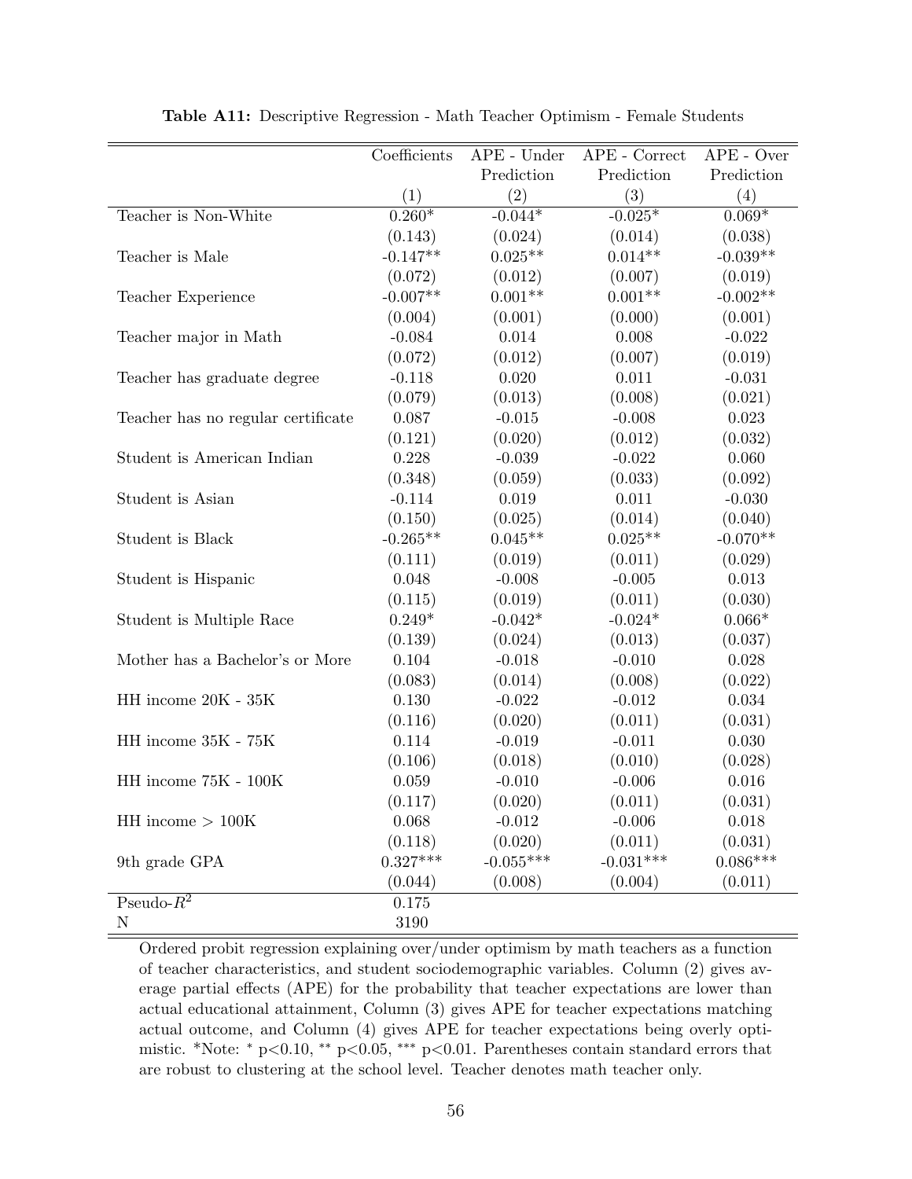**Table A11:** Descriptive Regression - Math Teacher Optimism - Female Students

| | Coefficients | APE - Under Prediction | APE - Correct Prediction | APE - Over Prediction |
|---|---|---|---|---|
| | (1) | (2) | (3) | (4) |
| Teacher is Non-White | 0.260* | -0.044* | -0.025* | 0.069* |
| | (0.143) | (0.024) | (0.014) | (0.038) |
| Teacher is Male | -0.147** | 0.025** | 0.014** | -0.039** |
| | (0.072) | (0.012) | (0.007) | (0.019) |
| Teacher Experience | -0.007** | 0.001** | 0.001** | -0.002** |
| | (0.004) | (0.001) | (0.000) | (0.001) |
| Teacher major in Math | -0.084 | 0.014 | 0.008 | -0.022 |
| | (0.072) | (0.012) | (0.007) | (0.019) |
| Teacher has graduate degree | -0.118 | 0.020 | 0.011 | -0.031 |
| | (0.079) | (0.013) | (0.008) | (0.021) |
| Teacher has no regular certificate | 0.087 | -0.015 | -0.008 | 0.023 |
| | (0.121) | (0.020) | (0.012) | (0.032) |
| Student is American Indian | 0.228 | -0.039 | -0.022 | 0.060 |
| | (0.348) | (0.059) | (0.033) | (0.092) |
| Student is Asian | -0.114 | 0.019 | 0.011 | -0.030 |
| | (0.150) | (0.025) | (0.014) | (0.040) |
| Student is Black | -0.265** | 0.045** | 0.025** | -0.070** |
| | (0.111) | (0.019) | (0.011) | (0.029) |
| Student is Hispanic | 0.048 | -0.008 | -0.005 | 0.013 |
| | (0.115) | (0.019) | (0.011) | (0.030) |
| Student is Multiple Race | 0.249* | -0.042* | -0.024* | 0.066* |
| | (0.139) | (0.024) | (0.013) | (0.037) |
| Mother has a Bachelor's or More | 0.104 | -0.018 | -0.010 | 0.028 |
| | (0.083) | (0.014) | (0.008) | (0.022) |
| HH income 20K - 35K | 0.130 | -0.022 | -0.012 | 0.034 |
| | (0.116) | (0.020) | (0.011) | (0.031) |
| HH income 35K - 75K | 0.114 | -0.019 | -0.011 | 0.030 |
| | (0.106) | (0.018) | (0.010) | (0.028) |
| HH income 75K - 100K | 0.059 | -0.010 | -0.006 | 0.016 |
| | (0.117) | (0.020) | (0.011) | (0.031) |
| HH income > 100K | 0.068 | -0.012 | -0.006 | 0.018 |
| | (0.118) | (0.020) | (0.011) | (0.031) |
| 9th grade GPA | 0.327*** | -0.055*** | -0.031*** | 0.086*** |
| | (0.044) | (0.008) | (0.004) | (0.011) |
| Pseudo-$R^2$ | 0.175 | | | |
| N | 3190 | | | |

Ordered probit regression explaining over/under optimism by math teachers as a function of teacher characteristics, and student sociodemographic variables. Column (2) gives average partial effects (APE) for the probability that teacher expectations are lower than actual educational attainment, Column (3) gives APE for teacher expectations matching actual outcome, and Column (4) gives APE for teacher expectations being overly optimistic. *Note: * $p<0.10$, ** $p<0.05$, *** $p<0.01$. Parentheses contain standard errors that are robust to clustering at the school level. Teacher denotes math teacher only.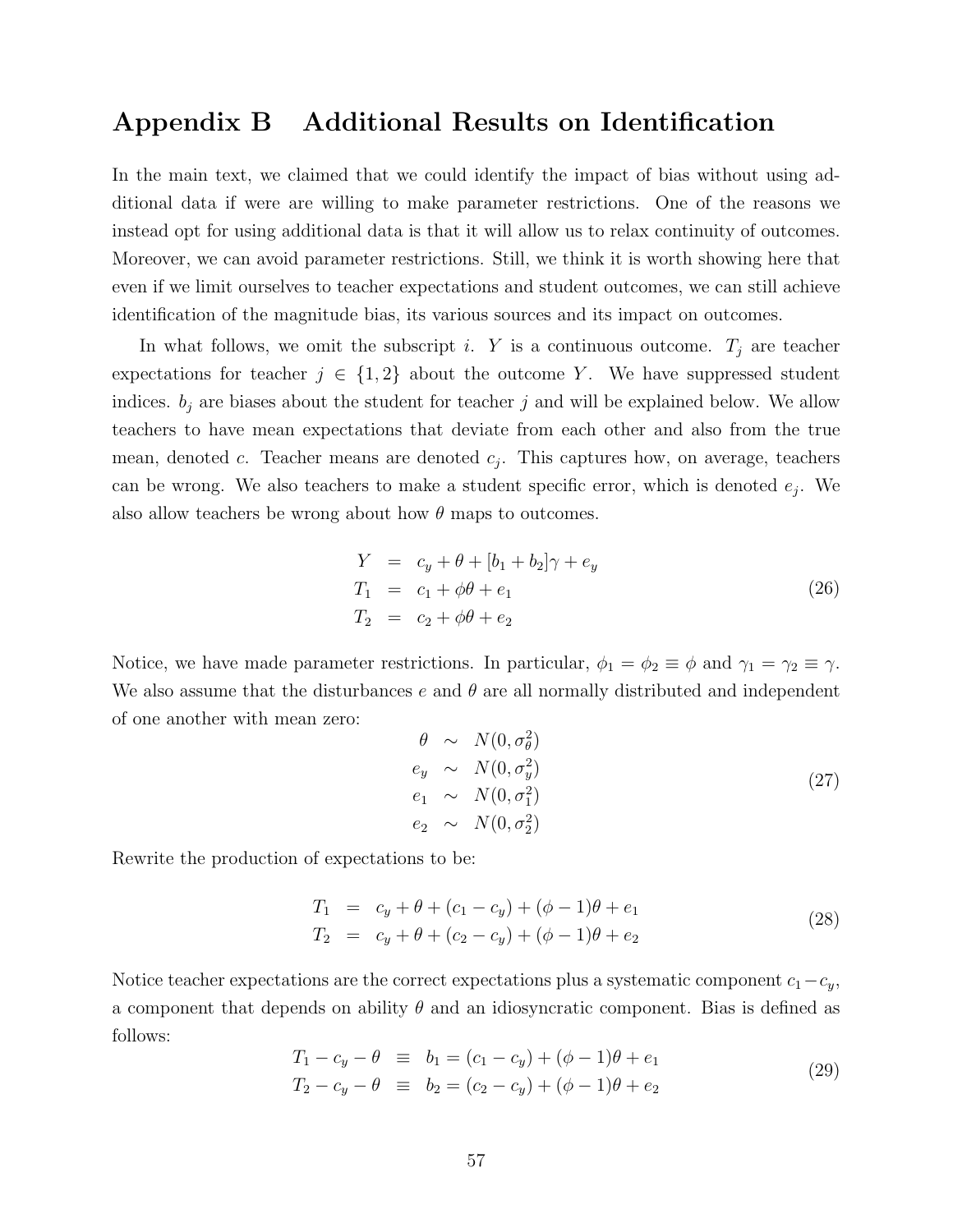# Appendix B Additional Results on Identification

In the main text, we claimed that we could identify the impact of bias without using additional data if were are willing to make parameter restrictions. One of the reasons we instead opt for using additional data is that it will allow us to relax continuity of outcomes. Moreover, we can avoid parameter restrictions. Still, we think it is worth showing here that even if we limit ourselves to teacher expectations and student outcomes, we can still achieve identification of the magnitude bias, its various sources and its impact on outcomes.

In what follows, we omit the subscript $i$. $Y$ is a continuous outcome. $T_j$ are teacher expectations for teacher $j \in \{1, 2\}$ about the outcome $Y$. We have suppressed student indices. $b_j$ are biases about the student for teacher $j$ and will be explained below. We allow teachers to have mean expectations that deviate from each other and also from the true mean, denoted $c$. Teacher means are denoted $c_j$. This captures how, on average, teachers can be wrong. We also teachers to make a student specific error, which is denoted $e_j$. We also allow teachers be wrong about how $\theta$ maps to outcomes.

$$
\begin{aligned}
Y &= c_y + \theta + [b_1 + b_2]\gamma + e_y \\
T_1 &= c_1 + \phi\theta + e_1 \\
T_2 &= c_2 + \phi\theta + e_2
\end{aligned}
\tag{26}
$$

Notice, we have made parameter restrictions. In particular, $\phi_1 = \phi_2 \equiv \phi$ and $\gamma_1 = \gamma_2 \equiv \gamma$. We also assume that the disturbances $e$ and $\theta$ are all normally distributed and independent of one another with mean zero:

$$
\begin{aligned}
\theta &\sim N(0, \sigma_\theta^2) \\
e_y &\sim N(0, \sigma_y^2) \\
e_1 &\sim N(0, \sigma_1^2) \\
e_2 &\sim N(0, \sigma_2^2)
\end{aligned}
\tag{27}
$$

Rewrite the production of expectations to be:

$$
\begin{aligned}
T_1 &= c_y + \theta + (c_1 - c_y) + (\phi - 1)\theta + e_1 \\
T_2 &= c_y + \theta + (c_2 - c_y) + (\phi - 1)\theta + e_2
\end{aligned}
\tag{28}
$$

Notice teacher expectations are the correct expectations plus a systematic component $c_1 - c_y$, a component that depends on ability $\theta$ and an idiosyncratic component. Bias is defined as follows:

$$
\begin{aligned}
T_1 - c_y - \theta &\equiv b_1 = (c_1 - c_y) + (\phi - 1)\theta + e_1 \\
T_2 - c_y - \theta &\equiv b_2 = (c_2 - c_y) + (\phi - 1)\theta + e_2
\end{aligned}
\tag{29}
$$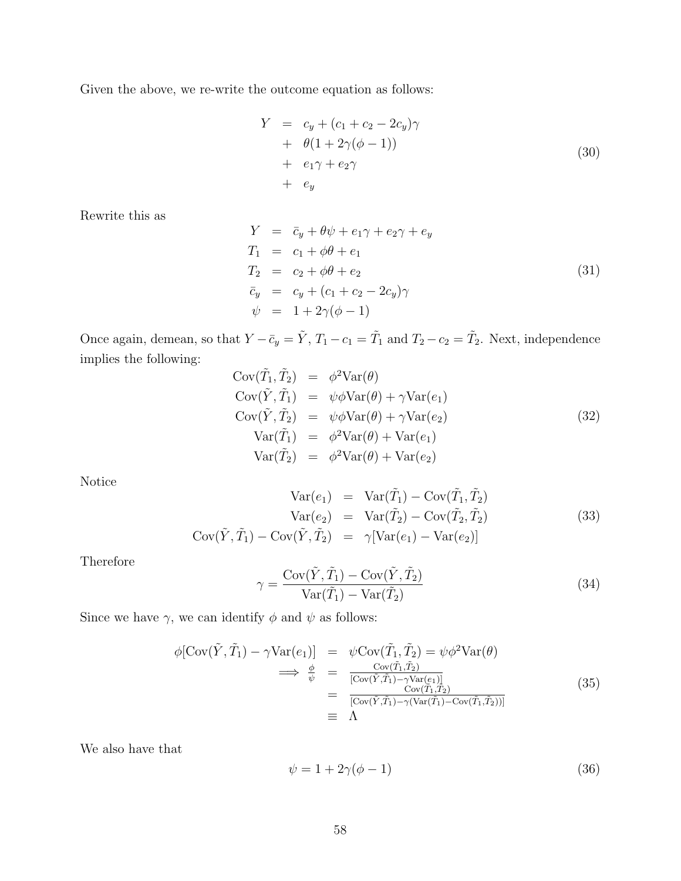Given the above, we re-write the outcome equation as follows:

$$
\begin{aligned}
Y &= c_y + (c_1 + c_2 - 2c_y)\gamma \\
&+ \theta(1 + 2\gamma(\phi - 1)) \\
&+ e_1\gamma + e_2\gamma \\
&+ e_y
\end{aligned} \tag{30}
$$

Rewrite this as

$$
\begin{aligned}
Y &= \bar{c}_y + \theta\psi + e_1\gamma + e_2\gamma + e_y \\
T_1 &= c_1 + \phi\theta + e_1 \\
T_2 &= c_2 + \phi\theta + e_2 \\
\bar{c}_y &= c_y + (c_1 + c_2 - 2c_y)\gamma \\
\psi &= 1 + 2\gamma(\phi - 1)
\end{aligned} \tag{31}
$$

Once again, demean, so that $Y - \bar{c}_y = \tilde{Y}$, $T_1 - c_1 = \tilde{T}_1$ and $T_2 - c_2 = \tilde{T}_2$. Next, independence implies the following:

$$
\begin{aligned}
\text{Cov}(\tilde{T}_1, \tilde{T}_2) &= \phi^2 \text{Var}(\theta) \\
\text{Cov}(\tilde{Y}, \tilde{T}_1) &= \psi\phi \text{Var}(\theta) + \gamma \text{Var}(e_1) \\
\text{Cov}(\tilde{Y}, \tilde{T}_2) &= \psi\phi \text{Var}(\theta) + \gamma \text{Var}(e_2) \\
\text{Var}(\tilde{T}_1) &= \phi^2 \text{Var}(\theta) + \text{Var}(e_1) \\
\text{Var}(\tilde{T}_2) &= \phi^2 \text{Var}(\theta) + \text{Var}(e_2)
\end{aligned} \tag{32}
$$

Notice

$$
\begin{aligned}
\text{Var}(e_1) &= \text{Var}(\tilde{T}_1) - \text{Cov}(\tilde{T}_1, \tilde{T}_2) \\
\text{Var}(e_2) &= \text{Var}(\tilde{T}_2) - \text{Cov}(\tilde{T}_2, \tilde{T}_2) \\
\text{Cov}(\tilde{Y}, \tilde{T}_1) - \text{Cov}(\tilde{Y}, \tilde{T}_2) &= \gamma[\text{Var}(e_1) - \text{Var}(e_2)]
\end{aligned} \tag{33}
$$

Therefore

$$
\gamma = \frac{\text{Cov}(\tilde{Y}, \tilde{T}_1) - \text{Cov}(\tilde{Y}, \tilde{T}_2)}{\text{Var}(\tilde{T}_1) - \text{Var}(\tilde{T}_2)} \tag{34}
$$

Since we have $\gamma$, we can identify $\phi$ and $\psi$ as follows:

$$
\begin{aligned}
\phi[\text{Cov}(\tilde{Y}, \tilde{T}_1) - \gamma \text{Var}(e_1)] &= \psi \text{Cov}(\tilde{T}_1, \tilde{T}_2) = \psi\phi^2 \text{Var}(\theta) \\
\implies \frac{\phi}{\psi} &= \frac{\text{Cov}(\tilde{T}_1, \tilde{T}_2)}{[\text{Cov}(\tilde{Y}, \tilde{T}_1) - \gamma \text{Var}(e_1)]} \\
&= \frac{\text{Cov}(\tilde{T}_1, \tilde{T}_2)}{[\text{Cov}(\tilde{Y}, \tilde{T}_1) - \gamma(\text{Var}(\tilde{T}_1) - \text{Cov}(\tilde{T}_1, \tilde{T}_2))]} \\
&\equiv \Lambda
\end{aligned} \tag{35}
$$

We also have that

$$
\psi = 1 + 2\gamma(\phi - 1) \tag{36}
$$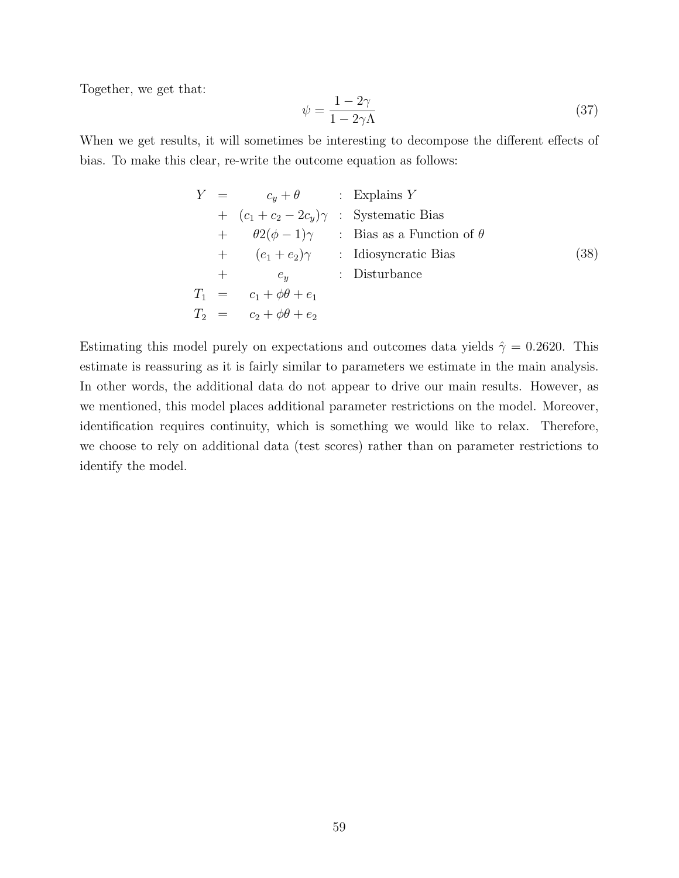Together, we get that:

$$\psi = \frac{1 - 2\gamma}{1 - 2\gamma\Lambda} \tag{37}$$

When we get results, it will sometimes be interesting to decompose the different effects of bias. To make this clear, re-write the outcome equation as follows:

$$\begin{array}{rcll}
Y & = & c_y + \theta & : \text{ Explains } Y \\
 & + & (c_1 + c_2 - 2c_y)\gamma & : \text{ Systematic Bias} \\
 & + & \theta 2(\phi - 1)\gamma & : \text{ Bias as a Function of } \theta \\
 & + & (e_1 + e_2)\gamma & : \text{ Idiosyncratic Bias} \\
 & + & e_y & : \text{ Disturbance} \\
T_1 & = & c_1 + \phi\theta + e_1 & \\
T_2 & = & c_2 + \phi\theta + e_2 &
\end{array} \tag{38}$$

Estimating this model purely on expectations and outcomes data yields $\hat{\gamma} = 0.2620$. This estimate is reassuring as it is fairly similar to parameters we estimate in the main analysis. In other words, the additional data do not appear to drive our main results. However, as we mentioned, this model places additional parameter restrictions on the model. Moreover, identification requires continuity, which is something we would like to relax. Therefore, we choose to rely on additional data (test scores) rather than on parameter restrictions to identify the model.